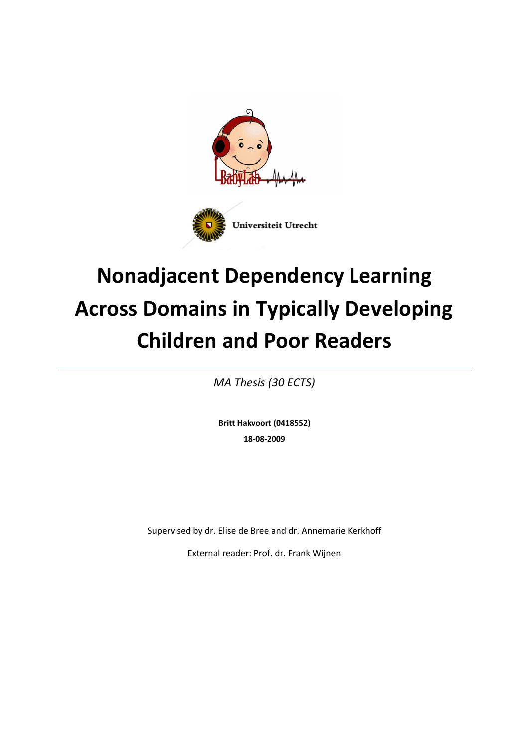# Nonadjacent Dependency Learning Across Domains in Typically Developing Children and Poor Readers

*MA Thesis (30 ECTS)*

**Britt Hakvoort (0418552)**

**18-08-2009**

Supervised by dr. Elise de Bree and dr. Annemarie Kerkhoff

External reader: Prof. dr. Frank Wijnen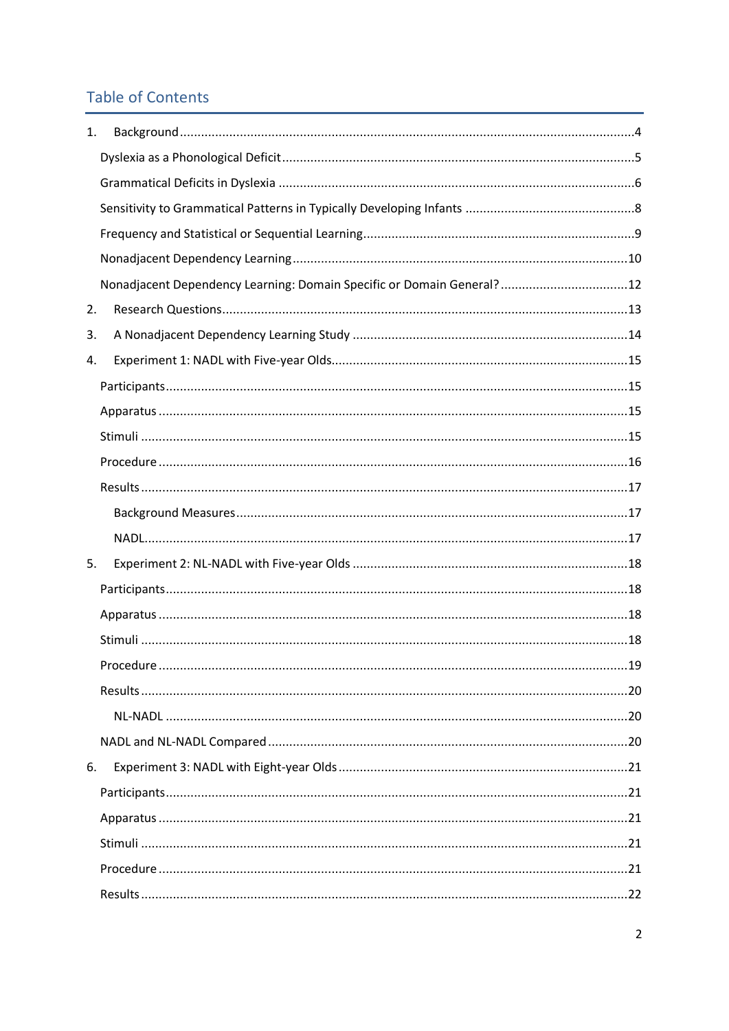## Table of Contents

1. Background ..... 4
   - Dyslexia as a Phonological Deficit ..... 5
   - Grammatical Deficits in Dyslexia ..... 6
   - Sensitivity to Grammatical Patterns in Typically Developing Infants ..... 8
   - Frequency and Statistical or Sequential Learning ..... 9
   - Nonadjacent Dependency Learning ..... 10
   - Nonadjacent Dependency Learning: Domain Specific or Domain General? ..... 12
2. Research Questions ..... 13
3. A Nonadjacent Dependency Learning Study ..... 14
4. Experiment 1: NADL with Five-year Olds ..... 15
   - Participants ..... 15
   - Apparatus ..... 15
   - Stimuli ..... 15
   - Procedure ..... 16
   - Results ..... 17
     - Background Measures ..... 17
     - NADL ..... 17
5. Experiment 2: NL-NADL with Five-year Olds ..... 18
   - Participants ..... 18
   - Apparatus ..... 18
   - Stimuli ..... 18
   - Procedure ..... 19
   - Results ..... 20
     - NL-NADL ..... 20
   - NADL and NL-NADL Compared ..... 20
6. Experiment 3: NADL with Eight-year Olds ..... 21
   - Participants ..... 21
   - Apparatus ..... 21
   - Stimuli ..... 21
   - Procedure ..... 21
   - Results ..... 22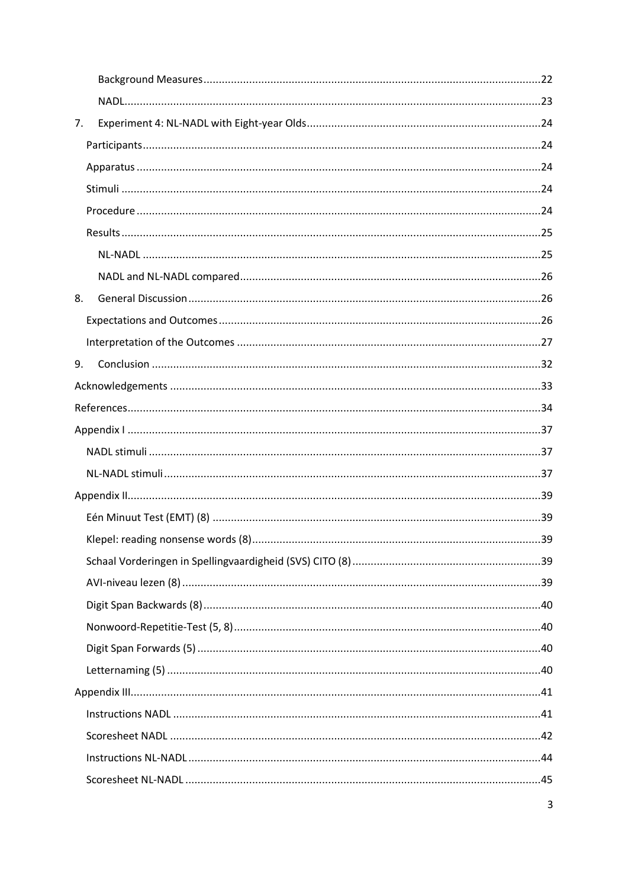Background Measures ..... 22

NADL ..... 23

7. Experiment 4: NL-NADL with Eight-year Olds ..... 24

Participants ..... 24

Apparatus ..... 24

Stimuli ..... 24

Procedure ..... 24

Results ..... 25

NL-NADL ..... 25

NADL and NL-NADL compared ..... 26

8. General Discussion ..... 26

Expectations and Outcomes ..... 26

Interpretation of the Outcomes ..... 27

9. Conclusion ..... 32

Acknowledgements ..... 33

References ..... 34

Appendix I ..... 37

NADL stimuli ..... 37

NL-NADL stimuli ..... 37

Appendix II ..... 39

Eén Minuut Test (EMT) (8) ..... 39

Klepel: reading nonsense words (8) ..... 39

Schaal Vorderingen in Spellingvaardigheid (SVS) CITO (8) ..... 39

AVI-niveau lezen (8) ..... 39

Digit Span Backwards (8) ..... 40

Nonwoord-Repetitie-Test (5, 8) ..... 40

Digit Span Forwards (5) ..... 40

Letternaming (5) ..... 40

Appendix III ..... 41

Instructions NADL ..... 41

Scoresheet NADL ..... 42

Instructions NL-NADL ..... 44

Scoresheet NL-NADL ..... 45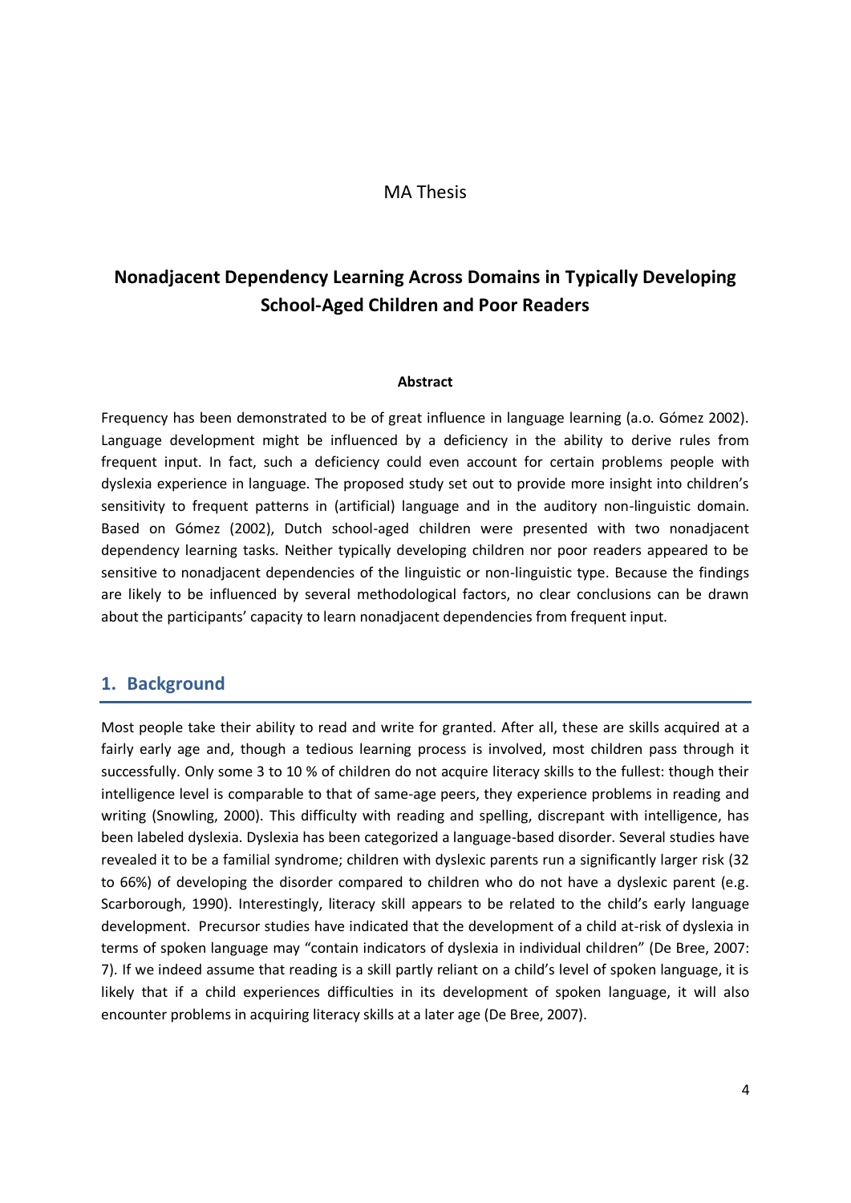MA Thesis

# Nonadjacent Dependency Learning Across Domains in Typically Developing School-Aged Children and Poor Readers

**Abstract**

Frequency has been demonstrated to be of great influence in language learning (a.o. Gómez 2002). Language development might be influenced by a deficiency in the ability to derive rules from frequent input. In fact, such a deficiency could even account for certain problems people with dyslexia experience in language. The proposed study set out to provide more insight into children's sensitivity to frequent patterns in (artificial) language and in the auditory non-linguistic domain. Based on Gómez (2002), Dutch school-aged children were presented with two nonadjacent dependency learning tasks. Neither typically developing children nor poor readers appeared to be sensitive to nonadjacent dependencies of the linguistic or non-linguistic type. Because the findings are likely to be influenced by several methodological factors, no clear conclusions can be drawn about the participants' capacity to learn nonadjacent dependencies from frequent input.

## 1. Background

Most people take their ability to read and write for granted. After all, these are skills acquired at a fairly early age and, though a tedious learning process is involved, most children pass through it successfully. Only some 3 to 10 % of children do not acquire literacy skills to the fullest: though their intelligence level is comparable to that of same-age peers, they experience problems in reading and writing (Snowling, 2000). This difficulty with reading and spelling, discrepant with intelligence, has been labeled dyslexia. Dyslexia has been categorized a language-based disorder. Several studies have revealed it to be a familial syndrome; children with dyslexic parents run a significantly larger risk (32 to 66%) of developing the disorder compared to children who do not have a dyslexic parent (e.g. Scarborough, 1990). Interestingly, literacy skill appears to be related to the child's early language development. Precursor studies have indicated that the development of a child at-risk of dyslexia in terms of spoken language may "contain indicators of dyslexia in individual children" (De Bree, 2007: 7). If we indeed assume that reading is a skill partly reliant on a child's level of spoken language, it is likely that if a child experiences difficulties in its development of spoken language, it will also encounter problems in acquiring literacy skills at a later age (De Bree, 2007).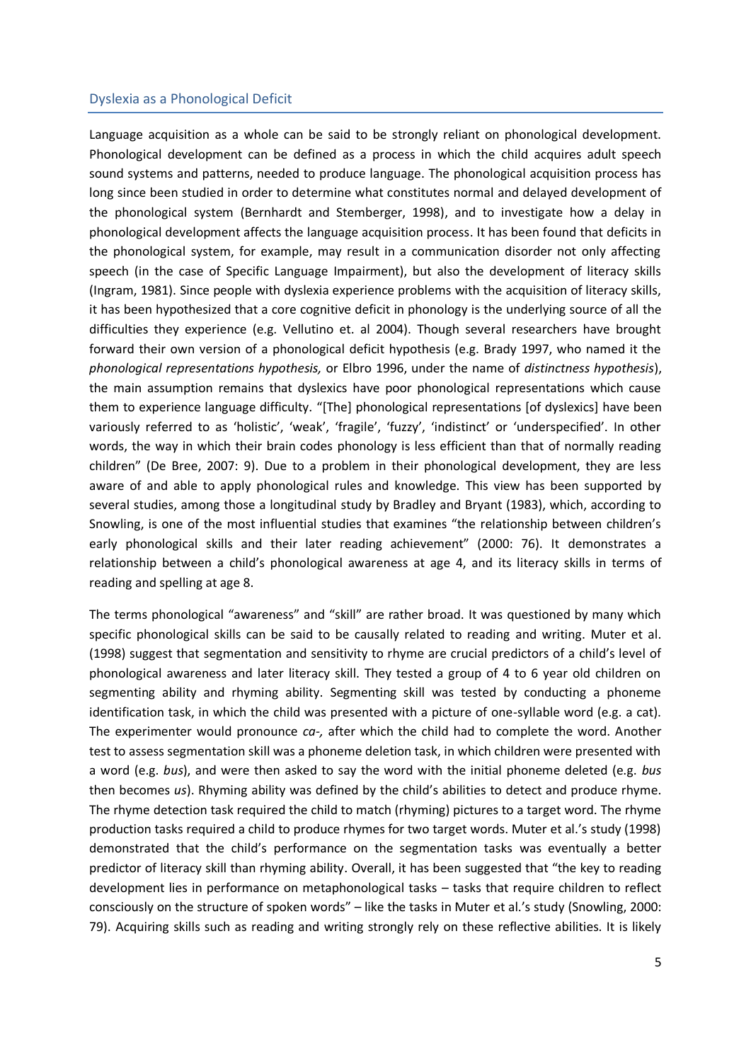## Dyslexia as a Phonological Deficit

Language acquisition as a whole can be said to be strongly reliant on phonological development. Phonological development can be defined as a process in which the child acquires adult speech sound systems and patterns, needed to produce language. The phonological acquisition process has long since been studied in order to determine what constitutes normal and delayed development of the phonological system (Bernhardt and Stemberger, 1998), and to investigate how a delay in phonological development affects the language acquisition process. It has been found that deficits in the phonological system, for example, may result in a communication disorder not only affecting speech (in the case of Specific Language Impairment), but also the development of literacy skills (Ingram, 1981). Since people with dyslexia experience problems with the acquisition of literacy skills, it has been hypothesized that a core cognitive deficit in phonology is the underlying source of all the difficulties they experience (e.g. Vellutino et. al 2004). Though several researchers have brought forward their own version of a phonological deficit hypothesis (e.g. Brady 1997, who named it the *phonological representations hypothesis,* or Elbro 1996, under the name of *distinctness hypothesis*), the main assumption remains that dyslexics have poor phonological representations which cause them to experience language difficulty. "[The] phonological representations [of dyslexics] have been variously referred to as 'holistic', 'weak', 'fragile', 'fuzzy', 'indistinct' or 'underspecified'. In other words, the way in which their brain codes phonology is less efficient than that of normally reading children" (De Bree, 2007: 9). Due to a problem in their phonological development, they are less aware of and able to apply phonological rules and knowledge. This view has been supported by several studies, among those a longitudinal study by Bradley and Bryant (1983), which, according to Snowling, is one of the most influential studies that examines "the relationship between children's early phonological skills and their later reading achievement" (2000: 76). It demonstrates a relationship between a child's phonological awareness at age 4, and its literacy skills in terms of reading and spelling at age 8.

The terms phonological "awareness" and "skill" are rather broad. It was questioned by many which specific phonological skills can be said to be causally related to reading and writing. Muter et al. (1998) suggest that segmentation and sensitivity to rhyme are crucial predictors of a child's level of phonological awareness and later literacy skill. They tested a group of 4 to 6 year old children on segmenting ability and rhyming ability. Segmenting skill was tested by conducting a phoneme identification task, in which the child was presented with a picture of one-syllable word (e.g. a cat). The experimenter would pronounce *ca-,* after which the child had to complete the word. Another test to assess segmentation skill was a phoneme deletion task, in which children were presented with a word (e.g. *bus*), and were then asked to say the word with the initial phoneme deleted (e.g. *bus* then becomes *us*). Rhyming ability was defined by the child's abilities to detect and produce rhyme. The rhyme detection task required the child to match (rhyming) pictures to a target word. The rhyme production tasks required a child to produce rhymes for two target words. Muter et al.'s study (1998) demonstrated that the child's performance on the segmentation tasks was eventually a better predictor of literacy skill than rhyming ability. Overall, it has been suggested that "the key to reading development lies in performance on metaphonological tasks – tasks that require children to reflect consciously on the structure of spoken words" – like the tasks in Muter et al.'s study (Snowling, 2000: 79). Acquiring skills such as reading and writing strongly rely on these reflective abilities. It is likely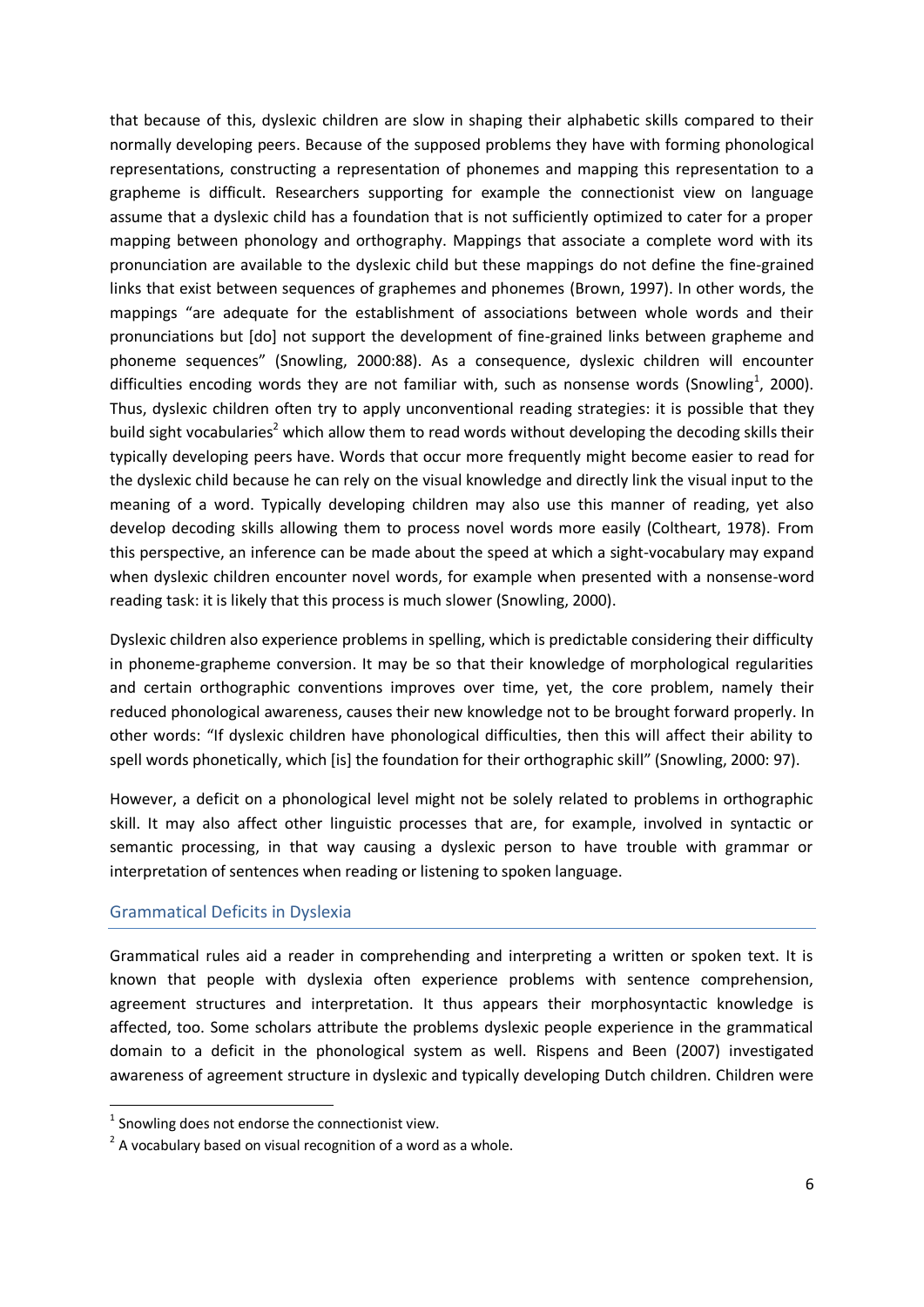that because of this, dyslexic children are slow in shaping their alphabetic skills compared to their normally developing peers. Because of the supposed problems they have with forming phonological representations, constructing a representation of phonemes and mapping this representation to a grapheme is difficult. Researchers supporting for example the connectionist view on language assume that a dyslexic child has a foundation that is not sufficiently optimized to cater for a proper mapping between phonology and orthography. Mappings that associate a complete word with its pronunciation are available to the dyslexic child but these mappings do not define the fine-grained links that exist between sequences of graphemes and phonemes (Brown, 1997). In other words, the mappings "are adequate for the establishment of associations between whole words and their pronunciations but [do] not support the development of fine-grained links between grapheme and phoneme sequences" (Snowling, 2000:88). As a consequence, dyslexic children will encounter difficulties encoding words they are not familiar with, such as nonsense words (Snowling[1], 2000). Thus, dyslexic children often try to apply unconventional reading strategies: it is possible that they build sight vocabularies[2] which allow them to read words without developing the decoding skills their typically developing peers have. Words that occur more frequently might become easier to read for the dyslexic child because he can rely on the visual knowledge and directly link the visual input to the meaning of a word. Typically developing children may also use this manner of reading, yet also develop decoding skills allowing them to process novel words more easily (Coltheart, 1978). From this perspective, an inference can be made about the speed at which a sight-vocabulary may expand when dyslexic children encounter novel words, for example when presented with a nonsense-word reading task: it is likely that this process is much slower (Snowling, 2000).

Dyslexic children also experience problems in spelling, which is predictable considering their difficulty in phoneme-grapheme conversion. It may be so that their knowledge of morphological regularities and certain orthographic conventions improves over time, yet, the core problem, namely their reduced phonological awareness, causes their new knowledge not to be brought forward properly. In other words: "If dyslexic children have phonological difficulties, then this will affect their ability to spell words phonetically, which [is] the foundation for their orthographic skill" (Snowling, 2000: 97).

However, a deficit on a phonological level might not be solely related to problems in orthographic skill. It may also affect other linguistic processes that are, for example, involved in syntactic or semantic processing, in that way causing a dyslexic person to have trouble with grammar or interpretation of sentences when reading or listening to spoken language.

## Grammatical Deficits in Dyslexia

Grammatical rules aid a reader in comprehending and interpreting a written or spoken text. It is known that people with dyslexia often experience problems with sentence comprehension, agreement structures and interpretation. It thus appears their morphosyntactic knowledge is affected, too. Some scholars attribute the problems dyslexic people experience in the grammatical domain to a deficit in the phonological system as well. Rispens and Been (2007) investigated awareness of agreement structure in dyslexic and typically developing Dutch children. Children were

[1] Snowling does not endorse the connectionist view.

[2] A vocabulary based on visual recognition of a word as a whole.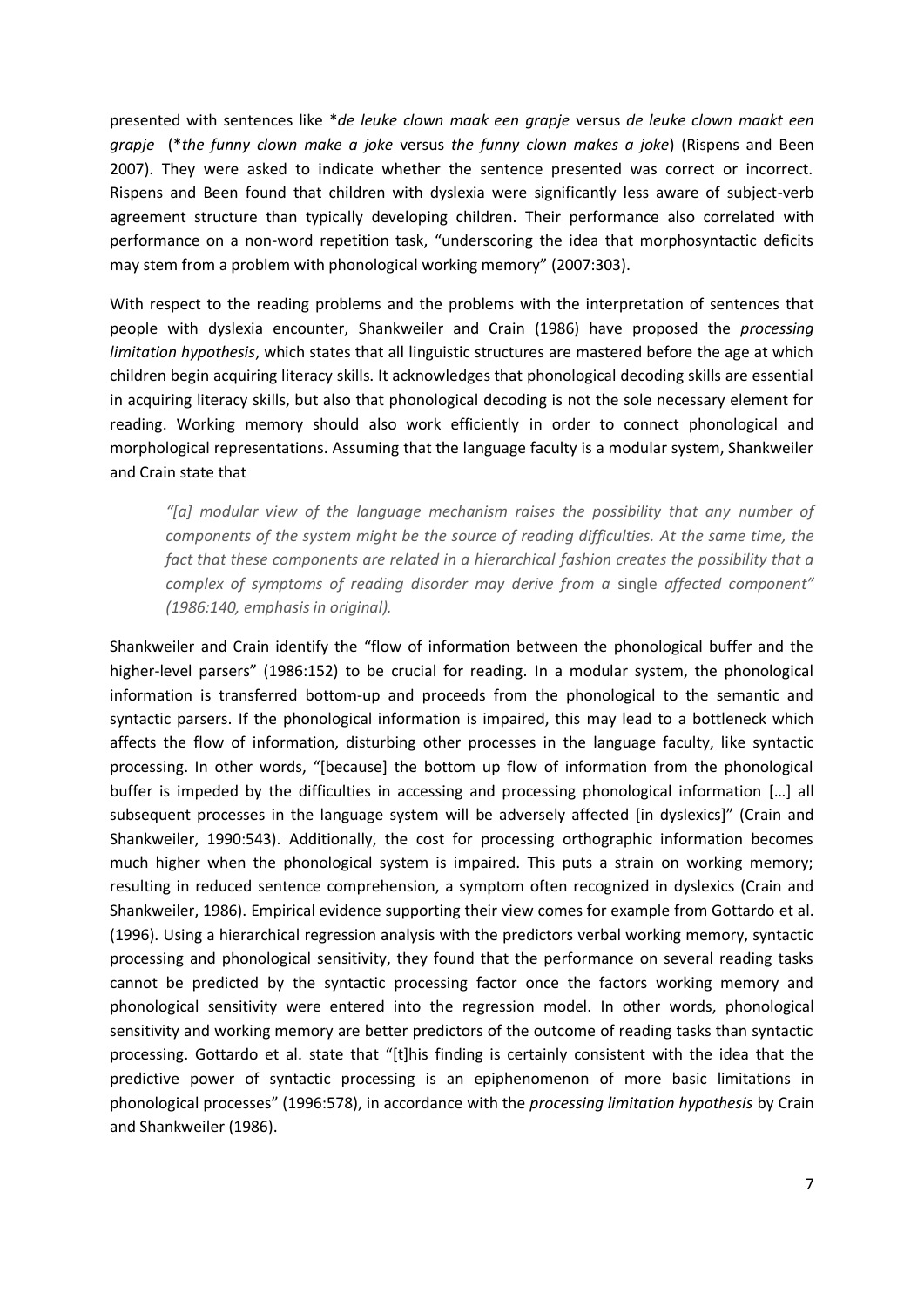presented with sentences like **de leuke clown maak een grapje* versus *de leuke clown maakt een grapje* (**the funny clown make a joke* versus *the funny clown makes a joke*) (Rispens and Been 2007). They were asked to indicate whether the sentence presented was correct or incorrect. Rispens and Been found that children with dyslexia were significantly less aware of subject-verb agreement structure than typically developing children. Their performance also correlated with performance on a non-word repetition task, "underscoring the idea that morphosyntactic deficits may stem from a problem with phonological working memory" (2007:303).

With respect to the reading problems and the problems with the interpretation of sentences that people with dyslexia encounter, Shankweiler and Crain (1986) have proposed the *processing limitation hypothesis*, which states that all linguistic structures are mastered before the age at which children begin acquiring literacy skills. It acknowledges that phonological decoding skills are essential in acquiring literacy skills, but also that phonological decoding is not the sole necessary element for reading. Working memory should also work efficiently in order to connect phonological and morphological representations. Assuming that the language faculty is a modular system, Shankweiler and Crain state that

> *"[a] modular view of the language mechanism raises the possibility that any number of components of the system might be the source of reading difficulties. At the same time, the fact that these components are related in a hierarchical fashion creates the possibility that a complex of symptoms of reading disorder may derive from a* single *affected component" (1986:140, emphasis in original).*

Shankweiler and Crain identify the "flow of information between the phonological buffer and the higher-level parsers" (1986:152) to be crucial for reading. In a modular system, the phonological information is transferred bottom-up and proceeds from the phonological to the semantic and syntactic parsers. If the phonological information is impaired, this may lead to a bottleneck which affects the flow of information, disturbing other processes in the language faculty, like syntactic processing. In other words, "[because] the bottom up flow of information from the phonological buffer is impeded by the difficulties in accessing and processing phonological information […] all subsequent processes in the language system will be adversely affected [in dyslexics]" (Crain and Shankweiler, 1990:543). Additionally, the cost for processing orthographic information becomes much higher when the phonological system is impaired. This puts a strain on working memory; resulting in reduced sentence comprehension, a symptom often recognized in dyslexics (Crain and Shankweiler, 1986). Empirical evidence supporting their view comes for example from Gottardo et al. (1996). Using a hierarchical regression analysis with the predictors verbal working memory, syntactic processing and phonological sensitivity, they found that the performance on several reading tasks cannot be predicted by the syntactic processing factor once the factors working memory and phonological sensitivity were entered into the regression model. In other words, phonological sensitivity and working memory are better predictors of the outcome of reading tasks than syntactic processing. Gottardo et al. state that "[t]his finding is certainly consistent with the idea that the predictive power of syntactic processing is an epiphenomenon of more basic limitations in phonological processes" (1996:578), in accordance with the *processing limitation hypothesis* by Crain and Shankweiler (1986).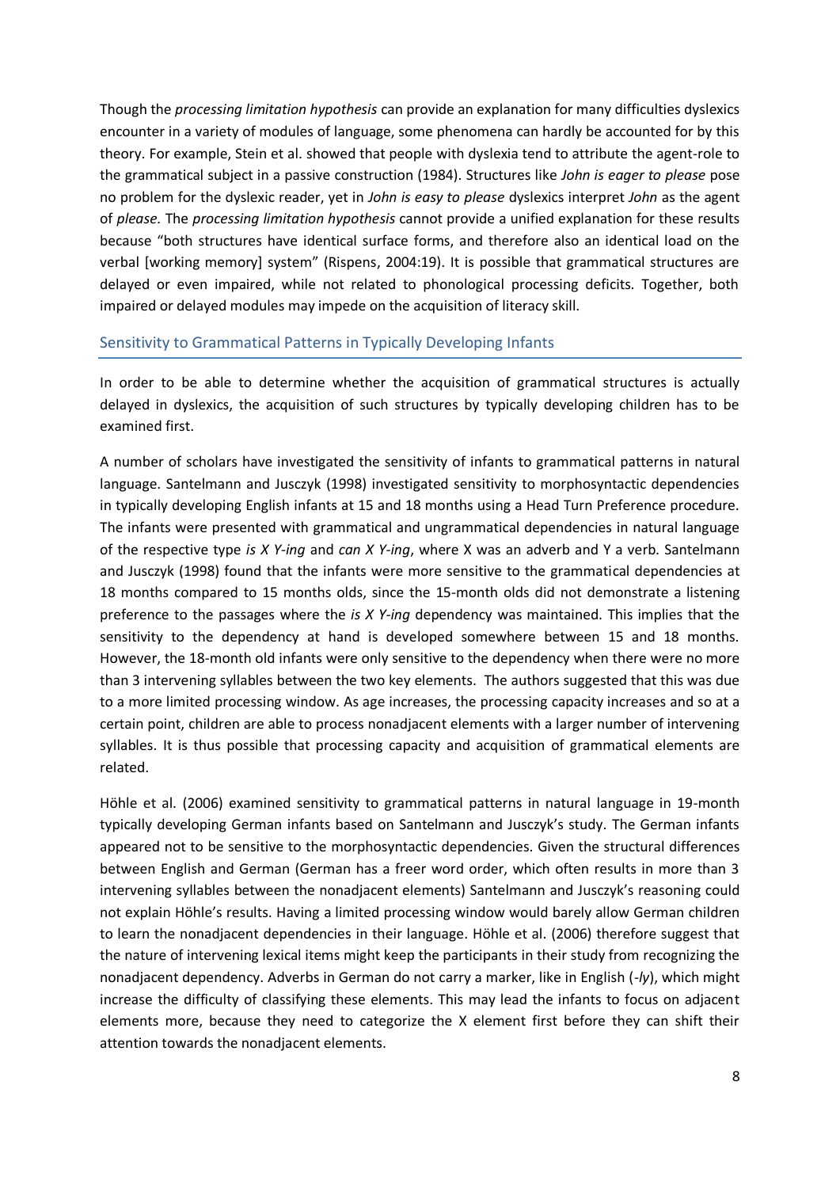Though the *processing limitation hypothesis* can provide an explanation for many difficulties dyslexics encounter in a variety of modules of language, some phenomena can hardly be accounted for by this theory. For example, Stein et al. showed that people with dyslexia tend to attribute the agent-role to the grammatical subject in a passive construction (1984). Structures like *John is eager to please* pose no problem for the dyslexic reader, yet in *John is easy to please* dyslexics interpret *John* as the agent of *please.* The *processing limitation hypothesis* cannot provide a unified explanation for these results because "both structures have identical surface forms, and therefore also an identical load on the verbal [working memory] system" (Rispens, 2004:19). It is possible that grammatical structures are delayed or even impaired, while not related to phonological processing deficits. Together, both impaired or delayed modules may impede on the acquisition of literacy skill.

## Sensitivity to Grammatical Patterns in Typically Developing Infants

In order to be able to determine whether the acquisition of grammatical structures is actually delayed in dyslexics, the acquisition of such structures by typically developing children has to be examined first.

A number of scholars have investigated the sensitivity of infants to grammatical patterns in natural language. Santelmann and Jusczyk (1998) investigated sensitivity to morphosyntactic dependencies in typically developing English infants at 15 and 18 months using a Head Turn Preference procedure. The infants were presented with grammatical and ungrammatical dependencies in natural language of the respective type *is X Y-ing* and *can X Y-ing*, where X was an adverb and Y a verb. Santelmann and Jusczyk (1998) found that the infants were more sensitive to the grammatical dependencies at 18 months compared to 15 months olds, since the 15-month olds did not demonstrate a listening preference to the passages where the *is X Y-ing* dependency was maintained. This implies that the sensitivity to the dependency at hand is developed somewhere between 15 and 18 months. However, the 18-month old infants were only sensitive to the dependency when there were no more than 3 intervening syllables between the two key elements. The authors suggested that this was due to a more limited processing window. As age increases, the processing capacity increases and so at a certain point, children are able to process nonadjacent elements with a larger number of intervening syllables. It is thus possible that processing capacity and acquisition of grammatical elements are related.

Höhle et al. (2006) examined sensitivity to grammatical patterns in natural language in 19-month typically developing German infants based on Santelmann and Jusczyk's study. The German infants appeared not to be sensitive to the morphosyntactic dependencies. Given the structural differences between English and German (German has a freer word order, which often results in more than 3 intervening syllables between the nonadjacent elements) Santelmann and Jusczyk's reasoning could not explain Höhle's results. Having a limited processing window would barely allow German children to learn the nonadjacent dependencies in their language. Höhle et al. (2006) therefore suggest that the nature of intervening lexical items might keep the participants in their study from recognizing the nonadjacent dependency. Adverbs in German do not carry a marker, like in English (*-ly*), which might increase the difficulty of classifying these elements. This may lead the infants to focus on adjacent elements more, because they need to categorize the X element first before they can shift their attention towards the nonadjacent elements.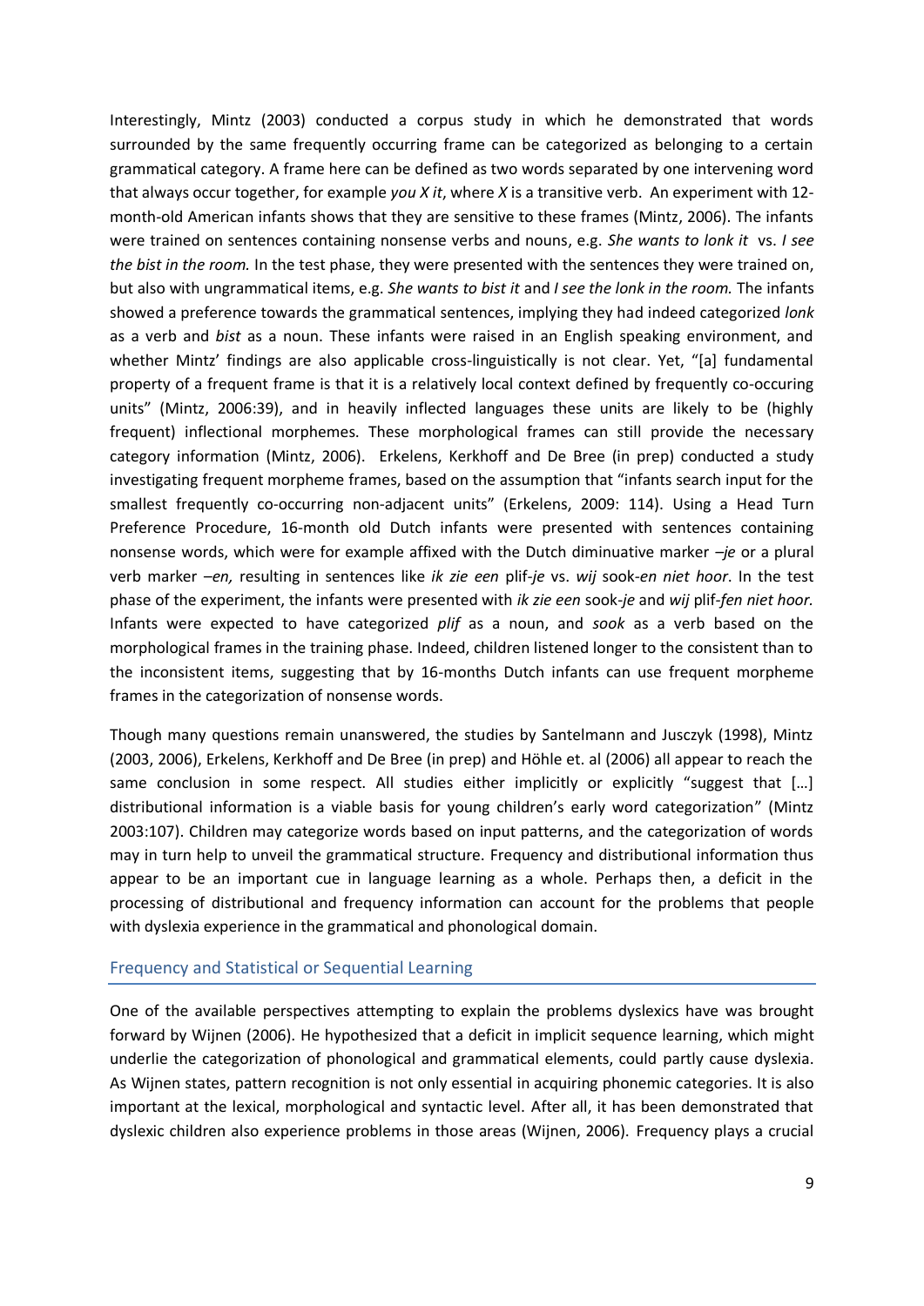Interestingly, Mintz (2003) conducted a corpus study in which he demonstrated that words surrounded by the same frequently occurring frame can be categorized as belonging to a certain grammatical category. A frame here can be defined as two words separated by one intervening word that always occur together, for example *you X it*, where *X* is a transitive verb. An experiment with 12-month-old American infants shows that they are sensitive to these frames (Mintz, 2006). The infants were trained on sentences containing nonsense verbs and nouns, e.g. *She wants to lonk it* vs. *I see the bist in the room.* In the test phase, they were presented with the sentences they were trained on, but also with ungrammatical items, e.g. *She wants to bist it* and *I see the lonk in the room.* The infants showed a preference towards the grammatical sentences, implying they had indeed categorized *lonk* as a verb and *bist* as a noun. These infants were raised in an English speaking environment, and whether Mintz' findings are also applicable cross-linguistically is not clear. Yet, "[a] fundamental property of a frequent frame is that it is a relatively local context defined by frequently co-occuring units" (Mintz, 2006:39), and in heavily inflected languages these units are likely to be (highly frequent) inflectional morphemes. These morphological frames can still provide the necessary category information (Mintz, 2006). Erkelens, Kerkhoff and De Bree (in prep) conducted a study investigating frequent morpheme frames, based on the assumption that "infants search input for the smallest frequently co-occurring non-adjacent units" (Erkelens, 2009: 114). Using a Head Turn Preference Procedure, 16-month old Dutch infants were presented with sentences containing nonsense words, which were for example affixed with the Dutch diminuative marker *–je* or a plural verb marker *–en,* resulting in sentences like *ik zie een* plif-*je* vs. *wij* sook-*en niet hoor*. In the test phase of the experiment, the infants were presented with *ik zie een* sook-*je* and *wij* plif-*fen niet hoor.* Infants were expected to have categorized *plif* as a noun, and *sook* as a verb based on the morphological frames in the training phase. Indeed, children listened longer to the consistent than to the inconsistent items, suggesting that by 16-months Dutch infants can use frequent morpheme frames in the categorization of nonsense words.

Though many questions remain unanswered, the studies by Santelmann and Jusczyk (1998), Mintz (2003, 2006), Erkelens, Kerkhoff and De Bree (in prep) and Höhle et. al (2006) all appear to reach the same conclusion in some respect. All studies either implicitly or explicitly "suggest that […] distributional information is a viable basis for young children's early word categorization" (Mintz 2003:107). Children may categorize words based on input patterns, and the categorization of words may in turn help to unveil the grammatical structure. Frequency and distributional information thus appear to be an important cue in language learning as a whole. Perhaps then, a deficit in the processing of distributional and frequency information can account for the problems that people with dyslexia experience in the grammatical and phonological domain.

## Frequency and Statistical or Sequential Learning

One of the available perspectives attempting to explain the problems dyslexics have was brought forward by Wijnen (2006). He hypothesized that a deficit in implicit sequence learning, which might underlie the categorization of phonological and grammatical elements, could partly cause dyslexia. As Wijnen states, pattern recognition is not only essential in acquiring phonemic categories. It is also important at the lexical, morphological and syntactic level. After all, it has been demonstrated that dyslexic children also experience problems in those areas (Wijnen, 2006). Frequency plays a crucial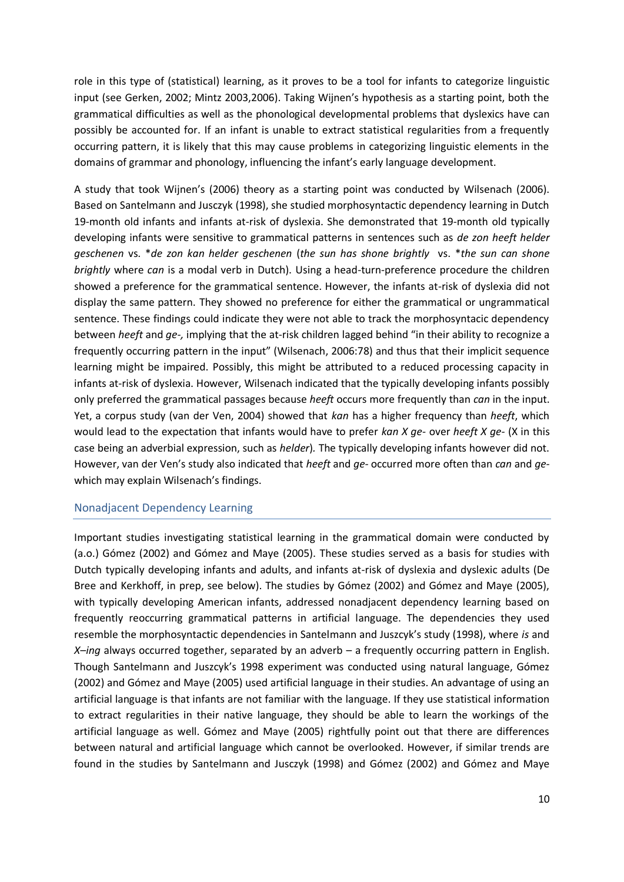role in this type of (statistical) learning, as it proves to be a tool for infants to categorize linguistic input (see Gerken, 2002; Mintz 2003,2006). Taking Wijnen's hypothesis as a starting point, both the grammatical difficulties as well as the phonological developmental problems that dyslexics have can possibly be accounted for. If an infant is unable to extract statistical regularities from a frequently occurring pattern, it is likely that this may cause problems in categorizing linguistic elements in the domains of grammar and phonology, influencing the infant's early language development.

A study that took Wijnen's (2006) theory as a starting point was conducted by Wilsenach (2006). Based on Santelmann and Jusczyk (1998), she studied morphosyntactic dependency learning in Dutch 19-month old infants and infants at-risk of dyslexia. She demonstrated that 19-month old typically developing infants were sensitive to grammatical patterns in sentences such as *de zon heeft helder geschenen* vs. \**de zon kan helder geschenen* (*the sun has shone brightly* vs. \**the sun can shone brightly* where *can* is a modal verb in Dutch). Using a head-turn-preference procedure the children showed a preference for the grammatical sentence. However, the infants at-risk of dyslexia did not display the same pattern. They showed no preference for either the grammatical or ungrammatical sentence. These findings could indicate they were not able to track the morphosyntacic dependency between *heeft* and *ge-,* implying that the at-risk children lagged behind "in their ability to recognize a frequently occurring pattern in the input" (Wilsenach, 2006:78) and thus that their implicit sequence learning might be impaired. Possibly, this might be attributed to a reduced processing capacity in infants at-risk of dyslexia. However, Wilsenach indicated that the typically developing infants possibly only preferred the grammatical passages because *heeft* occurs more frequently than *can* in the input. Yet, a corpus study (van der Ven, 2004) showed that *kan* has a higher frequency than *heeft*, which would lead to the expectation that infants would have to prefer *kan X ge-* over *heeft X ge-* (X in this case being an adverbial expression, such as *helder*)*.* The typically developing infants however did not. However, van der Ven's study also indicated that *heeft* and *ge-* occurred more often than *can* and *ge-* which may explain Wilsenach's findings.

## Nonadjacent Dependency Learning

Important studies investigating statistical learning in the grammatical domain were conducted by (a.o.) Gómez (2002) and Gómez and Maye (2005). These studies served as a basis for studies with Dutch typically developing infants and adults, and infants at-risk of dyslexia and dyslexic adults (De Bree and Kerkhoff, in prep, see below). The studies by Gómez (2002) and Gómez and Maye (2005), with typically developing American infants, addressed nonadjacent dependency learning based on frequently reoccurring grammatical patterns in artificial language. The dependencies they used resemble the morphosyntactic dependencies in Santelmann and Juszcyk's study (1998), where *is* and *X–ing* always occurred together, separated by an adverb – a frequently occurring pattern in English. Though Santelmann and Juszcyk's 1998 experiment was conducted using natural language, Gómez (2002) and Gómez and Maye (2005) used artificial language in their studies. An advantage of using an artificial language is that infants are not familiar with the language. If they use statistical information to extract regularities in their native language, they should be able to learn the workings of the artificial language as well. Gómez and Maye (2005) rightfully point out that there are differences between natural and artificial language which cannot be overlooked. However, if similar trends are found in the studies by Santelmann and Jusczyk (1998) and Gómez (2002) and Gómez and Maye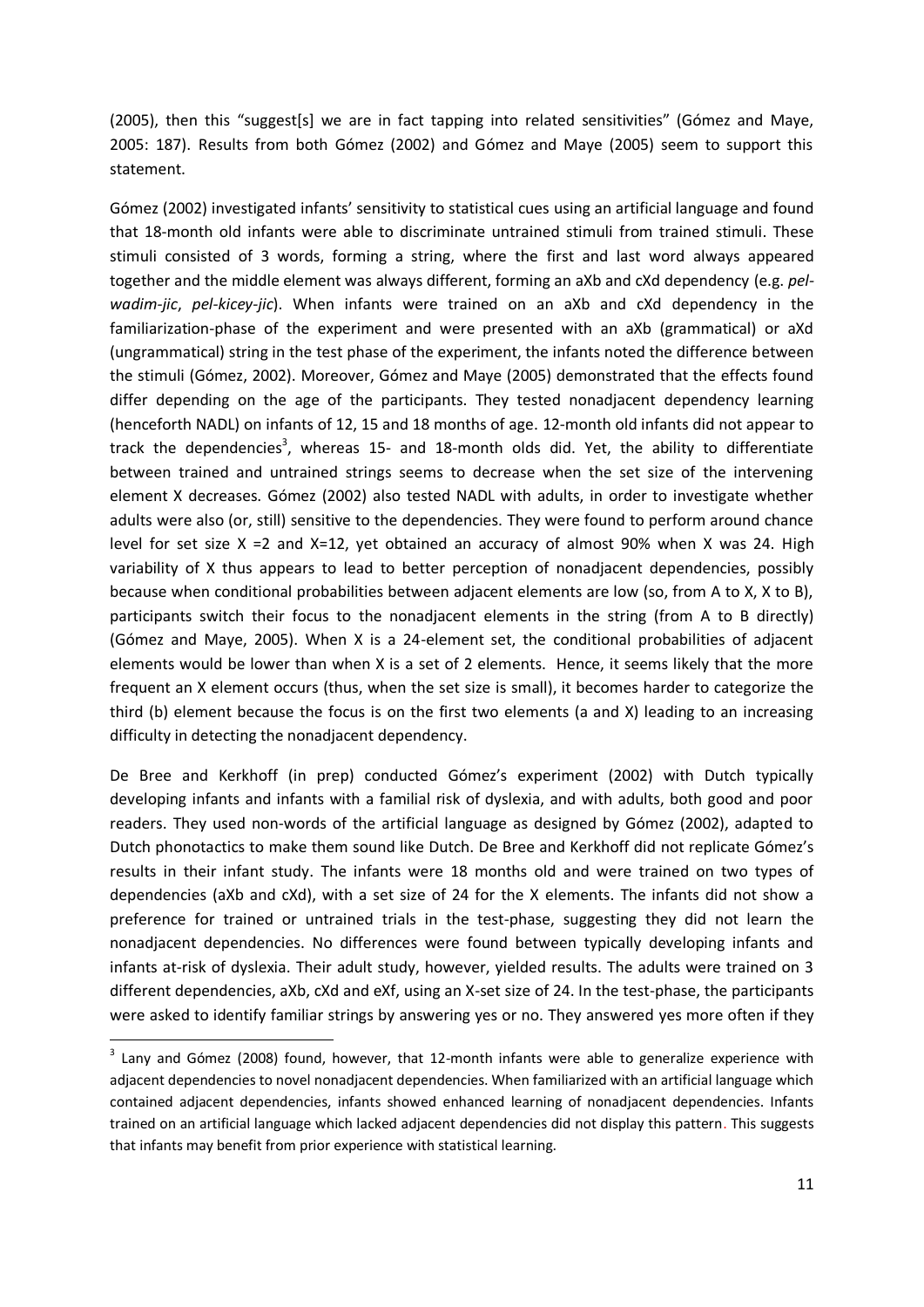(2005), then this "suggest[s] we are in fact tapping into related sensitivities" (Gómez and Maye, 2005: 187). Results from both Gómez (2002) and Gómez and Maye (2005) seem to support this statement.

Gómez (2002) investigated infants' sensitivity to statistical cues using an artificial language and found that 18-month old infants were able to discriminate untrained stimuli from trained stimuli. These stimuli consisted of 3 words, forming a string, where the first and last word always appeared together and the middle element was always different, forming an aXb and cXd dependency (e.g. *pel-wadim-jic*, *pel-kicey-jic*). When infants were trained on an aXb and cXd dependency in the familiarization-phase of the experiment and were presented with an aXb (grammatical) or aXd (ungrammatical) string in the test phase of the experiment, the infants noted the difference between the stimuli (Gómez, 2002). Moreover, Gómez and Maye (2005) demonstrated that the effects found differ depending on the age of the participants. They tested nonadjacent dependency learning (henceforth NADL) on infants of 12, 15 and 18 months of age. 12-month old infants did not appear to track the dependencies[3], whereas 15- and 18-month olds did. Yet, the ability to differentiate between trained and untrained strings seems to decrease when the set size of the intervening element X decreases. Gómez (2002) also tested NADL with adults, in order to investigate whether adults were also (or, still) sensitive to the dependencies. They were found to perform around chance level for set size X =2 and X=12, yet obtained an accuracy of almost 90% when X was 24. High variability of X thus appears to lead to better perception of nonadjacent dependencies, possibly because when conditional probabilities between adjacent elements are low (so, from A to X, X to B), participants switch their focus to the nonadjacent elements in the string (from A to B directly) (Gómez and Maye, 2005). When X is a 24-element set, the conditional probabilities of adjacent elements would be lower than when X is a set of 2 elements. Hence, it seems likely that the more frequent an X element occurs (thus, when the set size is small), it becomes harder to categorize the third (b) element because the focus is on the first two elements (a and X) leading to an increasing difficulty in detecting the nonadjacent dependency.

De Bree and Kerkhoff (in prep) conducted Gómez's experiment (2002) with Dutch typically developing infants and infants with a familial risk of dyslexia, and with adults, both good and poor readers. They used non-words of the artificial language as designed by Gómez (2002), adapted to Dutch phonotactics to make them sound like Dutch. De Bree and Kerkhoff did not replicate Gómez's results in their infant study. The infants were 18 months old and were trained on two types of dependencies (aXb and cXd), with a set size of 24 for the X elements. The infants did not show a preference for trained or untrained trials in the test-phase, suggesting they did not learn the nonadjacent dependencies. No differences were found between typically developing infants and infants at-risk of dyslexia. Their adult study, however, yielded results. The adults were trained on 3 different dependencies, aXb, cXd and eXf, using an X-set size of 24. In the test-phase, the participants were asked to identify familiar strings by answering yes or no. They answered yes more often if they

[3] Lany and Gómez (2008) found, however, that 12-month infants were able to generalize experience with adjacent dependencies to novel nonadjacent dependencies. When familiarized with an artificial language which contained adjacent dependencies, infants showed enhanced learning of nonadjacent dependencies. Infants trained on an artificial language which lacked adjacent dependencies did not display this pattern. This suggests that infants may benefit from prior experience with statistical learning.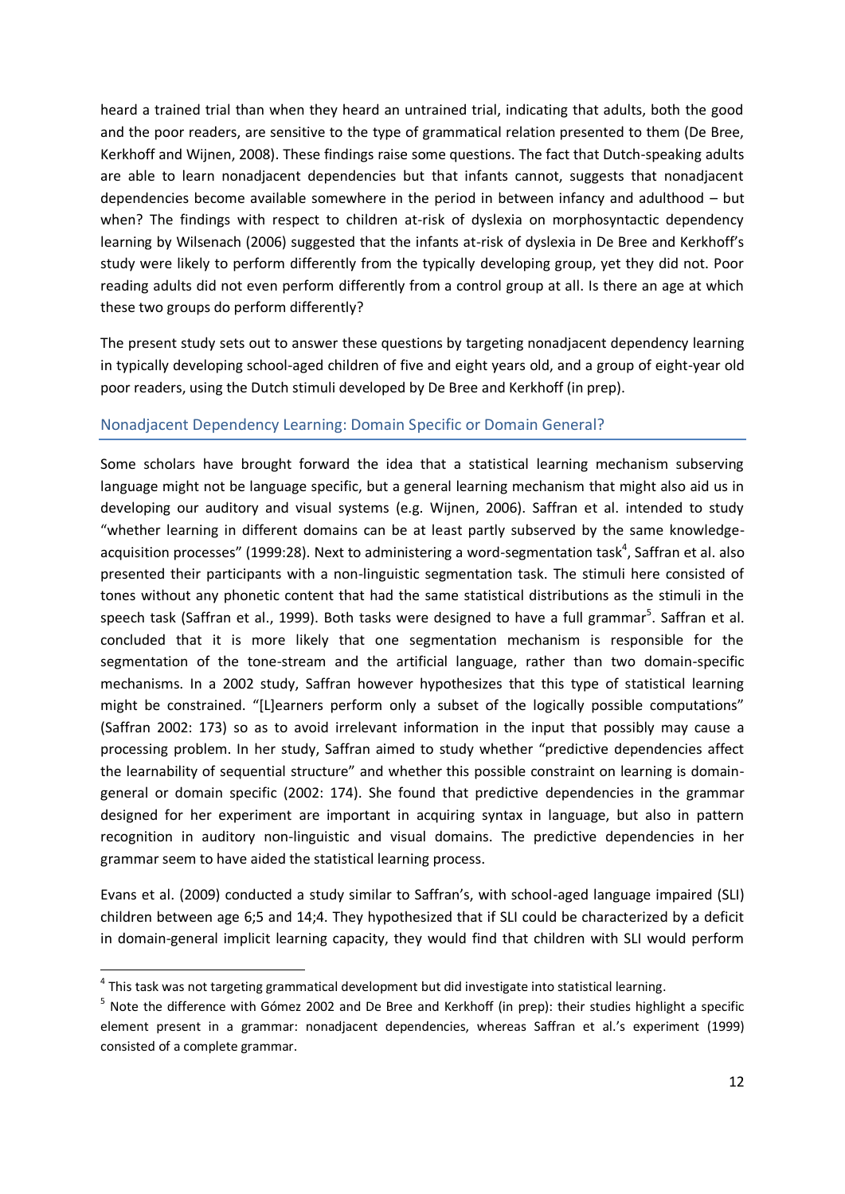heard a trained trial than when they heard an untrained trial, indicating that adults, both the good and the poor readers, are sensitive to the type of grammatical relation presented to them (De Bree, Kerkhoff and Wijnen, 2008). These findings raise some questions. The fact that Dutch-speaking adults are able to learn nonadjacent dependencies but that infants cannot, suggests that nonadjacent dependencies become available somewhere in the period in between infancy and adulthood – but when? The findings with respect to children at-risk of dyslexia on morphosyntactic dependency learning by Wilsenach (2006) suggested that the infants at-risk of dyslexia in De Bree and Kerkhoff's study were likely to perform differently from the typically developing group, yet they did not. Poor reading adults did not even perform differently from a control group at all. Is there an age at which these two groups do perform differently?

The present study sets out to answer these questions by targeting nonadjacent dependency learning in typically developing school-aged children of five and eight years old, and a group of eight-year old poor readers, using the Dutch stimuli developed by De Bree and Kerkhoff (in prep).

## Nonadjacent Dependency Learning: Domain Specific or Domain General?

Some scholars have brought forward the idea that a statistical learning mechanism subserving language might not be language specific, but a general learning mechanism that might also aid us in developing our auditory and visual systems (e.g. Wijnen, 2006). Saffran et al. intended to study "whether learning in different domains can be at least partly subserved by the same knowledge-acquisition processes" (1999:28). Next to administering a word-segmentation task[4], Saffran et al. also presented their participants with a non-linguistic segmentation task. The stimuli here consisted of tones without any phonetic content that had the same statistical distributions as the stimuli in the speech task (Saffran et al., 1999). Both tasks were designed to have a full grammar[5]. Saffran et al. concluded that it is more likely that one segmentation mechanism is responsible for the segmentation of the tone-stream and the artificial language, rather than two domain-specific mechanisms. In a 2002 study, Saffran however hypothesizes that this type of statistical learning might be constrained. "[L]earners perform only a subset of the logically possible computations" (Saffran 2002: 173) so as to avoid irrelevant information in the input that possibly may cause a processing problem. In her study, Saffran aimed to study whether "predictive dependencies affect the learnability of sequential structure" and whether this possible constraint on learning is domain-general or domain specific (2002: 174). She found that predictive dependencies in the grammar designed for her experiment are important in acquiring syntax in language, but also in pattern recognition in auditory non-linguistic and visual domains. The predictive dependencies in her grammar seem to have aided the statistical learning process.

Evans et al. (2009) conducted a study similar to Saffran's, with school-aged language impaired (SLI) children between age 6;5 and 14;4. They hypothesized that if SLI could be characterized by a deficit in domain-general implicit learning capacity, they would find that children with SLI would perform

---

[4] This task was not targeting grammatical development but did investigate into statistical learning.

[5] Note the difference with Gómez 2002 and De Bree and Kerkhoff (in prep): their studies highlight a specific element present in a grammar: nonadjacent dependencies, whereas Saffran et al.'s experiment (1999) consisted of a complete grammar.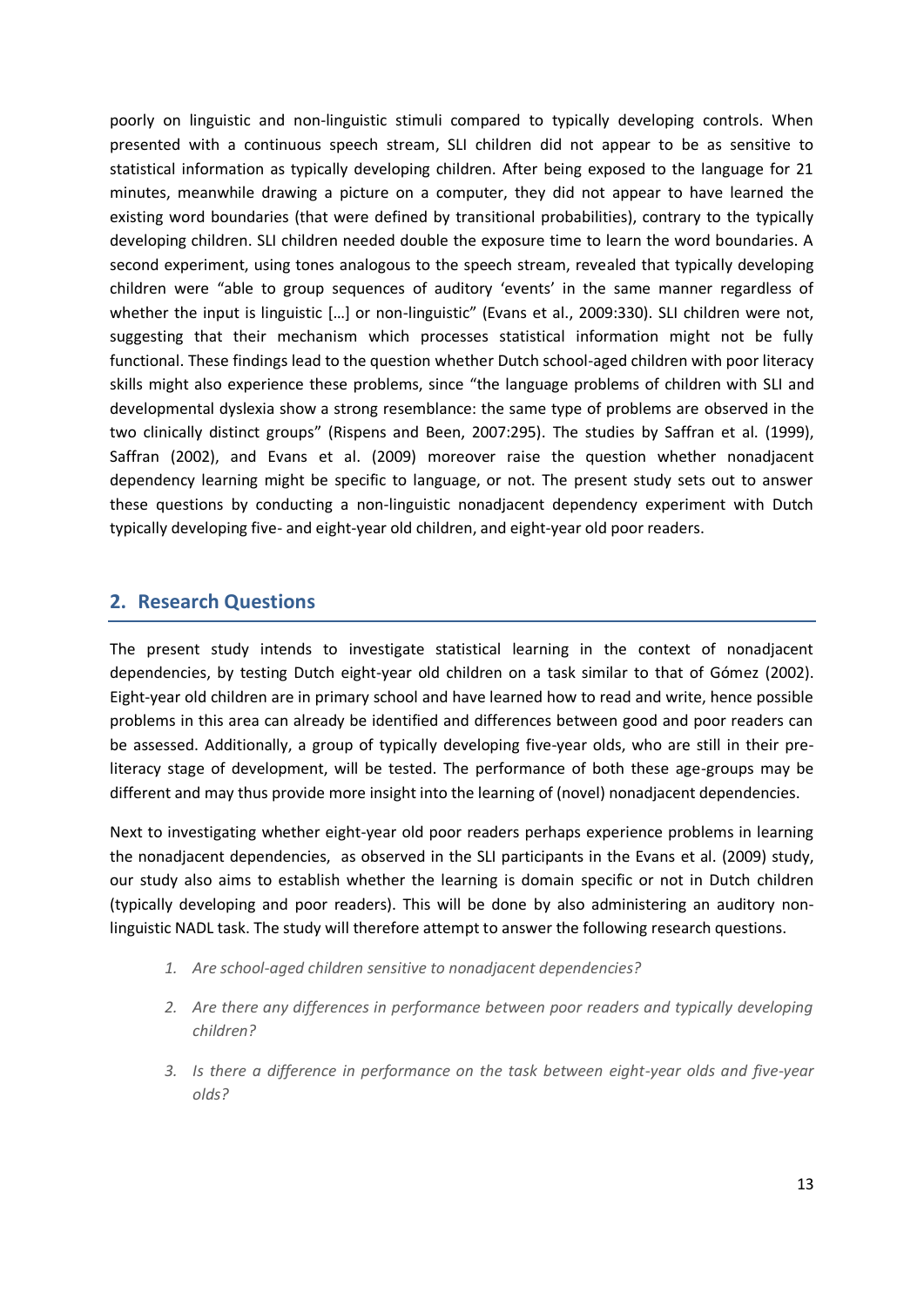poorly on linguistic and non-linguistic stimuli compared to typically developing controls. When presented with a continuous speech stream, SLI children did not appear to be as sensitive to statistical information as typically developing children. After being exposed to the language for 21 minutes, meanwhile drawing a picture on a computer, they did not appear to have learned the existing word boundaries (that were defined by transitional probabilities), contrary to the typically developing children. SLI children needed double the exposure time to learn the word boundaries. A second experiment, using tones analogous to the speech stream, revealed that typically developing children were "able to group sequences of auditory 'events' in the same manner regardless of whether the input is linguistic […] or non-linguistic" (Evans et al., 2009:330). SLI children were not, suggesting that their mechanism which processes statistical information might not be fully functional. These findings lead to the question whether Dutch school-aged children with poor literacy skills might also experience these problems, since "the language problems of children with SLI and developmental dyslexia show a strong resemblance: the same type of problems are observed in the two clinically distinct groups" (Rispens and Been, 2007:295). The studies by Saffran et al. (1999), Saffran (2002), and Evans et al. (2009) moreover raise the question whether nonadjacent dependency learning might be specific to language, or not. The present study sets out to answer these questions by conducting a non-linguistic nonadjacent dependency experiment with Dutch typically developing five- and eight-year old children, and eight-year old poor readers.

## 2. Research Questions

The present study intends to investigate statistical learning in the context of nonadjacent dependencies, by testing Dutch eight-year old children on a task similar to that of Gómez (2002). Eight-year old children are in primary school and have learned how to read and write, hence possible problems in this area can already be identified and differences between good and poor readers can be assessed. Additionally, a group of typically developing five-year olds, who are still in their pre-literacy stage of development, will be tested. The performance of both these age-groups may be different and may thus provide more insight into the learning of (novel) nonadjacent dependencies.

Next to investigating whether eight-year old poor readers perhaps experience problems in learning the nonadjacent dependencies, as observed in the SLI participants in the Evans et al. (2009) study, our study also aims to establish whether the learning is domain specific or not in Dutch children (typically developing and poor readers). This will be done by also administering an auditory non-linguistic NADL task. The study will therefore attempt to answer the following research questions.

1. *Are school-aged children sensitive to nonadjacent dependencies?*
2. *Are there any differences in performance between poor readers and typically developing children?*
3. *Is there a difference in performance on the task between eight-year olds and five-year olds?*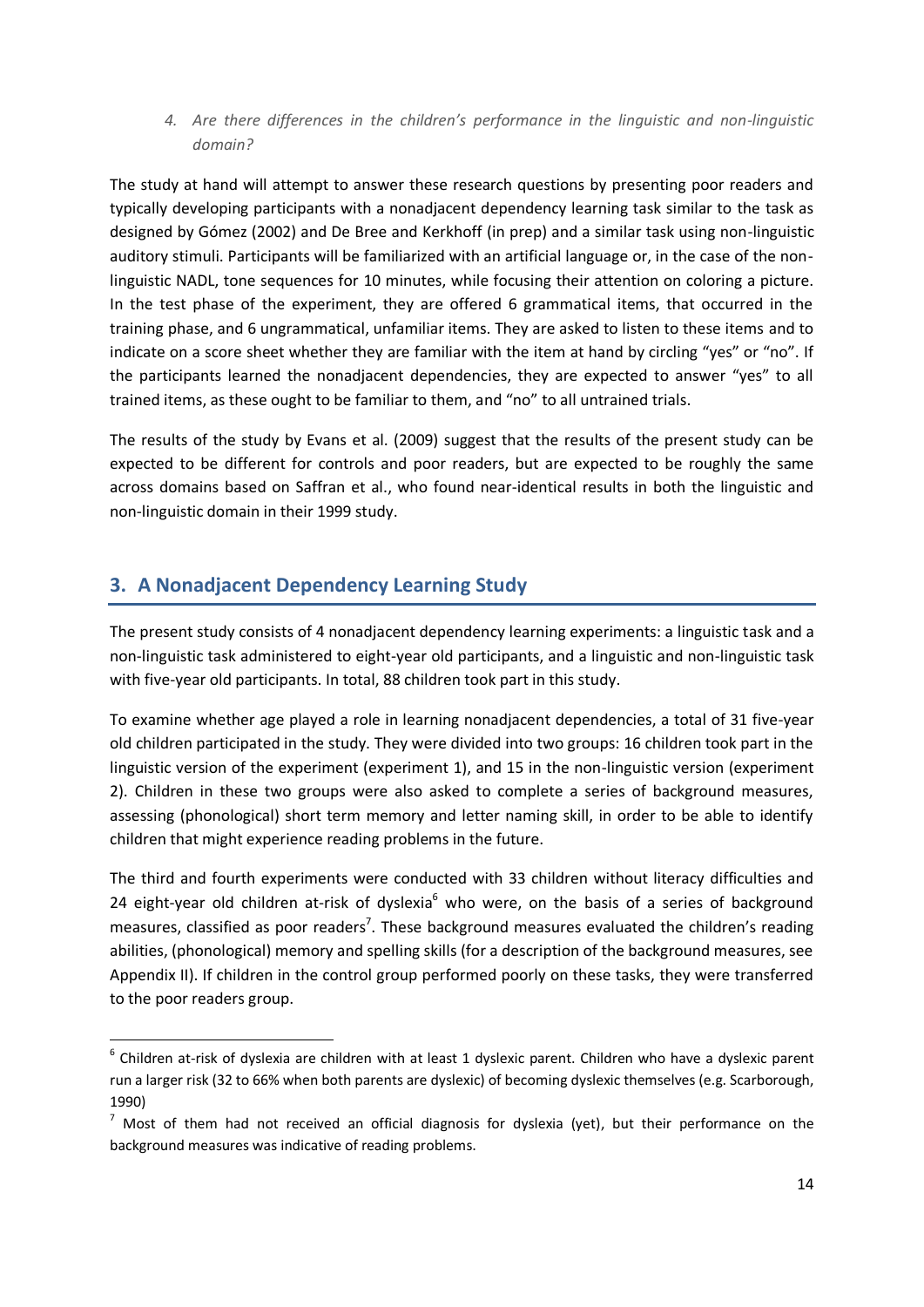4. *Are there differences in the children's performance in the linguistic and non-linguistic domain?*

The study at hand will attempt to answer these research questions by presenting poor readers and typically developing participants with a nonadjacent dependency learning task similar to the task as designed by Gómez (2002) and De Bree and Kerkhoff (in prep) and a similar task using non-linguistic auditory stimuli. Participants will be familiarized with an artificial language or, in the case of the non-linguistic NADL, tone sequences for 10 minutes, while focusing their attention on coloring a picture. In the test phase of the experiment, they are offered 6 grammatical items, that occurred in the training phase, and 6 ungrammatical, unfamiliar items. They are asked to listen to these items and to indicate on a score sheet whether they are familiar with the item at hand by circling "yes" or "no". If the participants learned the nonadjacent dependencies, they are expected to answer "yes" to all trained items, as these ought to be familiar to them, and "no" to all untrained trials.

The results of the study by Evans et al. (2009) suggest that the results of the present study can be expected to be different for controls and poor readers, but are expected to be roughly the same across domains based on Saffran et al., who found near-identical results in both the linguistic and non-linguistic domain in their 1999 study.

## 3. A Nonadjacent Dependency Learning Study

The present study consists of 4 nonadjacent dependency learning experiments: a linguistic task and a non-linguistic task administered to eight-year old participants, and a linguistic and non-linguistic task with five-year old participants. In total, 88 children took part in this study.

To examine whether age played a role in learning nonadjacent dependencies, a total of 31 five-year old children participated in the study. They were divided into two groups: 16 children took part in the linguistic version of the experiment (experiment 1), and 15 in the non-linguistic version (experiment 2). Children in these two groups were also asked to complete a series of background measures, assessing (phonological) short term memory and letter naming skill, in order to be able to identify children that might experience reading problems in the future.

The third and fourth experiments were conducted with 33 children without literacy difficulties and 24 eight-year old children at-risk of dyslexia[6] who were, on the basis of a series of background measures, classified as poor readers[7]. These background measures evaluated the children's reading abilities, (phonological) memory and spelling skills (for a description of the background measures, see Appendix II). If children in the control group performed poorly on these tasks, they were transferred to the poor readers group.

[6] Children at-risk of dyslexia are children with at least 1 dyslexic parent. Children who have a dyslexic parent run a larger risk (32 to 66% when both parents are dyslexic) of becoming dyslexic themselves (e.g. Scarborough, 1990)

[7] Most of them had not received an official diagnosis for dyslexia (yet), but their performance on the background measures was indicative of reading problems.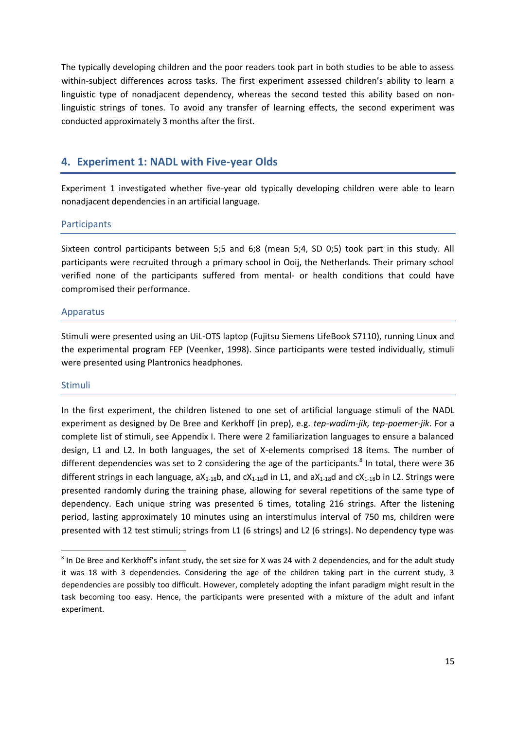The typically developing children and the poor readers took part in both studies to be able to assess within-subject differences across tasks. The first experiment assessed children's ability to learn a linguistic type of nonadjacent dependency, whereas the second tested this ability based on non-linguistic strings of tones. To avoid any transfer of learning effects, the second experiment was conducted approximately 3 months after the first.

## 4. Experiment 1: NADL with Five-year Olds

Experiment 1 investigated whether five-year old typically developing children were able to learn nonadjacent dependencies in an artificial language.

### Participants

Sixteen control participants between 5;5 and 6;8 (mean 5;4, SD 0;5) took part in this study. All participants were recruited through a primary school in Ooij, the Netherlands. Their primary school verified none of the participants suffered from mental- or health conditions that could have compromised their performance.

### Apparatus

Stimuli were presented using an UiL-OTS laptop (Fujitsu Siemens LifeBook S7110), running Linux and the experimental program FEP (Veenker, 1998). Since participants were tested individually, stimuli were presented using Plantronics headphones.

### Stimuli

In the first experiment, the children listened to one set of artificial language stimuli of the NADL experiment as designed by De Bree and Kerkhoff (in prep), e.g. *tep-wadim-jik, tep-poemer-jik*. For a complete list of stimuli, see Appendix I. There were 2 familiarization languages to ensure a balanced design, L1 and L2. In both languages, the set of X-elements comprised 18 items. The number of different dependencies was set to 2 considering the age of the participants.[8] In total, there were 36 different strings in each language, $aX_{1\text{-}18}b$, and $cX_{1\text{-}18}d$ in L1, and $aX_{1\text{-}18}d$ and $cX_{1\text{-}18}b$ in L2. Strings were presented randomly during the training phase, allowing for several repetitions of the same type of dependency. Each unique string was presented 6 times, totaling 216 strings. After the listening period, lasting approximately 10 minutes using an interstimulus interval of 750 ms, children were presented with 12 test stimuli; strings from L1 (6 strings) and L2 (6 strings). No dependency type was

[8] In De Bree and Kerkhoff's infant study, the set size for X was 24 with 2 dependencies, and for the adult study it was 18 with 3 dependencies. Considering the age of the children taking part in the current study, 3 dependencies are possibly too difficult. However, completely adopting the infant paradigm might result in the task becoming too easy. Hence, the participants were presented with a mixture of the adult and infant experiment.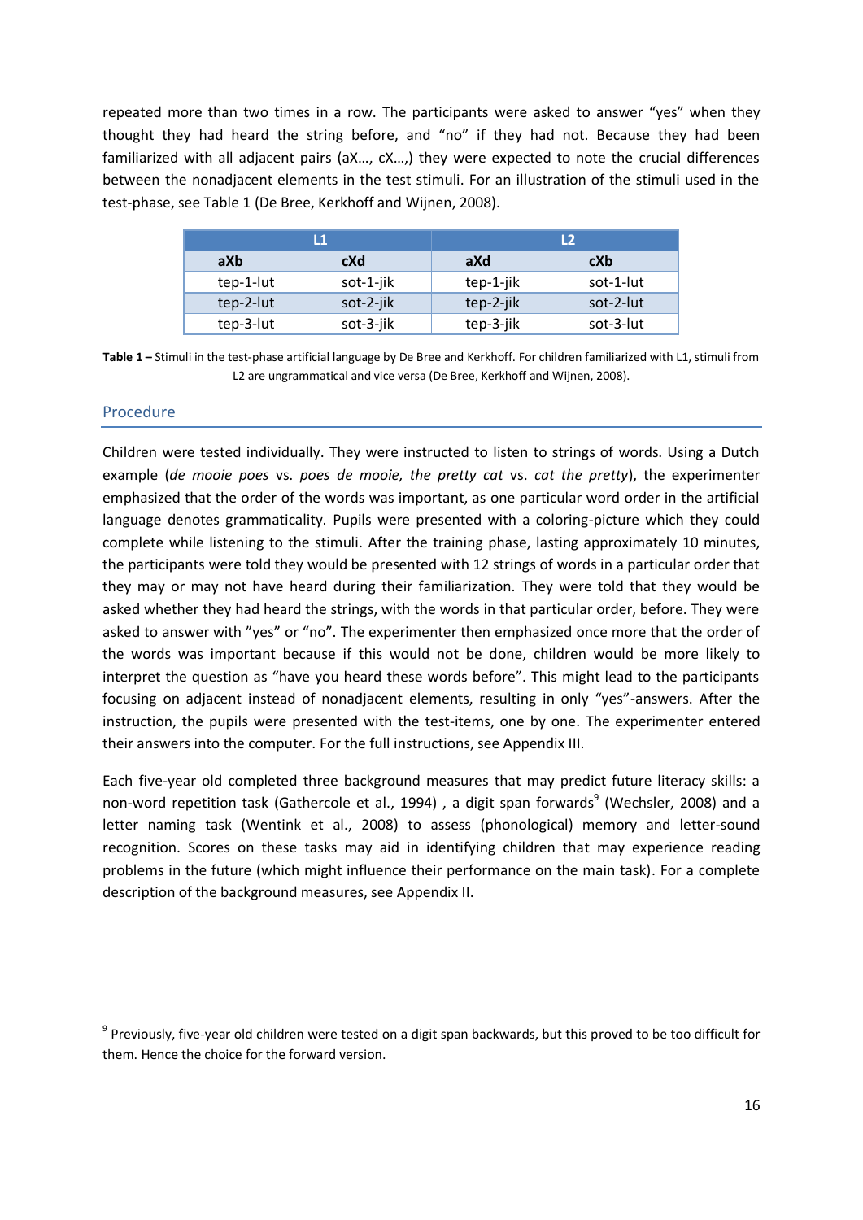repeated more than two times in a row. The participants were asked to answer "yes" when they thought they had heard the string before, and "no" if they had not. Because they had been familiarized with all adjacent pairs (aX…, cX…,) they were expected to note the crucial differences between the nonadjacent elements in the test stimuli. For an illustration of the stimuli used in the test-phase, see Table 1 (De Bree, Kerkhoff and Wijnen, 2008).

| L1 | | L2 | |
|---|---|---|---|
| **aXb** | **cXd** | **aXd** | **cXb** |
| tep-1-lut | sot-1-jik | tep-1-jik | sot-1-lut |
| tep-2-lut | sot-2-jik | tep-2-jik | sot-2-lut |
| tep-3-lut | sot-3-jik | tep-3-jik | sot-3-lut |

**Table 1 –** Stimuli in the test-phase artificial language by De Bree and Kerkhoff. For children familiarized with L1, stimuli from L2 are ungrammatical and vice versa (De Bree, Kerkhoff and Wijnen, 2008).

## Procedure

Children were tested individually. They were instructed to listen to strings of words. Using a Dutch example (*de mooie poes* vs. *poes de mooie, the pretty cat* vs. *cat the pretty*), the experimenter emphasized that the order of the words was important, as one particular word order in the artificial language denotes grammaticality. Pupils were presented with a coloring-picture which they could complete while listening to the stimuli. After the training phase, lasting approximately 10 minutes, the participants were told they would be presented with 12 strings of words in a particular order that they may or may not have heard during their familiarization. They were told that they would be asked whether they had heard the strings, with the words in that particular order, before. They were asked to answer with "yes" or "no". The experimenter then emphasized once more that the order of the words was important because if this would not be done, children would be more likely to interpret the question as "have you heard these words before". This might lead to the participants focusing on adjacent instead of nonadjacent elements, resulting in only "yes"-answers. After the instruction, the pupils were presented with the test-items, one by one. The experimenter entered their answers into the computer. For the full instructions, see Appendix III.

Each five-year old completed three background measures that may predict future literacy skills: a non-word repetition task (Gathercole et al., 1994) , a digit span forwards[9] (Wechsler, 2008) and a letter naming task (Wentink et al., 2008) to assess (phonological) memory and letter-sound recognition. Scores on these tasks may aid in identifying children that may experience reading problems in the future (which might influence their performance on the main task). For a complete description of the background measures, see Appendix II.

[9] Previously, five-year old children were tested on a digit span backwards, but this proved to be too difficult for them. Hence the choice for the forward version.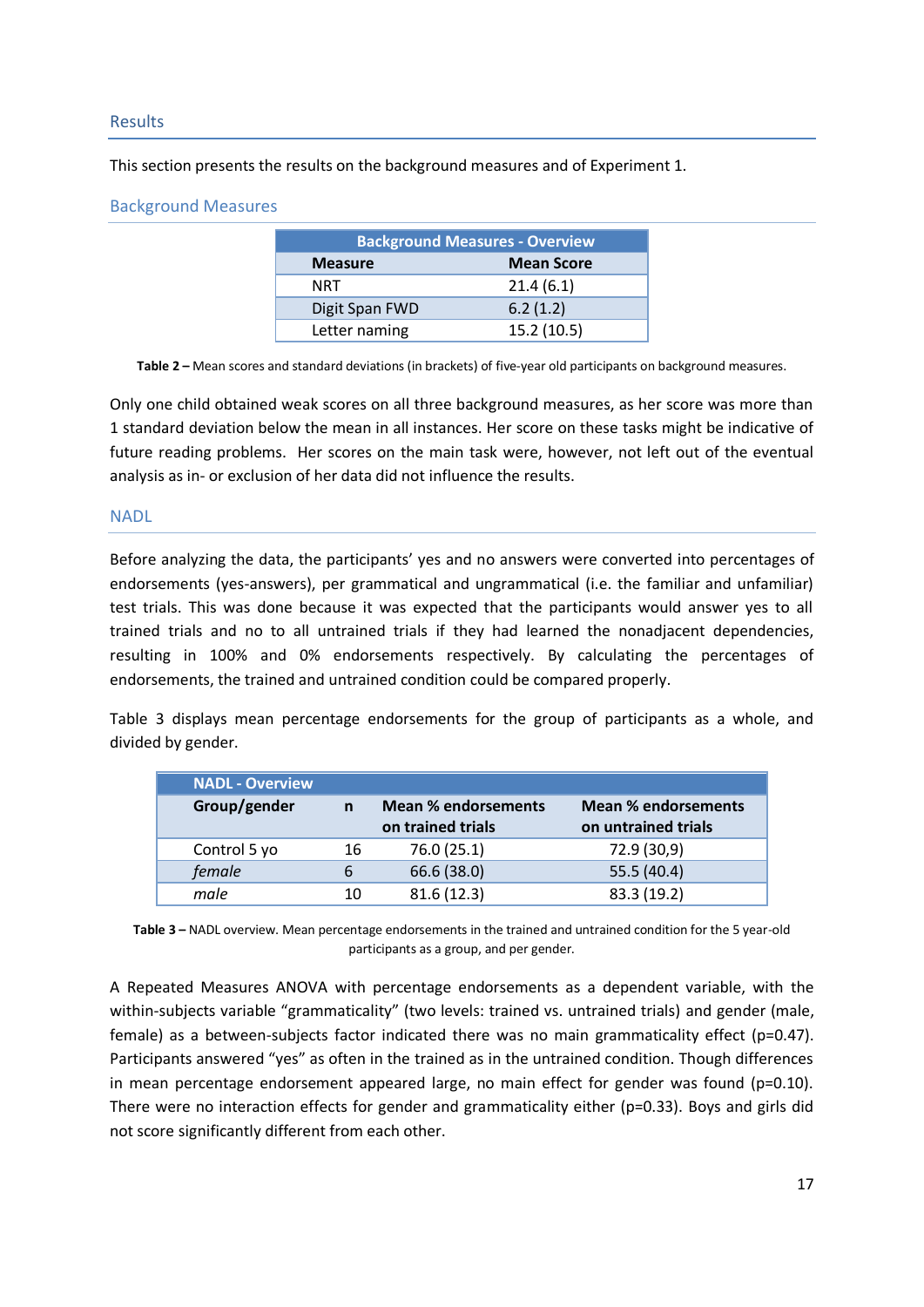## Results

This section presents the results on the background measures and of Experiment 1.

### Background Measures

| Background Measures - Overview | |
|---|---|
| **Measure** | **Mean Score** |
| NRT | 21.4 (6.1) |
| Digit Span FWD | 6.2 (1.2) |
| Letter naming | 15.2 (10.5) |

**Table 2 –** Mean scores and standard deviations (in brackets) of five-year old participants on background measures.

Only one child obtained weak scores on all three background measures, as her score was more than 1 standard deviation below the mean in all instances. Her score on these tasks might be indicative of future reading problems. Her scores on the main task were, however, not left out of the eventual analysis as in- or exclusion of her data did not influence the results.

### NADL

Before analyzing the data, the participants' yes and no answers were converted into percentages of endorsements (yes-answers), per grammatical and ungrammatical (i.e. the familiar and unfamiliar) test trials. This was done because it was expected that the participants would answer yes to all trained trials and no to all untrained trials if they had learned the nonadjacent dependencies, resulting in 100% and 0% endorsements respectively. By calculating the percentages of endorsements, the trained and untrained condition could be compared properly.

Table 3 displays mean percentage endorsements for the group of participants as a whole, and divided by gender.

| NADL - Overview | | | |
|---|---|---|---|
| **Group/gender** | **n** | **Mean % endorsements on trained trials** | **Mean % endorsements on untrained trials** |
| Control 5 yo | 16 | 76.0 (25.1) | 72.9 (30,9) |
| *female* | 6 | 66.6 (38.0) | 55.5 (40.4) |
| *male* | 10 | 81.6 (12.3) | 83.3 (19.2) |

**Table 3 –** NADL overview. Mean percentage endorsements in the trained and untrained condition for the 5 year-old participants as a group, and per gender.

A Repeated Measures ANOVA with percentage endorsements as a dependent variable, with the within-subjects variable "grammaticality" (two levels: trained vs. untrained trials) and gender (male, female) as a between-subjects factor indicated there was no main grammaticality effect ($p=0.47$). Participants answered "yes" as often in the trained as in the untrained condition. Though differences in mean percentage endorsement appeared large, no main effect for gender was found ($p=0.10$). There were no interaction effects for gender and grammaticality either ($p=0.33$). Boys and girls did not score significantly different from each other.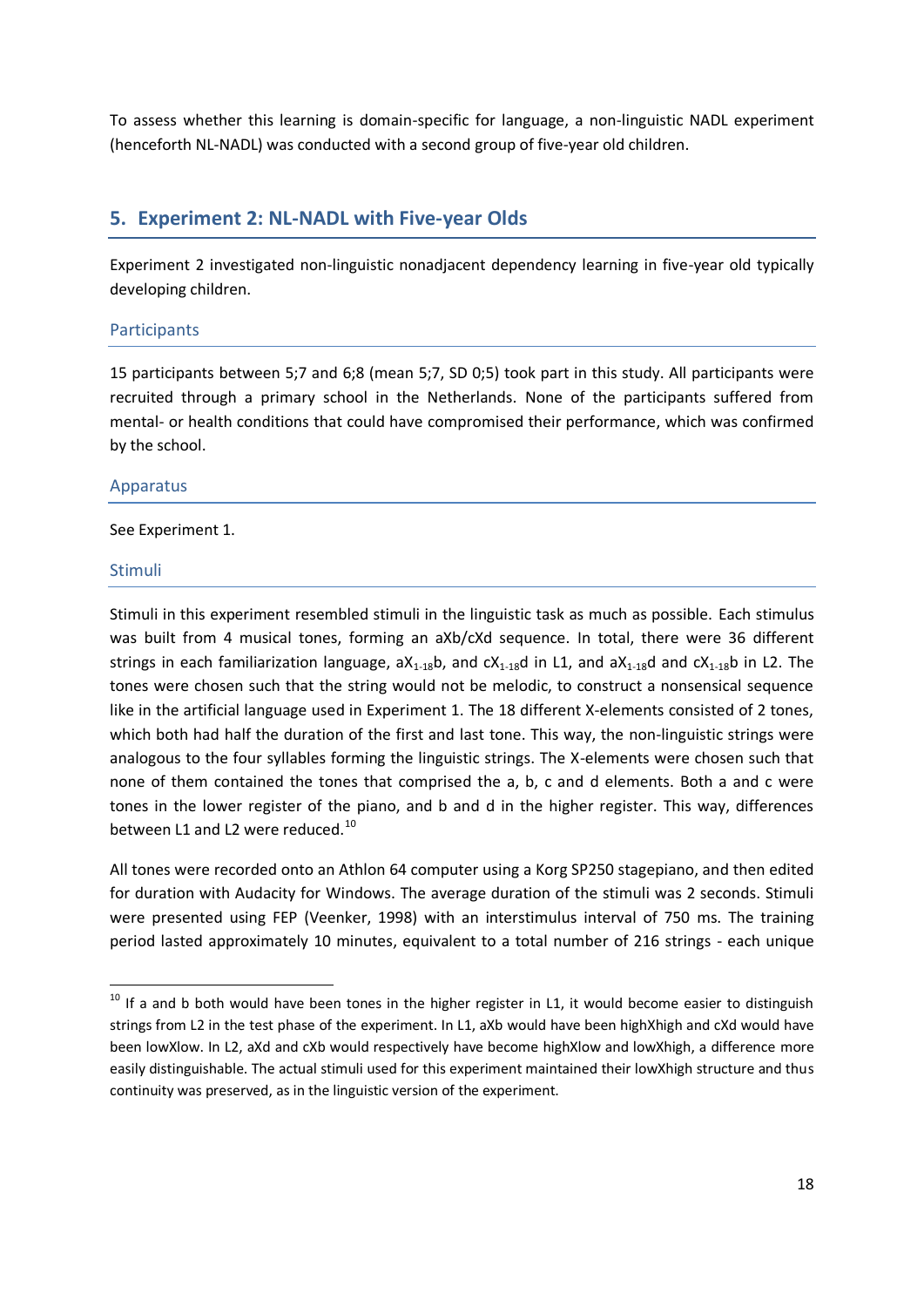To assess whether this learning is domain-specific for language, a non-linguistic NADL experiment (henceforth NL-NADL) was conducted with a second group of five-year old children.

## 5. Experiment 2: NL-NADL with Five-year Olds

Experiment 2 investigated non-linguistic nonadjacent dependency learning in five-year old typically developing children.

### Participants

15 participants between 5;7 and 6;8 (mean 5;7, SD 0;5) took part in this study. All participants were recruited through a primary school in the Netherlands. None of the participants suffered from mental- or health conditions that could have compromised their performance, which was confirmed by the school.

### Apparatus

See Experiment 1.

### Stimuli

Stimuli in this experiment resembled stimuli in the linguistic task as much as possible. Each stimulus was built from 4 musical tones, forming an aXb/cXd sequence. In total, there were 36 different strings in each familiarization language, $aX_{1\text{-}18}b$, and $cX_{1\text{-}18}d$ in L1, and $aX_{1\text{-}18}d$ and $cX_{1\text{-}18}b$ in L2. The tones were chosen such that the string would not be melodic, to construct a nonsensical sequence like in the artificial language used in Experiment 1. The 18 different X-elements consisted of 2 tones, which both had half the duration of the first and last tone. This way, the non-linguistic strings were analogous to the four syllables forming the linguistic strings. The X-elements were chosen such that none of them contained the tones that comprised the a, b, c and d elements. Both a and c were tones in the lower register of the piano, and b and d in the higher register. This way, differences between L1 and L2 were reduced.[10]

All tones were recorded onto an Athlon 64 computer using a Korg SP250 stagepiano, and then edited for duration with Audacity for Windows. The average duration of the stimuli was 2 seconds. Stimuli were presented using FEP (Veenker, 1998) with an interstimulus interval of 750 ms. The training period lasted approximately 10 minutes, equivalent to a total number of 216 strings - each unique

[10] If a and b both would have been tones in the higher register in L1, it would become easier to distinguish strings from L2 in the test phase of the experiment. In L1, aXb would have been highXhigh and cXd would have been lowXlow. In L2, aXd and cXb would respectively have become highXlow and lowXhigh, a difference more easily distinguishable. The actual stimuli used for this experiment maintained their lowXhigh structure and thus continuity was preserved, as in the linguistic version of the experiment.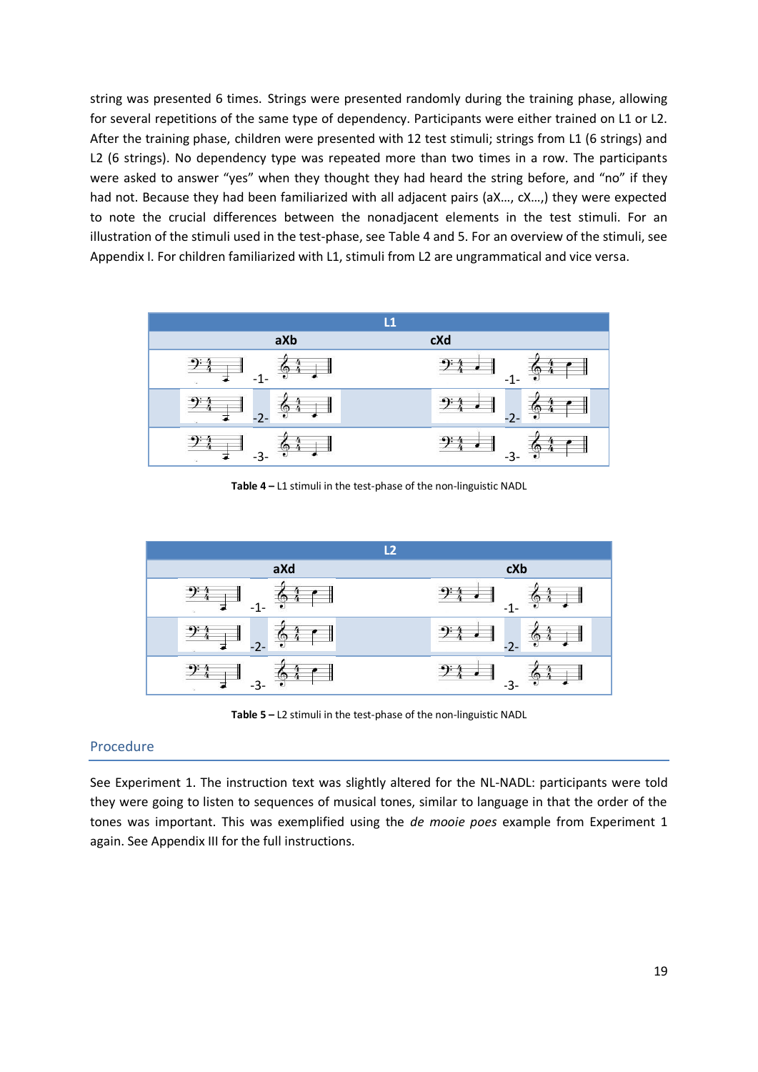string was presented 6 times. Strings were presented randomly during the training phase, allowing for several repetitions of the same type of dependency. Participants were either trained on L1 or L2. After the training phase, children were presented with 12 test stimuli; strings from L1 (6 strings) and L2 (6 strings). No dependency type was repeated more than two times in a row. The participants were asked to answer "yes" when they thought they had heard the string before, and "no" if they had not. Because they had been familiarized with all adjacent pairs (aX…, cX…,) they were expected to note the crucial differences between the nonadjacent elements in the test stimuli. For an illustration of the stimuli used in the test-phase, see Table 4 and 5. For an overview of the stimuli, see Appendix I. For children familiarized with L1, stimuli from L2 are ungrammatical and vice versa.

| L1 | |
|---|---|
| aXb | cXd |
| -1- | -1- |
| -2- | -2- |
| -3- | -3- |

**Table 4 –** L1 stimuli in the test-phase of the non-linguistic NADL

| L2 | |
|---|---|
| aXd | cXb |
| -1- | -1- |
| -2- | -2- |
| -3- | -3- |

**Table 5 –** L2 stimuli in the test-phase of the non-linguistic NADL

## Procedure

See Experiment 1. The instruction text was slightly altered for the NL-NADL: participants were told they were going to listen to sequences of musical tones, similar to language in that the order of the tones was important. This was exemplified using the *de mooie poes* example from Experiment 1 again. See Appendix III for the full instructions.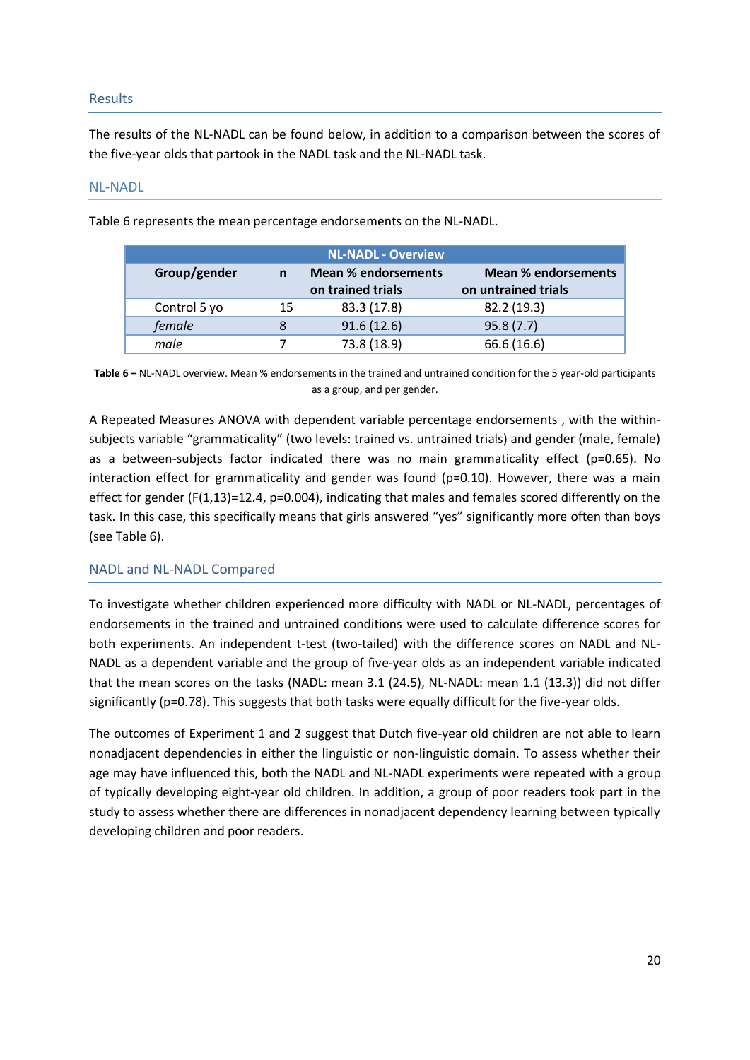## Results

The results of the NL-NADL can be found below, in addition to a comparison between the scores of the five-year olds that partook in the NADL task and the NL-NADL task.

### NL-NADL

Table 6 represents the mean percentage endorsements on the NL-NADL.

| NL-NADL - Overview | | | |
|---|---|---|---|
| **Group/gender** | **n** | **Mean % endorsements on trained trials** | **Mean % endorsements on untrained trials** |
| Control 5 yo | 15 | 83.3 (17.8) | 82.2 (19.3) |
| *female* | 8 | 91.6 (12.6) | 95.8 (7.7) |
| *male* | 7 | 73.8 (18.9) | 66.6 (16.6) |

**Table 6 –** NL-NADL overview. Mean % endorsements in the trained and untrained condition for the 5 year-old participants as a group, and per gender.

A Repeated Measures ANOVA with dependent variable percentage endorsements , with the within-subjects variable "grammaticality" (two levels: trained vs. untrained trials) and gender (male, female) as a between-subjects factor indicated there was no main grammaticality effect ($p=0.65$). No interaction effect for grammaticality and gender was found ($p=0.10$). However, there was a main effect for gender ($F(1,13)=12.4$, $p=0.004$), indicating that males and females scored differently on the task. In this case, this specifically means that girls answered "yes" significantly more often than boys (see Table 6).

### NADL and NL-NADL Compared

To investigate whether children experienced more difficulty with NADL or NL-NADL, percentages of endorsements in the trained and untrained conditions were used to calculate difference scores for both experiments. An independent t-test (two-tailed) with the difference scores on NADL and NL-NADL as a dependent variable and the group of five-year olds as an independent variable indicated that the mean scores on the tasks (NADL: mean 3.1 (24.5), NL-NADL: mean 1.1 (13.3)) did not differ significantly ($p=0.78$). This suggests that both tasks were equally difficult for the five-year olds.

The outcomes of Experiment 1 and 2 suggest that Dutch five-year old children are not able to learn nonadjacent dependencies in either the linguistic or non-linguistic domain. To assess whether their age may have influenced this, both the NADL and NL-NADL experiments were repeated with a group of typically developing eight-year old children. In addition, a group of poor readers took part in the study to assess whether there are differences in nonadjacent dependency learning between typically developing children and poor readers.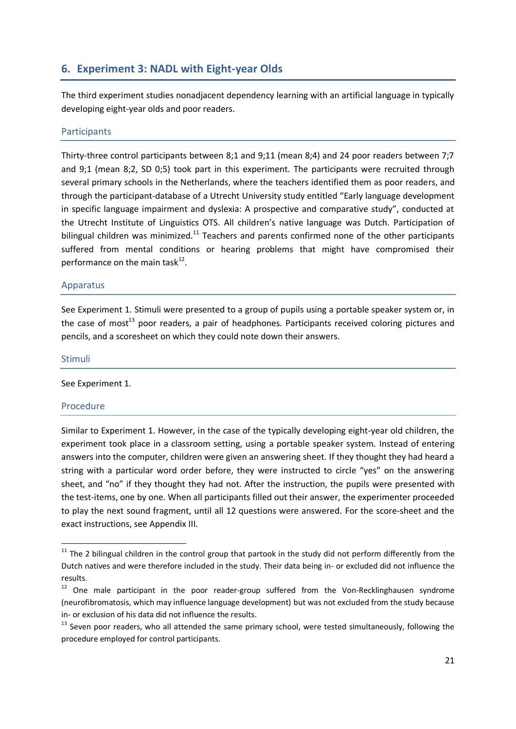## 6. Experiment 3: NADL with Eight-year Olds

The third experiment studies nonadjacent dependency learning with an artificial language in typically developing eight-year olds and poor readers.

### Participants

Thirty-three control participants between 8;1 and 9;11 (mean 8;4) and 24 poor readers between 7;7 and 9;1 (mean 8;2, SD 0;5) took part in this experiment. The participants were recruited through several primary schools in the Netherlands, where the teachers identified them as poor readers, and through the participant-database of a Utrecht University study entitled "Early language development in specific language impairment and dyslexia: A prospective and comparative study", conducted at the Utrecht Institute of Linguistics OTS. All children's native language was Dutch. Participation of bilingual children was minimized.[11] Teachers and parents confirmed none of the other participants suffered from mental conditions or hearing problems that might have compromised their performance on the main task[12].

### Apparatus

See Experiment 1. Stimuli were presented to a group of pupils using a portable speaker system or, in the case of most[13] poor readers, a pair of headphones. Participants received coloring pictures and pencils, and a scoresheet on which they could note down their answers.

### Stimuli

See Experiment 1.

### Procedure

Similar to Experiment 1. However, in the case of the typically developing eight-year old children, the experiment took place in a classroom setting, using a portable speaker system. Instead of entering answers into the computer, children were given an answering sheet. If they thought they had heard a string with a particular word order before, they were instructed to circle "yes" on the answering sheet, and "no" if they thought they had not. After the instruction, the pupils were presented with the test-items, one by one. When all participants filled out their answer, the experimenter proceeded to play the next sound fragment, until all 12 questions were answered. For the score-sheet and the exact instructions, see Appendix III.

---

[11] The 2 bilingual children in the control group that partook in the study did not perform differently from the Dutch natives and were therefore included in the study. Their data being in- or excluded did not influence the results.

[12] One male participant in the poor reader-group suffered from the Von-Recklinghausen syndrome (neurofibromatosis, which may influence language development) but was not excluded from the study because in- or exclusion of his data did not influence the results.

[13] Seven poor readers, who all attended the same primary school, were tested simultaneously, following the procedure employed for control participants.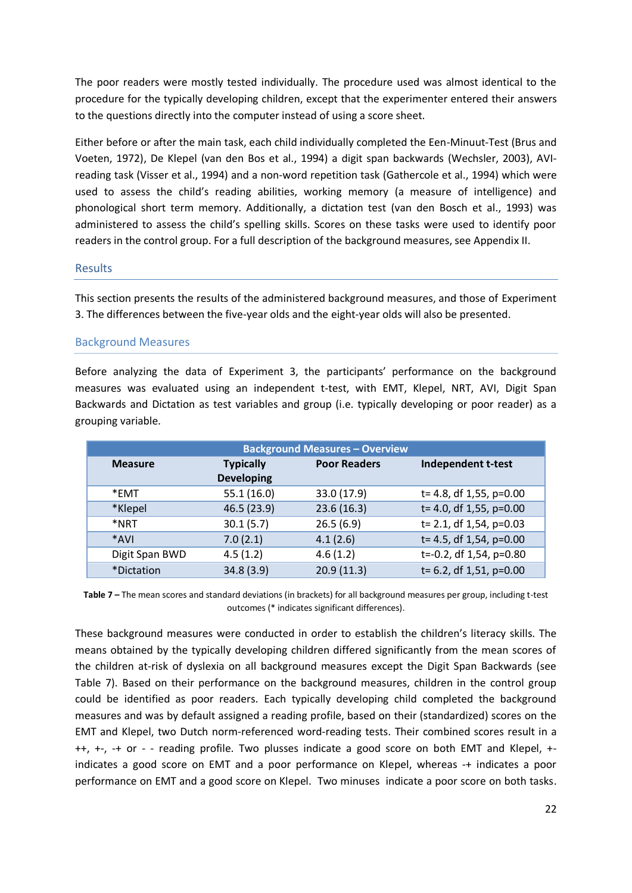The poor readers were mostly tested individually. The procedure used was almost identical to the procedure for the typically developing children, except that the experimenter entered their answers to the questions directly into the computer instead of using a score sheet.

Either before or after the main task, each child individually completed the Een-Minuut-Test (Brus and Voeten, 1972), De Klepel (van den Bos et al., 1994) a digit span backwards (Wechsler, 2003), AVI-reading task (Visser et al., 1994) and a non-word repetition task (Gathercole et al., 1994) which were used to assess the child's reading abilities, working memory (a measure of intelligence) and phonological short term memory. Additionally, a dictation test (van den Bosch et al., 1993) was administered to assess the child's spelling skills. Scores on these tasks were used to identify poor readers in the control group. For a full description of the background measures, see Appendix II.

## Results

This section presents the results of the administered background measures, and those of Experiment 3. The differences between the five-year olds and the eight-year olds will also be presented.

### Background Measures

Before analyzing the data of Experiment 3, the participants' performance on the background measures was evaluated using an independent t-test, with EMT, Klepel, NRT, AVI, Digit Span Backwards and Dictation as test variables and group (i.e. typically developing or poor reader) as a grouping variable.

| Background Measures – Overview | | | |
|---|---|---|---|
| **Measure** | **Typically Developing** | **Poor Readers** | **Independent t-test** |
| *EMT | 55.1 (16.0) | 33.0 (17.9) | t= 4.8, df 1,55, p=0.00 |
| *Klepel | 46.5 (23.9) | 23.6 (16.3) | t= 4.0, df 1,55, p=0.00 |
| *NRT | 30.1 (5.7) | 26.5 (6.9) | t= 2.1, df 1,54, p=0.03 |
| *AVI | 7.0 (2.1) | 4.1 (2.6) | t= 4.5, df 1,54, p=0.00 |
| Digit Span BWD | 4.5 (1.2) | 4.6 (1.2) | t=-0.2, df 1,54, p=0.80 |
| *Dictation | 34.8 (3.9) | 20.9 (11.3) | t= 6.2, df 1,51, p=0.00 |

**Table 7 –** The mean scores and standard deviations (in brackets) for all background measures per group, including t-test outcomes (* indicates significant differences).

These background measures were conducted in order to establish the children's literacy skills. The means obtained by the typically developing children differed significantly from the mean scores of the children at-risk of dyslexia on all background measures except the Digit Span Backwards (see Table 7). Based on their performance on the background measures, children in the control group could be identified as poor readers. Each typically developing child completed the background measures and was by default assigned a reading profile, based on their (standardized) scores on the EMT and Klepel, two Dutch norm-referenced word-reading tests. Their combined scores result in a ++, +-, -+ or - - reading profile. Two plusses indicate a good score on both EMT and Klepel, +- indicates a good score on EMT and a poor performance on Klepel, whereas -+ indicates a poor performance on EMT and a good score on Klepel. Two minuses indicate a poor score on both tasks.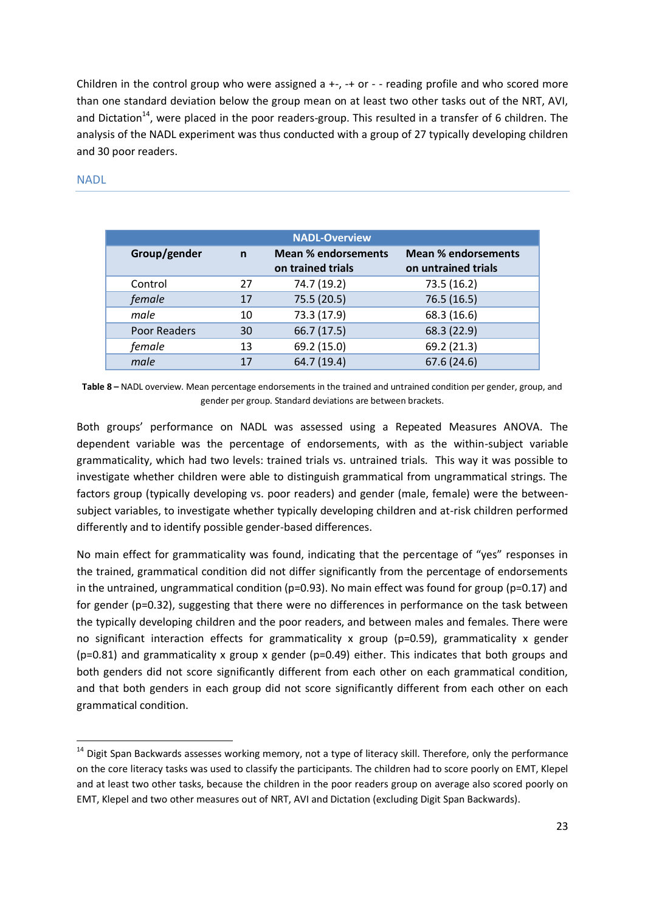Children in the control group who were assigned a +-, -+ or - - reading profile and who scored more than one standard deviation below the group mean on at least two other tasks out of the NRT, AVI, and Dictation[14], were placed in the poor readers-group. This resulted in a transfer of 6 children. The analysis of the NADL experiment was thus conducted with a group of 27 typically developing children and 30 poor readers.

## NADL

| NADL-Overview | | | |
|---|---|---|---|
| **Group/gender** | **n** | **Mean % endorsements on trained trials** | **Mean % endorsements on untrained trials** |
| Control | 27 | 74.7 (19.2) | 73.5 (16.2) |
| *female* | 17 | 75.5 (20.5) | 76.5 (16.5) |
| *male* | 10 | 73.3 (17.9) | 68.3 (16.6) |
| Poor Readers | 30 | 66.7 (17.5) | 68.3 (22.9) |
| *female* | 13 | 69.2 (15.0) | 69.2 (21.3) |
| *male* | 17 | 64.7 (19.4) | 67.6 (24.6) |

**Table 8 –** NADL overview. Mean percentage endorsements in the trained and untrained condition per gender, group, and gender per group. Standard deviations are between brackets.

Both groups' performance on NADL was assessed using a Repeated Measures ANOVA. The dependent variable was the percentage of endorsements, with as the within-subject variable grammaticality, which had two levels: trained trials vs. untrained trials. This way it was possible to investigate whether children were able to distinguish grammatical from ungrammatical strings. The factors group (typically developing vs. poor readers) and gender (male, female) were the between-subject variables, to investigate whether typically developing children and at-risk children performed differently and to identify possible gender-based differences.

No main effect for grammaticality was found, indicating that the percentage of "yes" responses in the trained, grammatical condition did not differ significantly from the percentage of endorsements in the untrained, ungrammatical condition ($p=0.93$). No main effect was found for group ($p=0.17$) and for gender ($p=0.32$), suggesting that there were no differences in performance on the task between the typically developing children and the poor readers, and between males and females. There were no significant interaction effects for grammaticality x group ($p=0.59$), grammaticality x gender ($p=0.81$) and grammaticality x group x gender ($p=0.49$) either. This indicates that both groups and both genders did not score significantly different from each other on each grammatical condition, and that both genders in each group did not score significantly different from each other on each grammatical condition.

[14] Digit Span Backwards assesses working memory, not a type of literacy skill. Therefore, only the performance on the core literacy tasks was used to classify the participants. The children had to score poorly on EMT, Klepel and at least two other tasks, because the children in the poor readers group on average also scored poorly on EMT, Klepel and two other measures out of NRT, AVI and Dictation (excluding Digit Span Backwards).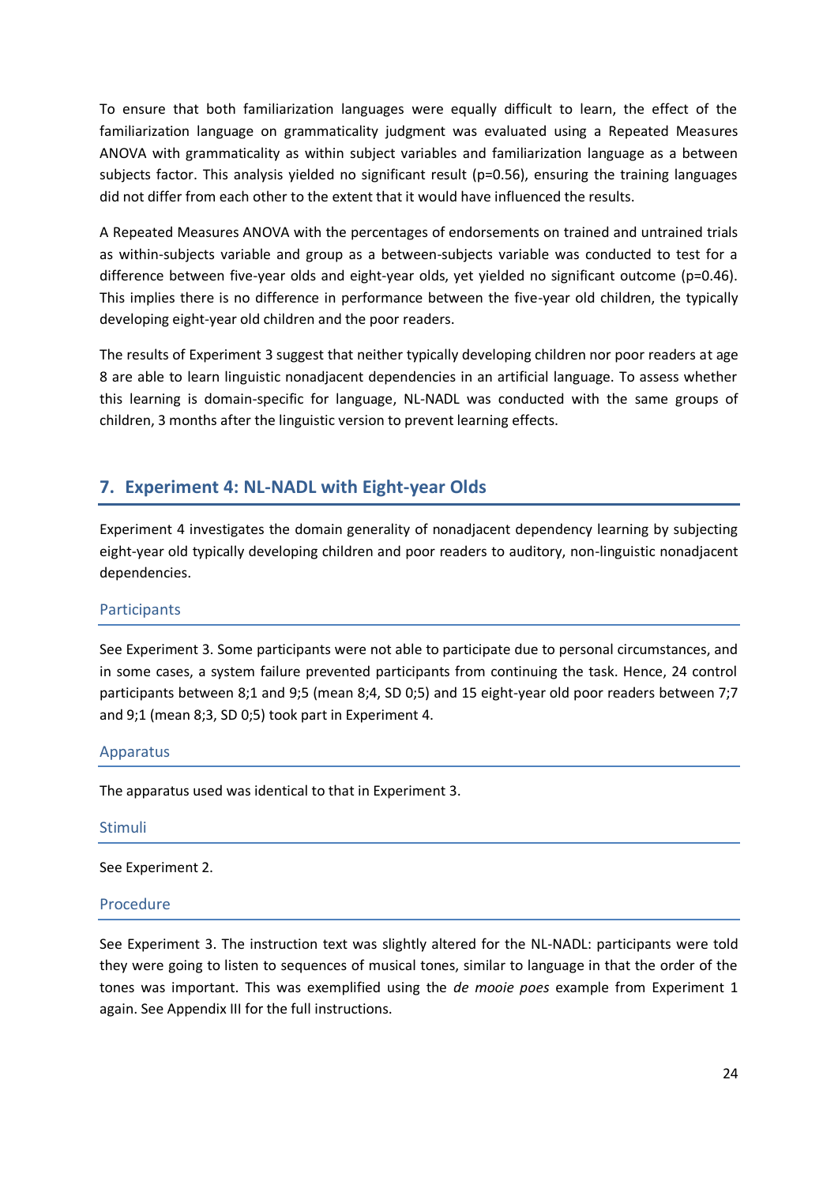To ensure that both familiarization languages were equally difficult to learn, the effect of the familiarization language on grammaticality judgment was evaluated using a Repeated Measures ANOVA with grammaticality as within subject variables and familiarization language as a between subjects factor. This analysis yielded no significant result ($p=0.56$), ensuring the training languages did not differ from each other to the extent that it would have influenced the results.

A Repeated Measures ANOVA with the percentages of endorsements on trained and untrained trials as within-subjects variable and group as a between-subjects variable was conducted to test for a difference between five-year olds and eight-year olds, yet yielded no significant outcome ($p=0.46$). This implies there is no difference in performance between the five-year old children, the typically developing eight-year old children and the poor readers.

The results of Experiment 3 suggest that neither typically developing children nor poor readers at age 8 are able to learn linguistic nonadjacent dependencies in an artificial language. To assess whether this learning is domain-specific for language, NL-NADL was conducted with the same groups of children, 3 months after the linguistic version to prevent learning effects.

## 7. Experiment 4: NL-NADL with Eight-year Olds

Experiment 4 investigates the domain generality of nonadjacent dependency learning by subjecting eight-year old typically developing children and poor readers to auditory, non-linguistic nonadjacent dependencies.

### Participants

See Experiment 3. Some participants were not able to participate due to personal circumstances, and in some cases, a system failure prevented participants from continuing the task. Hence, 24 control participants between 8;1 and 9;5 (mean 8;4, SD 0;5) and 15 eight-year old poor readers between 7;7 and 9;1 (mean 8;3, SD 0;5) took part in Experiment 4.

### Apparatus

The apparatus used was identical to that in Experiment 3.

### Stimuli

See Experiment 2.

### Procedure

See Experiment 3. The instruction text was slightly altered for the NL-NADL: participants were told they were going to listen to sequences of musical tones, similar to language in that the order of the tones was important. This was exemplified using the *de mooie poes* example from Experiment 1 again. See Appendix III for the full instructions.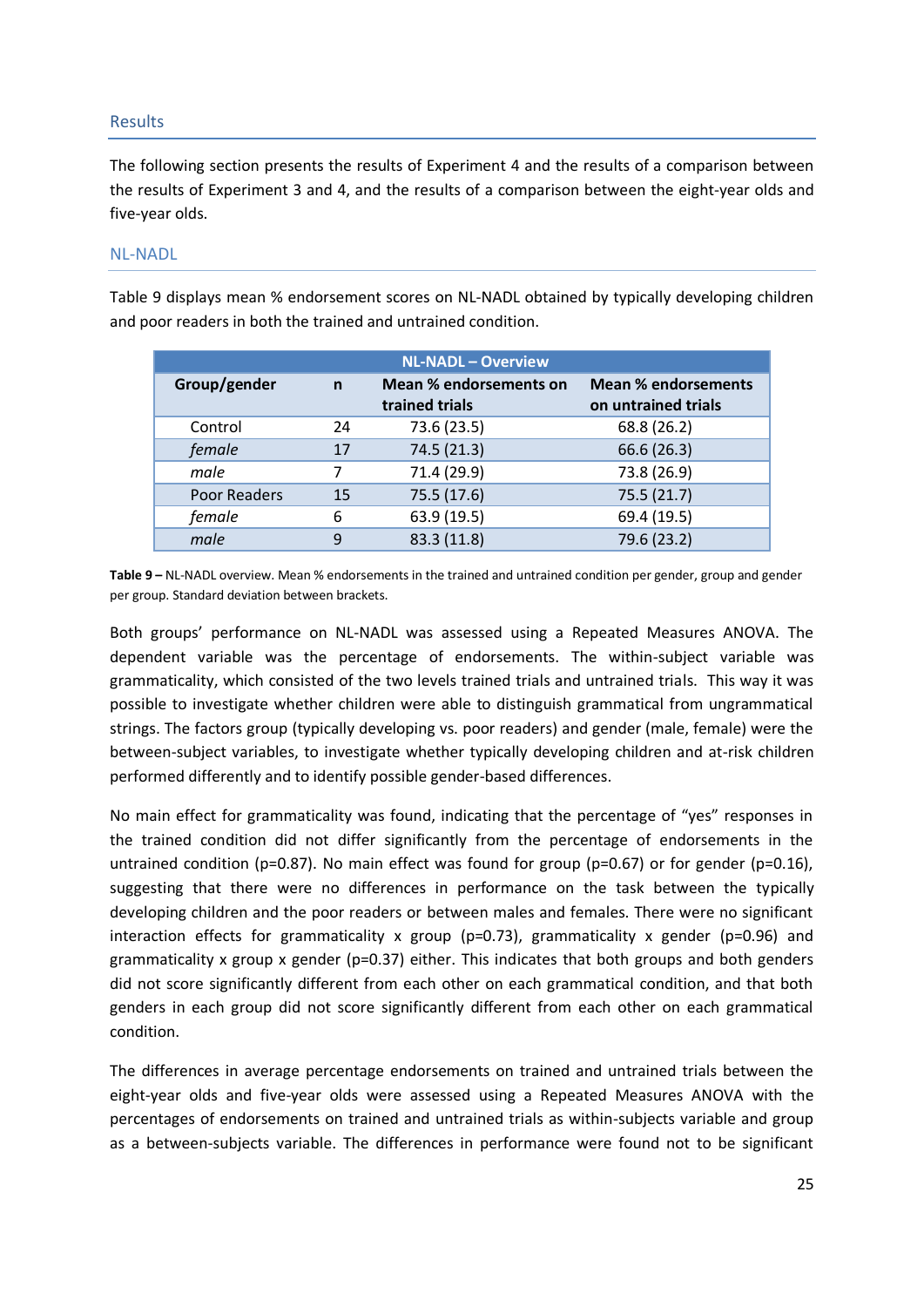## Results

The following section presents the results of Experiment 4 and the results of a comparison between the results of Experiment 3 and 4, and the results of a comparison between the eight-year olds and five-year olds.

### NL-NADL

Table 9 displays mean % endorsement scores on NL-NADL obtained by typically developing children and poor readers in both the trained and untrained condition.

| NL-NADL – Overview | | | |
|---|---|---|---|
| **Group/gender** | **n** | **Mean % endorsements on trained trials** | **Mean % endorsements on untrained trials** |
| Control | 24 | 73.6 (23.5) | 68.8 (26.2) |
| *female* | 17 | 74.5 (21.3) | 66.6 (26.3) |
| *male* | 7 | 71.4 (29.9) | 73.8 (26.9) |
| Poor Readers | 15 | 75.5 (17.6) | 75.5 (21.7) |
| *female* | 6 | 63.9 (19.5) | 69.4 (19.5) |
| *male* | 9 | 83.3 (11.8) | 79.6 (23.2) |

**Table 9 –** NL-NADL overview. Mean % endorsements in the trained and untrained condition per gender, group and gender per group. Standard deviation between brackets.

Both groups' performance on NL-NADL was assessed using a Repeated Measures ANOVA. The dependent variable was the percentage of endorsements. The within-subject variable was grammaticality, which consisted of the two levels trained trials and untrained trials. This way it was possible to investigate whether children were able to distinguish grammatical from ungrammatical strings. The factors group (typically developing vs. poor readers) and gender (male, female) were the between-subject variables, to investigate whether typically developing children and at-risk children performed differently and to identify possible gender-based differences.

No main effect for grammaticality was found, indicating that the percentage of "yes" responses in the trained condition did not differ significantly from the percentage of endorsements in the untrained condition ($p=0.87$). No main effect was found for group ($p=0.67$) or for gender ($p=0.16$), suggesting that there were no differences in performance on the task between the typically developing children and the poor readers or between males and females. There were no significant interaction effects for grammaticality x group ($p=0.73$), grammaticality x gender ($p=0.96$) and grammaticality x group x gender ($p=0.37$) either. This indicates that both groups and both genders did not score significantly different from each other on each grammatical condition, and that both genders in each group did not score significantly different from each other on each grammatical condition.

The differences in average percentage endorsements on trained and untrained trials between the eight-year olds and five-year olds were assessed using a Repeated Measures ANOVA with the percentages of endorsements on trained and untrained trials as within-subjects variable and group as a between-subjects variable. The differences in performance were found not to be significant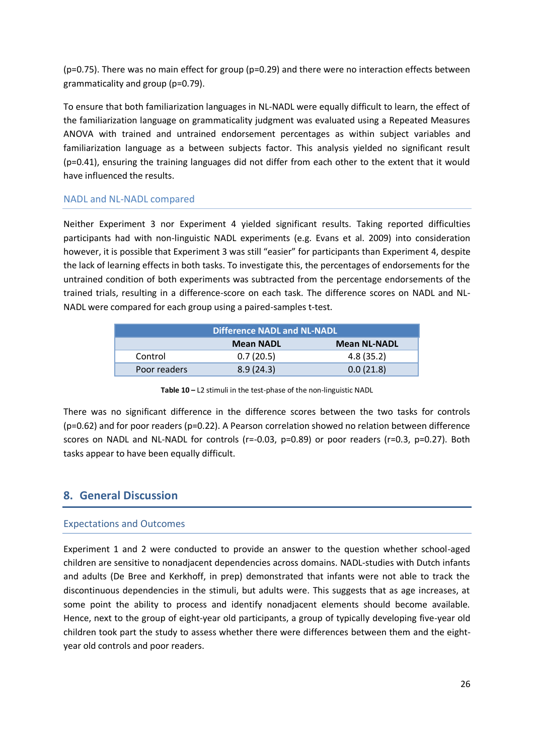(p=0.75). There was no main effect for group (p=0.29) and there were no interaction effects between grammaticality and group (p=0.79).

To ensure that both familiarization languages in NL-NADL were equally difficult to learn, the effect of the familiarization language on grammaticality judgment was evaluated using a Repeated Measures ANOVA with trained and untrained endorsement percentages as within subject variables and familiarization language as a between subjects factor. This analysis yielded no significant result (p=0.41), ensuring the training languages did not differ from each other to the extent that it would have influenced the results.

### NADL and NL-NADL compared

Neither Experiment 3 nor Experiment 4 yielded significant results. Taking reported difficulties participants had with non-linguistic NADL experiments (e.g. Evans et al. 2009) into consideration however, it is possible that Experiment 3 was still "easier" for participants than Experiment 4, despite the lack of learning effects in both tasks. To investigate this, the percentages of endorsements for the untrained condition of both experiments was subtracted from the percentage endorsements of the trained trials, resulting in a difference-score on each task. The difference scores on NADL and NL-NADL were compared for each group using a paired-samples t-test.

| Difference NADL and NL-NADL | | |
|---|---|---|
| | **Mean NADL** | **Mean NL-NADL** |
| Control | 0.7 (20.5) | 4.8 (35.2) |
| Poor readers | 8.9 (24.3) | 0.0 (21.8) |

**Table 10 –** L2 stimuli in the test-phase of the non-linguistic NADL

There was no significant difference in the difference scores between the two tasks for controls (p=0.62) and for poor readers (p=0.22). A Pearson correlation showed no relation between difference scores on NADL and NL-NADL for controls (r=-0.03, p=0.89) or poor readers (r=0.3, p=0.27). Both tasks appear to have been equally difficult.

## 8. General Discussion

### Expectations and Outcomes

Experiment 1 and 2 were conducted to provide an answer to the question whether school-aged children are sensitive to nonadjacent dependencies across domains. NADL-studies with Dutch infants and adults (De Bree and Kerkhoff, in prep) demonstrated that infants were not able to track the discontinuous dependencies in the stimuli, but adults were. This suggests that as age increases, at some point the ability to process and identify nonadjacent elements should become available. Hence, next to the group of eight-year old participants, a group of typically developing five-year old children took part the study to assess whether there were differences between them and the eight-year old controls and poor readers.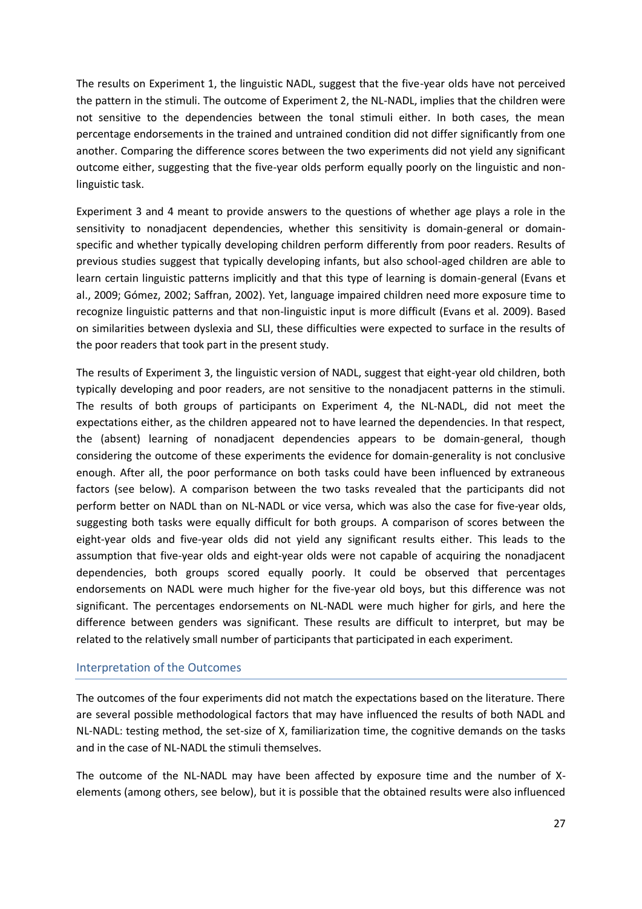The results on Experiment 1, the linguistic NADL, suggest that the five-year olds have not perceived the pattern in the stimuli. The outcome of Experiment 2, the NL-NADL, implies that the children were not sensitive to the dependencies between the tonal stimuli either. In both cases, the mean percentage endorsements in the trained and untrained condition did not differ significantly from one another. Comparing the difference scores between the two experiments did not yield any significant outcome either, suggesting that the five-year olds perform equally poorly on the linguistic and non-linguistic task.

Experiment 3 and 4 meant to provide answers to the questions of whether age plays a role in the sensitivity to nonadjacent dependencies, whether this sensitivity is domain-general or domain-specific and whether typically developing children perform differently from poor readers. Results of previous studies suggest that typically developing infants, but also school-aged children are able to learn certain linguistic patterns implicitly and that this type of learning is domain-general (Evans et al., 2009; Gómez, 2002; Saffran, 2002). Yet, language impaired children need more exposure time to recognize linguistic patterns and that non-linguistic input is more difficult (Evans et al. 2009). Based on similarities between dyslexia and SLI, these difficulties were expected to surface in the results of the poor readers that took part in the present study.

The results of Experiment 3, the linguistic version of NADL, suggest that eight-year old children, both typically developing and poor readers, are not sensitive to the nonadjacent patterns in the stimuli. The results of both groups of participants on Experiment 4, the NL-NADL, did not meet the expectations either, as the children appeared not to have learned the dependencies. In that respect, the (absent) learning of nonadjacent dependencies appears to be domain-general, though considering the outcome of these experiments the evidence for domain-generality is not conclusive enough. After all, the poor performance on both tasks could have been influenced by extraneous factors (see below). A comparison between the two tasks revealed that the participants did not perform better on NADL than on NL-NADL or vice versa, which was also the case for five-year olds, suggesting both tasks were equally difficult for both groups. A comparison of scores between the eight-year olds and five-year olds did not yield any significant results either. This leads to the assumption that five-year olds and eight-year olds were not capable of acquiring the nonadjacent dependencies, both groups scored equally poorly. It could be observed that percentages endorsements on NADL were much higher for the five-year old boys, but this difference was not significant. The percentages endorsements on NL-NADL were much higher for girls, and here the difference between genders was significant. These results are difficult to interpret, but may be related to the relatively small number of participants that participated in each experiment.

## Interpretation of the Outcomes

The outcomes of the four experiments did not match the expectations based on the literature. There are several possible methodological factors that may have influenced the results of both NADL and NL-NADL: testing method, the set-size of X, familiarization time, the cognitive demands on the tasks and in the case of NL-NADL the stimuli themselves.

The outcome of the NL-NADL may have been affected by exposure time and the number of X-elements (among others, see below), but it is possible that the obtained results were also influenced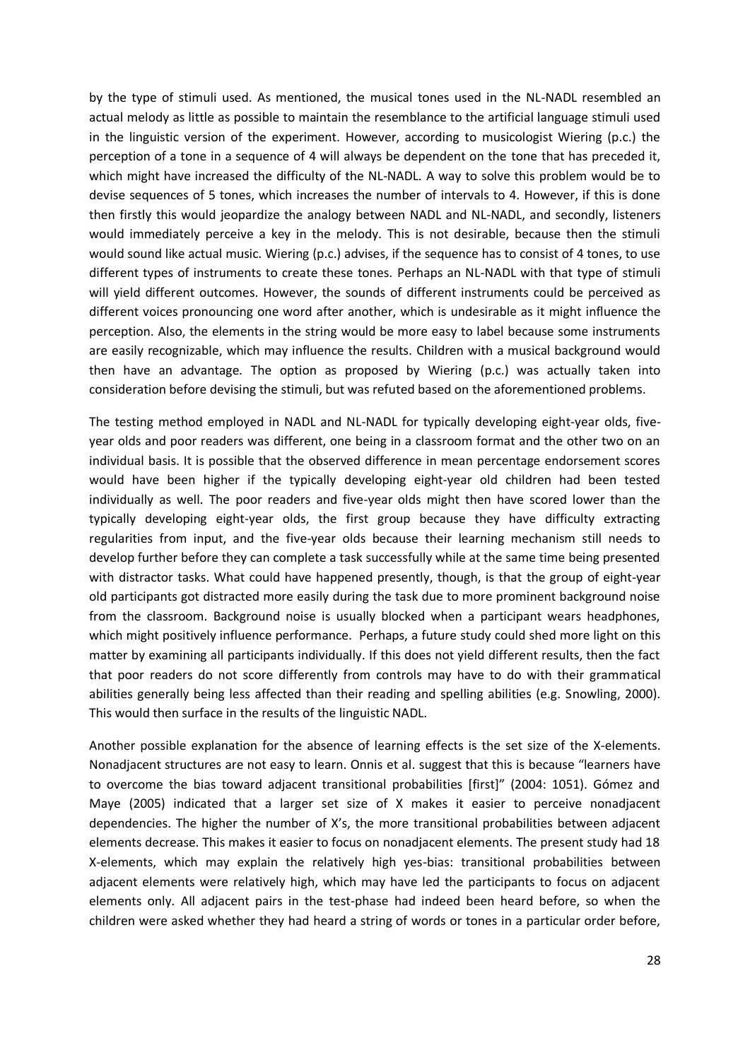by the type of stimuli used. As mentioned, the musical tones used in the NL-NADL resembled an actual melody as little as possible to maintain the resemblance to the artificial language stimuli used in the linguistic version of the experiment. However, according to musicologist Wiering (p.c.) the perception of a tone in a sequence of 4 will always be dependent on the tone that has preceded it, which might have increased the difficulty of the NL-NADL. A way to solve this problem would be to devise sequences of 5 tones, which increases the number of intervals to 4. However, if this is done then firstly this would jeopardize the analogy between NADL and NL-NADL, and secondly, listeners would immediately perceive a key in the melody. This is not desirable, because then the stimuli would sound like actual music. Wiering (p.c.) advises, if the sequence has to consist of 4 tones, to use different types of instruments to create these tones. Perhaps an NL-NADL with that type of stimuli will yield different outcomes. However, the sounds of different instruments could be perceived as different voices pronouncing one word after another, which is undesirable as it might influence the perception. Also, the elements in the string would be more easy to label because some instruments are easily recognizable, which may influence the results. Children with a musical background would then have an advantage. The option as proposed by Wiering (p.c.) was actually taken into consideration before devising the stimuli, but was refuted based on the aforementioned problems.

The testing method employed in NADL and NL-NADL for typically developing eight-year olds, five-year olds and poor readers was different, one being in a classroom format and the other two on an individual basis. It is possible that the observed difference in mean percentage endorsement scores would have been higher if the typically developing eight-year old children had been tested individually as well. The poor readers and five-year olds might then have scored lower than the typically developing eight-year olds, the first group because they have difficulty extracting regularities from input, and the five-year olds because their learning mechanism still needs to develop further before they can complete a task successfully while at the same time being presented with distractor tasks. What could have happened presently, though, is that the group of eight-year old participants got distracted more easily during the task due to more prominent background noise from the classroom. Background noise is usually blocked when a participant wears headphones, which might positively influence performance. Perhaps, a future study could shed more light on this matter by examining all participants individually. If this does not yield different results, then the fact that poor readers do not score differently from controls may have to do with their grammatical abilities generally being less affected than their reading and spelling abilities (e.g. Snowling, 2000). This would then surface in the results of the linguistic NADL.

Another possible explanation for the absence of learning effects is the set size of the X-elements. Nonadjacent structures are not easy to learn. Onnis et al. suggest that this is because "learners have to overcome the bias toward adjacent transitional probabilities [first]" (2004: 1051). Gómez and Maye (2005) indicated that a larger set size of X makes it easier to perceive nonadjacent dependencies. The higher the number of X's, the more transitional probabilities between adjacent elements decrease. This makes it easier to focus on nonadjacent elements. The present study had 18 X-elements, which may explain the relatively high yes-bias: transitional probabilities between adjacent elements were relatively high, which may have led the participants to focus on adjacent elements only. All adjacent pairs in the test-phase had indeed been heard before, so when the children were asked whether they had heard a string of words or tones in a particular order before,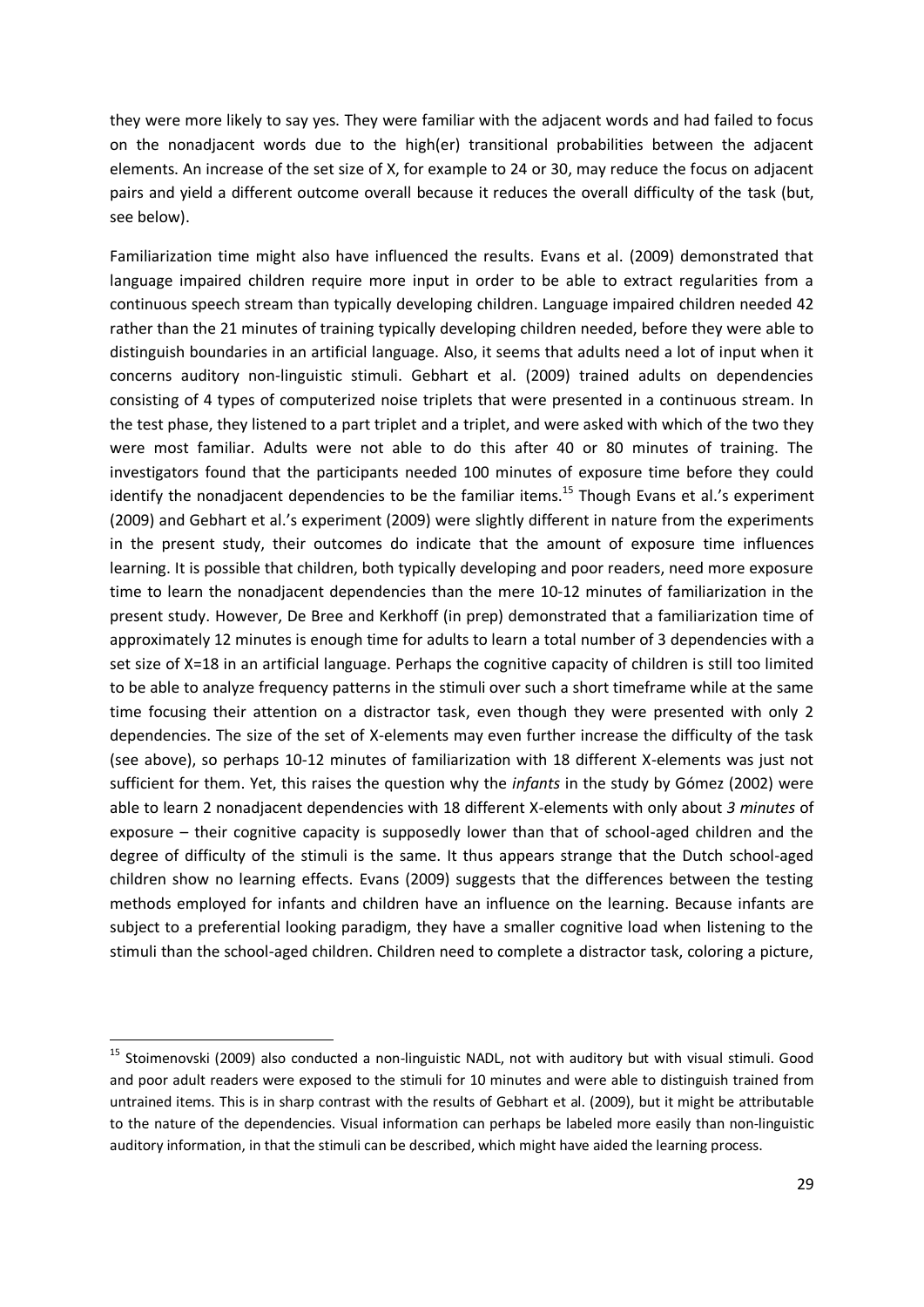they were more likely to say yes. They were familiar with the adjacent words and had failed to focus on the nonadjacent words due to the high(er) transitional probabilities between the adjacent elements. An increase of the set size of X, for example to 24 or 30, may reduce the focus on adjacent pairs and yield a different outcome overall because it reduces the overall difficulty of the task (but, see below).

Familiarization time might also have influenced the results. Evans et al. (2009) demonstrated that language impaired children require more input in order to be able to extract regularities from a continuous speech stream than typically developing children. Language impaired children needed 42 rather than the 21 minutes of training typically developing children needed, before they were able to distinguish boundaries in an artificial language. Also, it seems that adults need a lot of input when it concerns auditory non-linguistic stimuli. Gebhart et al. (2009) trained adults on dependencies consisting of 4 types of computerized noise triplets that were presented in a continuous stream. In the test phase, they listened to a part triplet and a triplet, and were asked with which of the two they were most familiar. Adults were not able to do this after 40 or 80 minutes of training. The investigators found that the participants needed 100 minutes of exposure time before they could identify the nonadjacent dependencies to be the familiar items.[15] Though Evans et al.'s experiment (2009) and Gebhart et al.'s experiment (2009) were slightly different in nature from the experiments in the present study, their outcomes do indicate that the amount of exposure time influences learning. It is possible that children, both typically developing and poor readers, need more exposure time to learn the nonadjacent dependencies than the mere 10-12 minutes of familiarization in the present study. However, De Bree and Kerkhoff (in prep) demonstrated that a familiarization time of approximately 12 minutes is enough time for adults to learn a total number of 3 dependencies with a set size of X=18 in an artificial language. Perhaps the cognitive capacity of children is still too limited to be able to analyze frequency patterns in the stimuli over such a short timeframe while at the same time focusing their attention on a distractor task, even though they were presented with only 2 dependencies. The size of the set of X-elements may even further increase the difficulty of the task (see above), so perhaps 10-12 minutes of familiarization with 18 different X-elements was just not sufficient for them. Yet, this raises the question why the *infants* in the study by Gómez (2002) were able to learn 2 nonadjacent dependencies with 18 different X-elements with only about *3 minutes* of exposure – their cognitive capacity is supposedly lower than that of school-aged children and the degree of difficulty of the stimuli is the same. It thus appears strange that the Dutch school-aged children show no learning effects. Evans (2009) suggests that the differences between the testing methods employed for infants and children have an influence on the learning. Because infants are subject to a preferential looking paradigm, they have a smaller cognitive load when listening to the stimuli than the school-aged children. Children need to complete a distractor task, coloring a picture,

---

[15] Stoimenovski (2009) also conducted a non-linguistic NADL, not with auditory but with visual stimuli. Good and poor adult readers were exposed to the stimuli for 10 minutes and were able to distinguish trained from untrained items. This is in sharp contrast with the results of Gebhart et al. (2009), but it might be attributable to the nature of the dependencies. Visual information can perhaps be labeled more easily than non-linguistic auditory information, in that the stimuli can be described, which might have aided the learning process.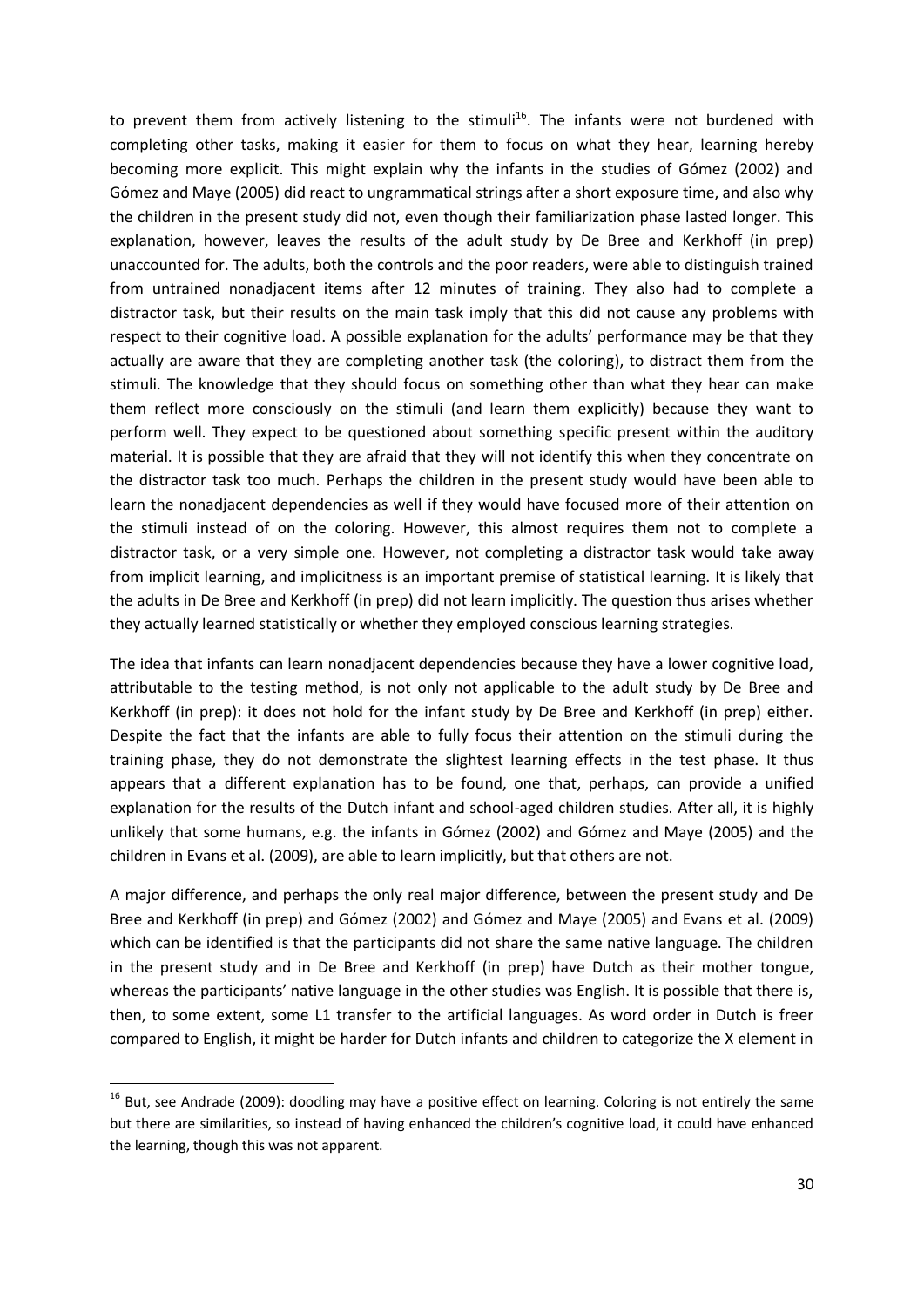to prevent them from actively listening to the stimuli[16]. The infants were not burdened with completing other tasks, making it easier for them to focus on what they hear, learning hereby becoming more explicit. This might explain why the infants in the studies of Gómez (2002) and Gómez and Maye (2005) did react to ungrammatical strings after a short exposure time, and also why the children in the present study did not, even though their familiarization phase lasted longer. This explanation, however, leaves the results of the adult study by De Bree and Kerkhoff (in prep) unaccounted for. The adults, both the controls and the poor readers, were able to distinguish trained from untrained nonadjacent items after 12 minutes of training. They also had to complete a distractor task, but their results on the main task imply that this did not cause any problems with respect to their cognitive load. A possible explanation for the adults' performance may be that they actually are aware that they are completing another task (the coloring), to distract them from the stimuli. The knowledge that they should focus on something other than what they hear can make them reflect more consciously on the stimuli (and learn them explicitly) because they want to perform well. They expect to be questioned about something specific present within the auditory material. It is possible that they are afraid that they will not identify this when they concentrate on the distractor task too much. Perhaps the children in the present study would have been able to learn the nonadjacent dependencies as well if they would have focused more of their attention on the stimuli instead of on the coloring. However, this almost requires them not to complete a distractor task, or a very simple one. However, not completing a distractor task would take away from implicit learning, and implicitness is an important premise of statistical learning. It is likely that the adults in De Bree and Kerkhoff (in prep) did not learn implicitly. The question thus arises whether they actually learned statistically or whether they employed conscious learning strategies.

The idea that infants can learn nonadjacent dependencies because they have a lower cognitive load, attributable to the testing method, is not only not applicable to the adult study by De Bree and Kerkhoff (in prep): it does not hold for the infant study by De Bree and Kerkhoff (in prep) either. Despite the fact that the infants are able to fully focus their attention on the stimuli during the training phase, they do not demonstrate the slightest learning effects in the test phase. It thus appears that a different explanation has to be found, one that, perhaps, can provide a unified explanation for the results of the Dutch infant and school-aged children studies. After all, it is highly unlikely that some humans, e.g. the infants in Gómez (2002) and Gómez and Maye (2005) and the children in Evans et al. (2009), are able to learn implicitly, but that others are not.

A major difference, and perhaps the only real major difference, between the present study and De Bree and Kerkhoff (in prep) and Gómez (2002) and Gómez and Maye (2005) and Evans et al. (2009) which can be identified is that the participants did not share the same native language. The children in the present study and in De Bree and Kerkhoff (in prep) have Dutch as their mother tongue, whereas the participants' native language in the other studies was English. It is possible that there is, then, to some extent, some L1 transfer to the artificial languages. As word order in Dutch is freer compared to English, it might be harder for Dutch infants and children to categorize the X element in

[16] But, see Andrade (2009): doodling may have a positive effect on learning. Coloring is not entirely the same but there are similarities, so instead of having enhanced the children's cognitive load, it could have enhanced the learning, though this was not apparent.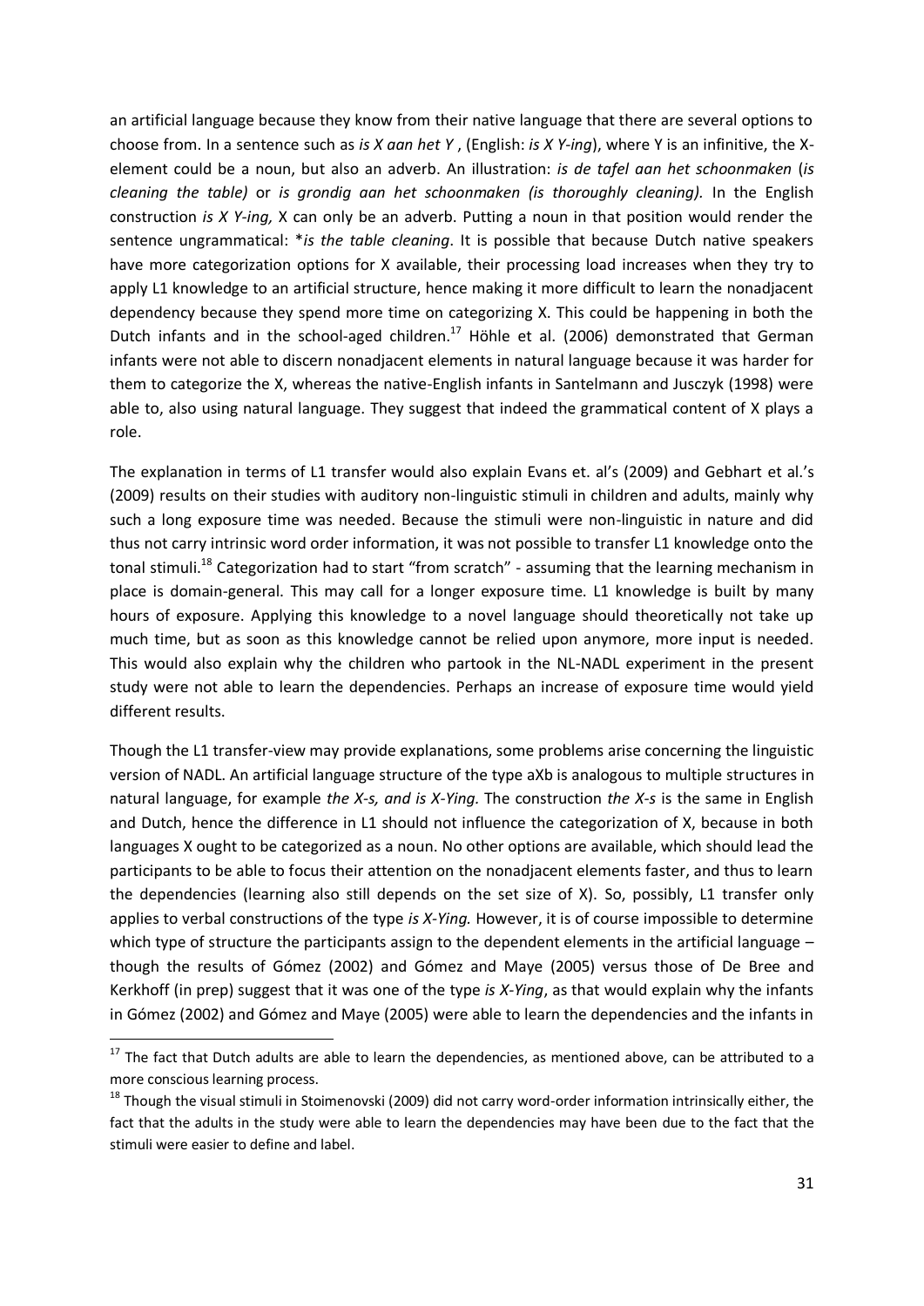an artificial language because they know from their native language that there are several options to choose from. In a sentence such as *is X aan het Y* , (English: *is X Y-ing*), where Y is an infinitive, the X-element could be a noun, but also an adverb. An illustration: *is de tafel aan het schoonmaken* (*is cleaning the table)* or *is grondig aan het schoonmaken (is thoroughly cleaning).* In the English construction *is X Y-ing,* X can only be an adverb. Putting a noun in that position would render the sentence ungrammatical: **is the table cleaning*. It is possible that because Dutch native speakers have more categorization options for X available, their processing load increases when they try to apply L1 knowledge to an artificial structure, hence making it more difficult to learn the nonadjacent dependency because they spend more time on categorizing X. This could be happening in both the Dutch infants and in the school-aged children.[17] Höhle et al. (2006) demonstrated that German infants were not able to discern nonadjacent elements in natural language because it was harder for them to categorize the X, whereas the native-English infants in Santelmann and Jusczyk (1998) were able to, also using natural language. They suggest that indeed the grammatical content of X plays a role.

The explanation in terms of L1 transfer would also explain Evans et. al's (2009) and Gebhart et al.'s (2009) results on their studies with auditory non-linguistic stimuli in children and adults, mainly why such a long exposure time was needed. Because the stimuli were non-linguistic in nature and did thus not carry intrinsic word order information, it was not possible to transfer L1 knowledge onto the tonal stimuli.[18] Categorization had to start "from scratch" - assuming that the learning mechanism in place is domain-general. This may call for a longer exposure time. L1 knowledge is built by many hours of exposure. Applying this knowledge to a novel language should theoretically not take up much time, but as soon as this knowledge cannot be relied upon anymore, more input is needed. This would also explain why the children who partook in the NL-NADL experiment in the present study were not able to learn the dependencies. Perhaps an increase of exposure time would yield different results.

Though the L1 transfer-view may provide explanations, some problems arise concerning the linguistic version of NADL. An artificial language structure of the type aXb is analogous to multiple structures in natural language, for example *the X-s, and is X-Ying.* The construction *the X-s* is the same in English and Dutch, hence the difference in L1 should not influence the categorization of X, because in both languages X ought to be categorized as a noun. No other options are available, which should lead the participants to be able to focus their attention on the nonadjacent elements faster, and thus to learn the dependencies (learning also still depends on the set size of X). So, possibly, L1 transfer only applies to verbal constructions of the type *is X-Ying.* However, it is of course impossible to determine which type of structure the participants assign to the dependent elements in the artificial language – though the results of Gómez (2002) and Gómez and Maye (2005) versus those of De Bree and Kerkhoff (in prep) suggest that it was one of the type *is X-Ying*, as that would explain why the infants in Gómez (2002) and Gómez and Maye (2005) were able to learn the dependencies and the infants in

---

[17] The fact that Dutch adults are able to learn the dependencies, as mentioned above, can be attributed to a more conscious learning process.

[18] Though the visual stimuli in Stoimenovski (2009) did not carry word-order information intrinsically either, the fact that the adults in the study were able to learn the dependencies may have been due to the fact that the stimuli were easier to define and label.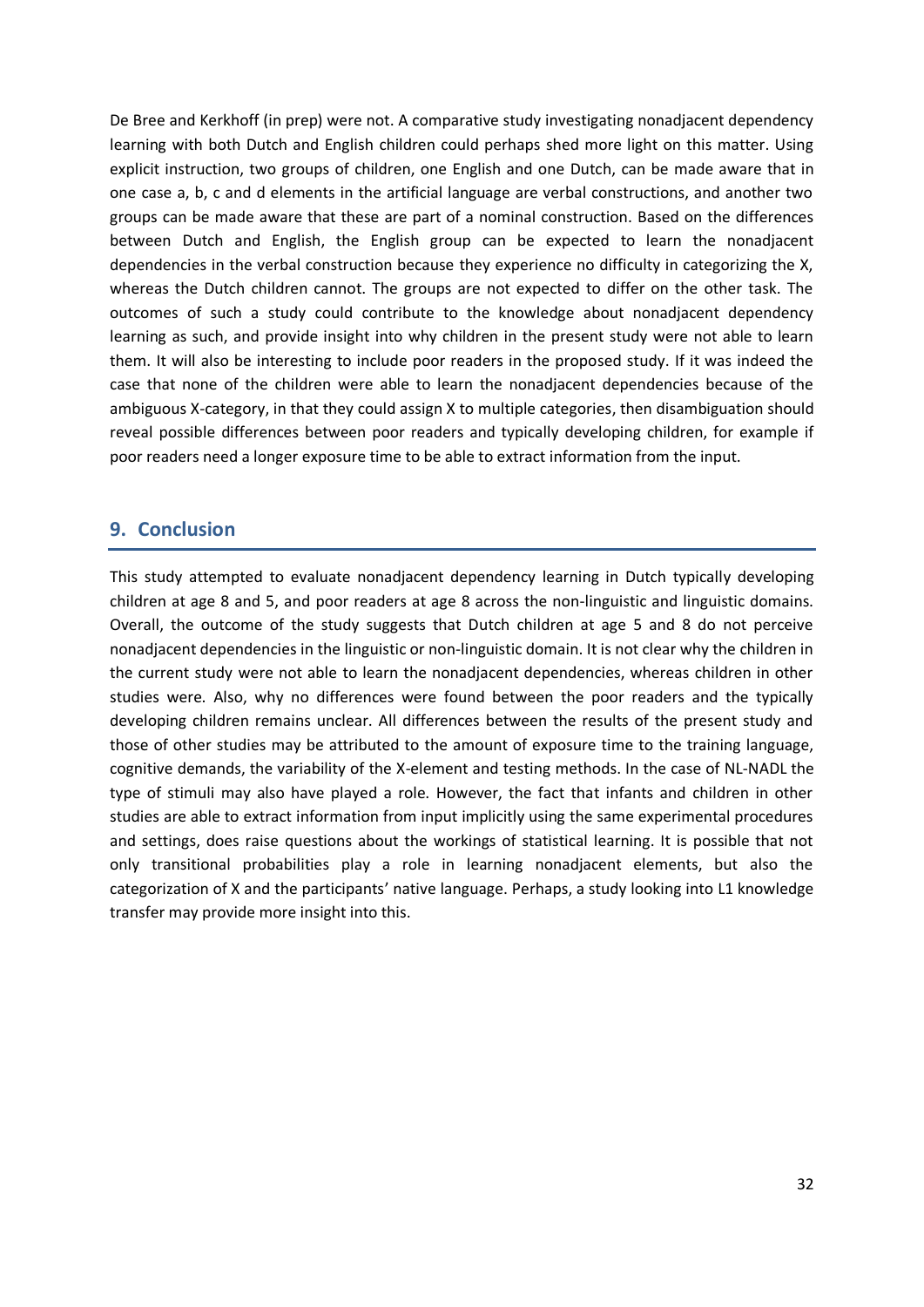De Bree and Kerkhoff (in prep) were not. A comparative study investigating nonadjacent dependency learning with both Dutch and English children could perhaps shed more light on this matter. Using explicit instruction, two groups of children, one English and one Dutch, can be made aware that in one case a, b, c and d elements in the artificial language are verbal constructions, and another two groups can be made aware that these are part of a nominal construction. Based on the differences between Dutch and English, the English group can be expected to learn the nonadjacent dependencies in the verbal construction because they experience no difficulty in categorizing the X, whereas the Dutch children cannot. The groups are not expected to differ on the other task. The outcomes of such a study could contribute to the knowledge about nonadjacent dependency learning as such, and provide insight into why children in the present study were not able to learn them. It will also be interesting to include poor readers in the proposed study. If it was indeed the case that none of the children were able to learn the nonadjacent dependencies because of the ambiguous X-category, in that they could assign X to multiple categories, then disambiguation should reveal possible differences between poor readers and typically developing children, for example if poor readers need a longer exposure time to be able to extract information from the input.

## 9. Conclusion

This study attempted to evaluate nonadjacent dependency learning in Dutch typically developing children at age 8 and 5, and poor readers at age 8 across the non-linguistic and linguistic domains. Overall, the outcome of the study suggests that Dutch children at age 5 and 8 do not perceive nonadjacent dependencies in the linguistic or non-linguistic domain. It is not clear why the children in the current study were not able to learn the nonadjacent dependencies, whereas children in other studies were. Also, why no differences were found between the poor readers and the typically developing children remains unclear. All differences between the results of the present study and those of other studies may be attributed to the amount of exposure time to the training language, cognitive demands, the variability of the X-element and testing methods. In the case of NL-NADL the type of stimuli may also have played a role. However, the fact that infants and children in other studies are able to extract information from input implicitly using the same experimental procedures and settings, does raise questions about the workings of statistical learning. It is possible that not only transitional probabilities play a role in learning nonadjacent elements, but also the categorization of X and the participants' native language. Perhaps, a study looking into L1 knowledge transfer may provide more insight into this.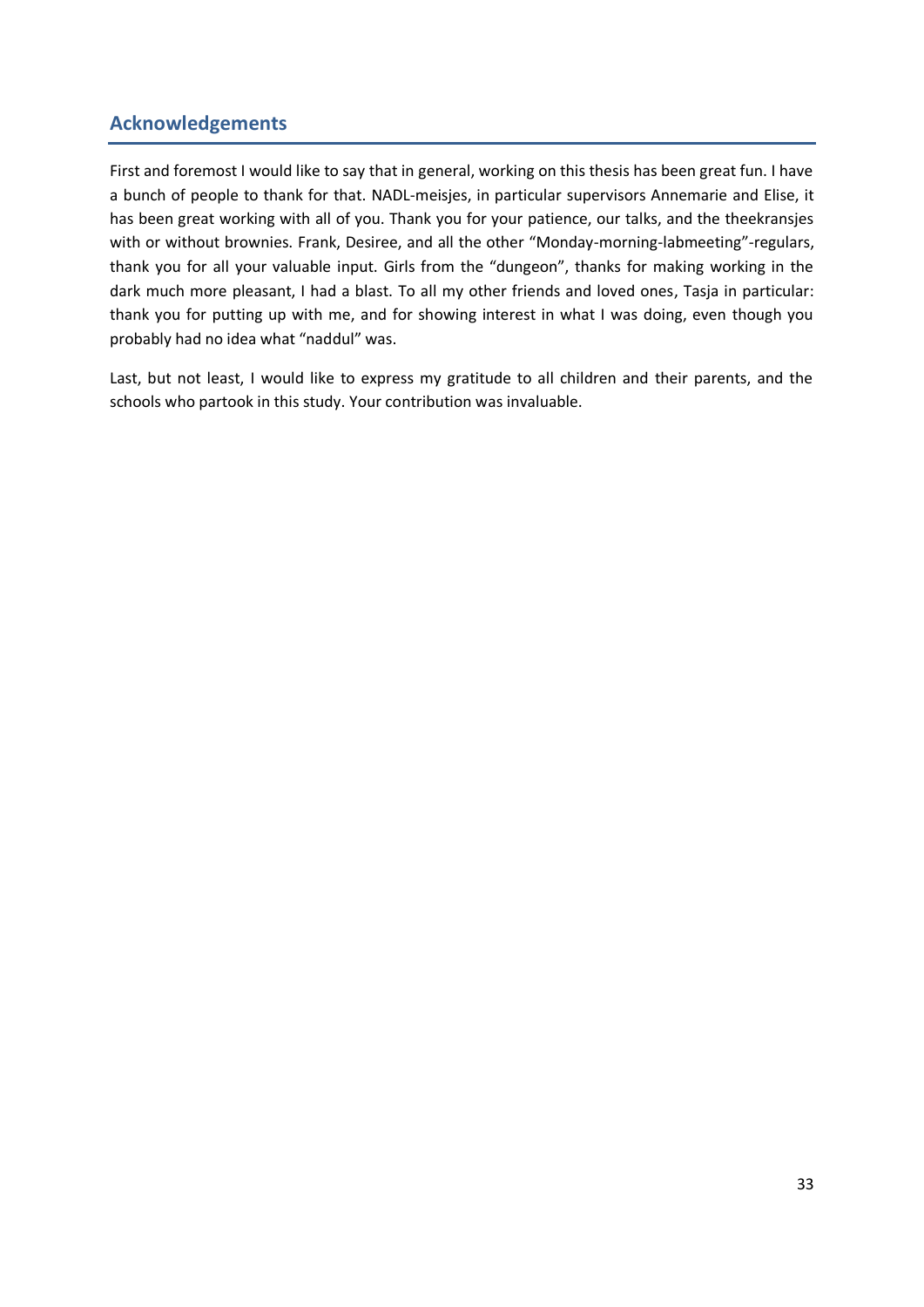## Acknowledgements

First and foremost I would like to say that in general, working on this thesis has been great fun. I have a bunch of people to thank for that. NADL-meisjes, in particular supervisors Annemarie and Elise, it has been great working with all of you. Thank you for your patience, our talks, and the theekransjes with or without brownies. Frank, Desiree, and all the other "Monday-morning-labmeeting"-regulars, thank you for all your valuable input. Girls from the "dungeon", thanks for making working in the dark much more pleasant, I had a blast. To all my other friends and loved ones, Tasja in particular: thank you for putting up with me, and for showing interest in what I was doing, even though you probably had no idea what "naddul" was.

Last, but not least, I would like to express my gratitude to all children and their parents, and the schools who partook in this study. Your contribution was invaluable.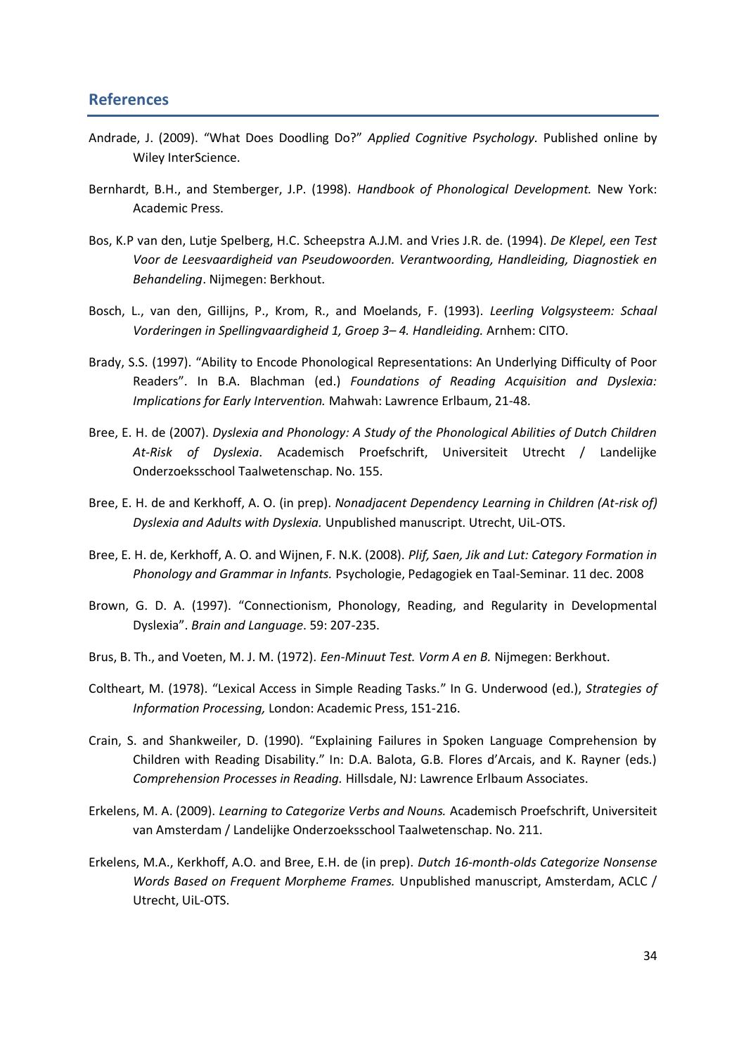## References

Andrade, J. (2009). “What Does Doodling Do?” *Applied Cognitive Psychology.* Published online by Wiley InterScience.

Bernhardt, B.H., and Stemberger, J.P. (1998). *Handbook of Phonological Development.* New York: Academic Press.

Bos, K.P van den, Lutje Spelberg, H.C. Scheepstra A.J.M. and Vries J.R. de. (1994). *De Klepel, een Test Voor de Leesvaardigheid van Pseudowoorden. Verantwoording, Handleiding, Diagnostiek en Behandeling*. Nijmegen: Berkhout.

Bosch, L., van den, Gillijns, P., Krom, R., and Moelands, F. (1993). *Leerling Volgsysteem: Schaal Vorderingen in Spellingvaardigheid 1, Groep 3– 4. Handleiding.* Arnhem: CITO.

Brady, S.S. (1997). “Ability to Encode Phonological Representations: An Underlying Difficulty of Poor Readers”. In B.A. Blachman (ed.) *Foundations of Reading Acquisition and Dyslexia: Implications for Early Intervention.* Mahwah: Lawrence Erlbaum, 21-48.

Bree, E. H. de (2007). *Dyslexia and Phonology: A Study of the Phonological Abilities of Dutch Children At-Risk of Dyslexia*. Academisch Proefschrift, Universiteit Utrecht / Landelijke Onderzoeksschool Taalwetenschap. No. 155.

Bree, E. H. de and Kerkhoff, A. O. (in prep). *Nonadjacent Dependency Learning in Children (At-risk of) Dyslexia and Adults with Dyslexia.* Unpublished manuscript. Utrecht, UiL-OTS.

Bree, E. H. de, Kerkhoff, A. O. and Wijnen, F. N.K. (2008). *Plif, Saen, Jik and Lut: Category Formation in Phonology and Grammar in Infants.* Psychologie, Pedagogiek en Taal-Seminar. 11 dec. 2008

Brown, G. D. A. (1997). “Connectionism, Phonology, Reading, and Regularity in Developmental Dyslexia”. *Brain and Language*. 59: 207-235.

Brus, B. Th., and Voeten, M. J. M. (1972). *Een-Minuut Test. Vorm A en B.* Nijmegen: Berkhout.

Coltheart, M. (1978). “Lexical Access in Simple Reading Tasks.” In G. Underwood (ed.), *Strategies of Information Processing,* London: Academic Press, 151-216.

Crain, S. and Shankweiler, D. (1990). “Explaining Failures in Spoken Language Comprehension by Children with Reading Disability.” In: D.A. Balota, G.B. Flores d’Arcais, and K. Rayner (eds.) *Comprehension Processes in Reading.* Hillsdale, NJ: Lawrence Erlbaum Associates.

Erkelens, M. A. (2009). *Learning to Categorize Verbs and Nouns.* Academisch Proefschrift, Universiteit van Amsterdam / Landelijke Onderzoeksschool Taalwetenschap. No. 211.

Erkelens, M.A., Kerkhoff, A.O. and Bree, E.H. de (in prep). *Dutch 16-month-olds Categorize Nonsense Words Based on Frequent Morpheme Frames.* Unpublished manuscript, Amsterdam, ACLC / Utrecht, UiL-OTS.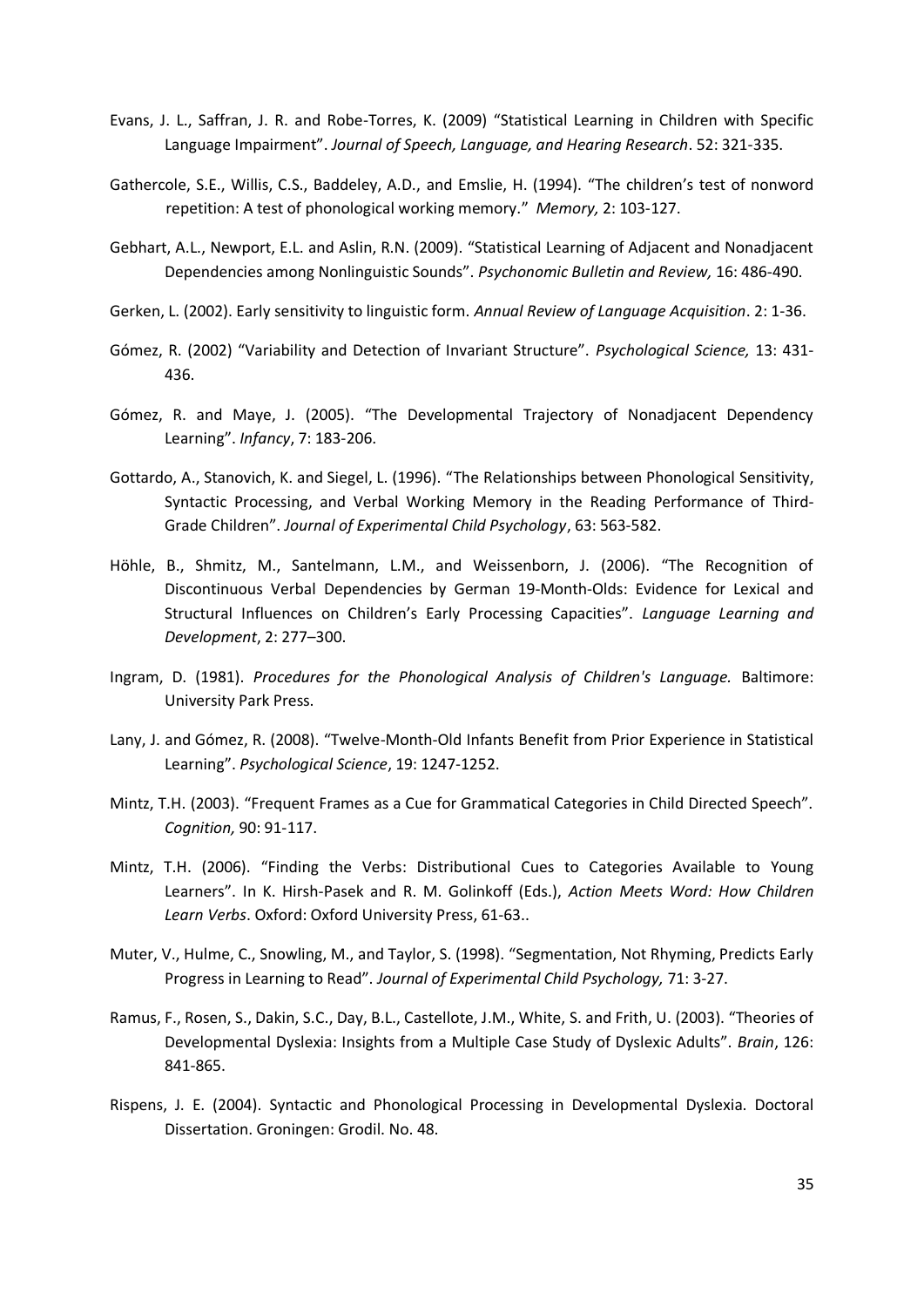Evans, J. L., Saffran, J. R. and Robe-Torres, K. (2009) “Statistical Learning in Children with Specific Language Impairment”. *Journal of Speech, Language, and Hearing Research*. 52: 321-335.

Gathercole, S.E., Willis, C.S., Baddeley, A.D., and Emslie, H. (1994). “The children’s test of nonword repetition: A test of phonological working memory.” *Memory,* 2: 103-127.

Gebhart, A.L., Newport, E.L. and Aslin, R.N. (2009). “Statistical Learning of Adjacent and Nonadjacent Dependencies among Nonlinguistic Sounds”. *Psychonomic Bulletin and Review,* 16: 486-490.

Gerken, L. (2002). Early sensitivity to linguistic form. *Annual Review of Language Acquisition*. 2: 1-36.

Gómez, R. (2002) “Variability and Detection of Invariant Structure”. *Psychological Science,* 13: 431-436.

Gómez, R. and Maye, J. (2005). “The Developmental Trajectory of Nonadjacent Dependency Learning”. *Infancy*, 7: 183-206.

Gottardo, A., Stanovich, K. and Siegel, L. (1996). “The Relationships between Phonological Sensitivity, Syntactic Processing, and Verbal Working Memory in the Reading Performance of Third-Grade Children”. *Journal of Experimental Child Psychology*, 63: 563-582.

Höhle, B., Shmitz, M., Santelmann, L.M., and Weissenborn, J. (2006). “The Recognition of Discontinuous Verbal Dependencies by German 19-Month-Olds: Evidence for Lexical and Structural Influences on Children’s Early Processing Capacities”. *Language Learning and Development*, 2: 277–300.

Ingram, D. (1981). *Procedures for the Phonological Analysis of Children's Language.* Baltimore: University Park Press.

Lany, J. and Gómez, R. (2008). “Twelve-Month-Old Infants Benefit from Prior Experience in Statistical Learning”. *Psychological Science*, 19: 1247-1252.

Mintz, T.H. (2003). “Frequent Frames as a Cue for Grammatical Categories in Child Directed Speech”. *Cognition,* 90: 91-117.

Mintz, T.H. (2006). “Finding the Verbs: Distributional Cues to Categories Available to Young Learners”. In K. Hirsh-Pasek and R. M. Golinkoff (Eds.), *Action Meets Word: How Children Learn Verbs*. Oxford: Oxford University Press, 61-63..

Muter, V., Hulme, C., Snowling, M., and Taylor, S. (1998). “Segmentation, Not Rhyming, Predicts Early Progress in Learning to Read”. *Journal of Experimental Child Psychology,* 71: 3-27.

Ramus, F., Rosen, S., Dakin, S.C., Day, B.L., Castellote, J.M., White, S. and Frith, U. (2003). “Theories of Developmental Dyslexia: Insights from a Multiple Case Study of Dyslexic Adults”. *Brain*, 126: 841-865.

Rispens, J. E. (2004). Syntactic and Phonological Processing in Developmental Dyslexia. Doctoral Dissertation. Groningen: Grodil. No. 48.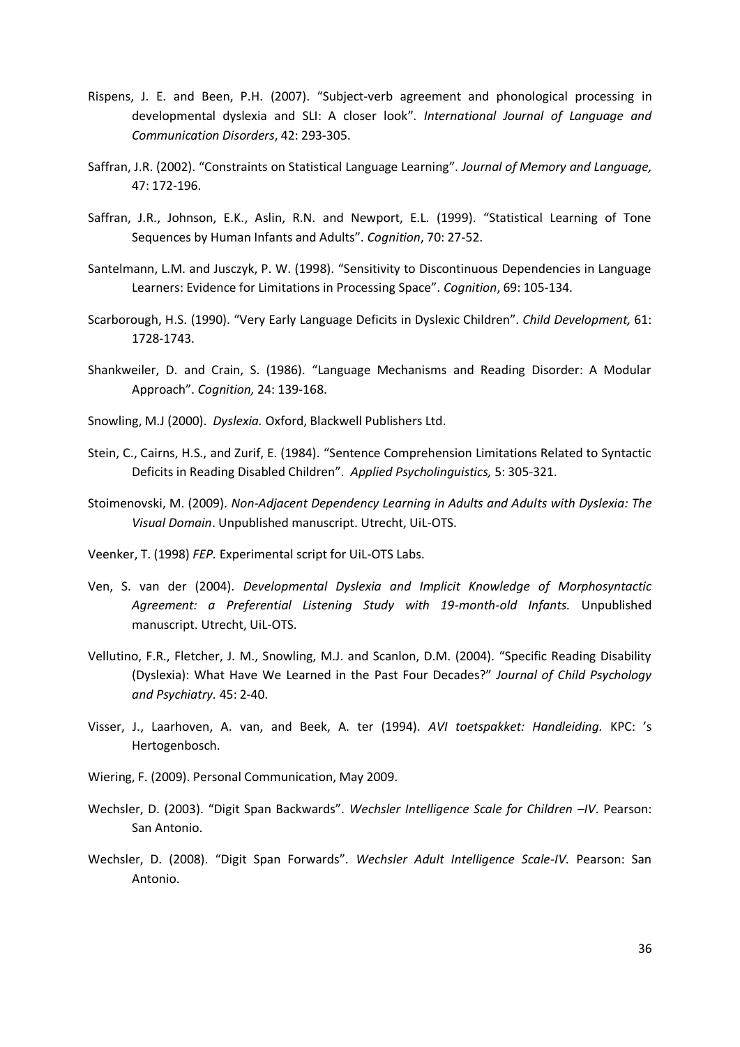Rispens, J. E. and Been, P.H. (2007). "Subject-verb agreement and phonological processing in developmental dyslexia and SLI: A closer look". *International Journal of Language and Communication Disorders*, 42: 293-305.

Saffran, J.R. (2002). "Constraints on Statistical Language Learning". *Journal of Memory and Language,* 47: 172-196.

Saffran, J.R., Johnson, E.K., Aslin, R.N. and Newport, E.L. (1999). "Statistical Learning of Tone Sequences by Human Infants and Adults". *Cognition*, 70: 27-52.

Santelmann, L.M. and Jusczyk, P. W. (1998). "Sensitivity to Discontinuous Dependencies in Language Learners: Evidence for Limitations in Processing Space". *Cognition*, 69: 105-134.

Scarborough, H.S. (1990). "Very Early Language Deficits in Dyslexic Children". *Child Development,* 61: 1728-1743.

Shankweiler, D. and Crain, S. (1986). "Language Mechanisms and Reading Disorder: A Modular Approach". *Cognition,* 24: 139-168.

Snowling, M.J (2000). *Dyslexia.* Oxford, Blackwell Publishers Ltd.

Stein, C., Cairns, H.S., and Zurif, E. (1984). "Sentence Comprehension Limitations Related to Syntactic Deficits in Reading Disabled Children". *Applied Psycholinguistics,* 5: 305-321.

Stoimenovski, M. (2009). *Non-Adjacent Dependency Learning in Adults and Adults with Dyslexia: The Visual Domain*. Unpublished manuscript. Utrecht, UiL-OTS.

Veenker, T. (1998) *FEP.* Experimental script for UiL-OTS Labs.

Ven, S. van der (2004). *Developmental Dyslexia and Implicit Knowledge of Morphosyntactic Agreement: a Preferential Listening Study with 19-month-old Infants.* Unpublished manuscript. Utrecht, UiL-OTS.

Vellutino, F.R., Fletcher, J. M., Snowling, M.J. and Scanlon, D.M. (2004). "Specific Reading Disability (Dyslexia): What Have We Learned in the Past Four Decades?" *Journal of Child Psychology and Psychiatry.* 45: 2-40.

Visser, J., Laarhoven, A. van, and Beek, A. ter (1994). *AVI toetspakket: Handleiding.* KPC: 's Hertogenbosch.

Wiering, F. (2009). Personal Communication, May 2009.

Wechsler, D. (2003). "Digit Span Backwards". *Wechsler Intelligence Scale for Children –IV*. Pearson: San Antonio.

Wechsler, D. (2008). "Digit Span Forwards". *Wechsler Adult Intelligence Scale-IV.* Pearson: San Antonio.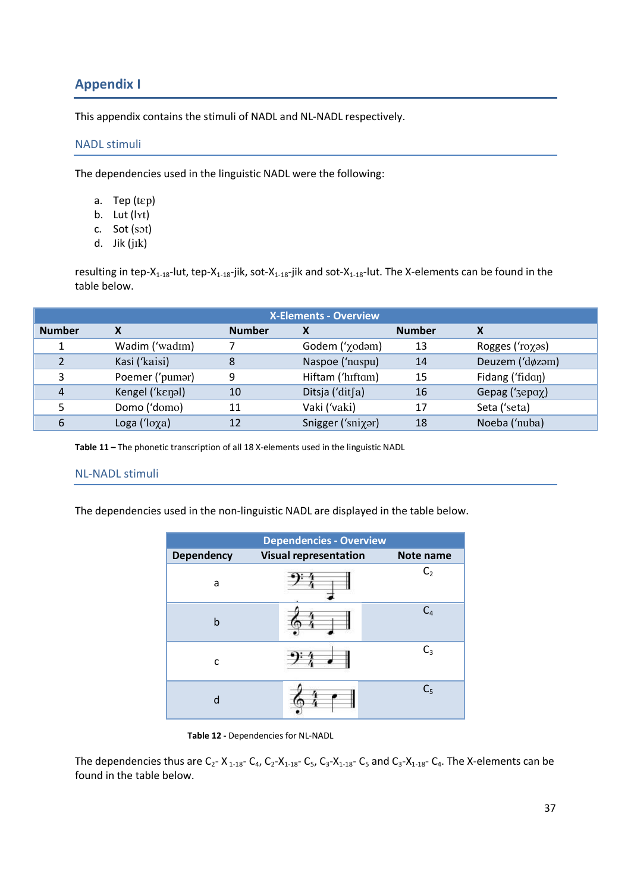# Appendix I

This appendix contains the stimuli of NADL and NL-NADL respectively.

## NADL stimuli

The dependencies used in the linguistic NADL were the following:

a. Tep (tɛp)
b. Lut (lʏt)
c. Sot (sɔt)
d. Jik (jɪk)

resulting in tep-$X_{1\text{-}18}$-lut, tep-$X_{1\text{-}18}$-jik, sot-$X_{1\text{-}18}$-jik and sot-$X_{1\text{-}18}$-lut. The X-elements can be found in the table below.

| X-Elements - Overview | | | | | |
|---|---|---|---|---|---|
| **Number** | **X** | **Number** | **X** | **Number** | **X** |
| 1 | Wadim (ʻwadɪm) | 7 | Godem (ʻχodəm) | 13 | Rogges (ʻroχəs) |
| 2 | Kasi (ʻkaisi) | 8 | Naspoe (ʻnɑspu) | 14 | Deuzem (ʻdøzəm) |
| 3 | Poemer (ʼpumər) | 9 | Hiftam (ʻhɪftɑm) | 15 | Fidang (ʻfidɑŋ) |
| 4 | Kengel (ʻkeŋəl) | 10 | Ditsja (ʻditʃa) | 16 | Gepag (ʻʒepɑχ) |
| 5 | Domo (ʻdomo) | 11 | Vaki (ʻvaki) | 17 | Seta (ʻseta) |
| 6 | Loga (ʻloχa) | 12 | Snigger (ʻsniχər) | 18 | Noeba (ʻnuba) |

**Table 11 –** The phonetic transcription of all 18 X-elements used in the linguistic NADL

## NL-NADL stimuli

The dependencies used in the non-linguistic NADL are displayed in the table below.

| Dependencies - Overview | | |
|---|---|---|
| **Dependency** | **Visual representation** | **Note name** |
| a | | $C_2$ |
| b | | $C_4$ |
| c | | $C_3$ |
| d | | $C_5$ |

**Table 12 -** Dependencies for NL-NADL

The dependencies thus are $C_2$- $X_{1\text{-}18}$- $C_4$, $C_2$-$X_{1\text{-}18}$- $C_5$, $C_3$-$X_{1\text{-}18}$- $C_5$ and $C_3$-$X_{1\text{-}18}$- $C_4$. The X-elements can be found in the table below.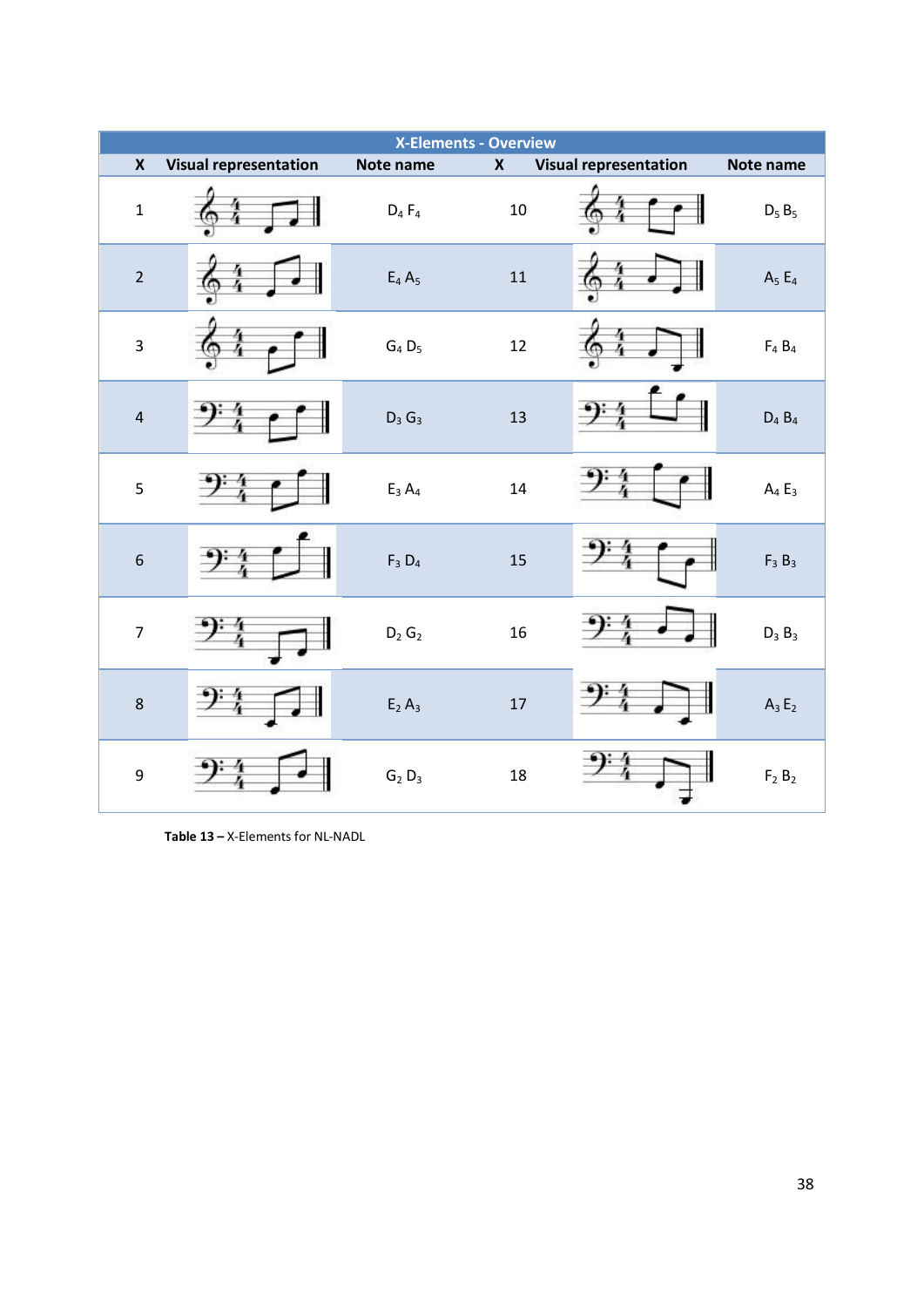| X-Elements - Overview | | | | | |
|---|---|---|---|---|---|
| X | Visual representation | Note name | X | Visual representation | Note name |
| 1 | | $D_4$ $F_4$ | 10 | | $D_5$ $B_5$ |
| 2 | | $E_4$ $A_5$ | 11 | | $A_5$ $E_4$ |
| 3 | | $G_4$ $D_5$ | 12 | | $F_4$ $B_4$ |
| 4 | | $D_3$ $G_3$ | 13 | | $D_4$ $B_4$ |
| 5 | | $E_3$ $A_4$ | 14 | | $A_4$ $E_3$ |
| 6 | | $F_3$ $D_4$ | 15 | | $F_3$ $B_3$ |
| 7 | | $D_2$ $G_2$ | 16 | | $D_3$ $B_3$ |
| 8 | | $E_2$ $A_3$ | 17 | | $A_3$ $E_2$ |
| 9 | | $G_2$ $D_3$ | 18 | | $F_2$ $B_2$ |

**Table 13 –** X-Elements for NL-NADL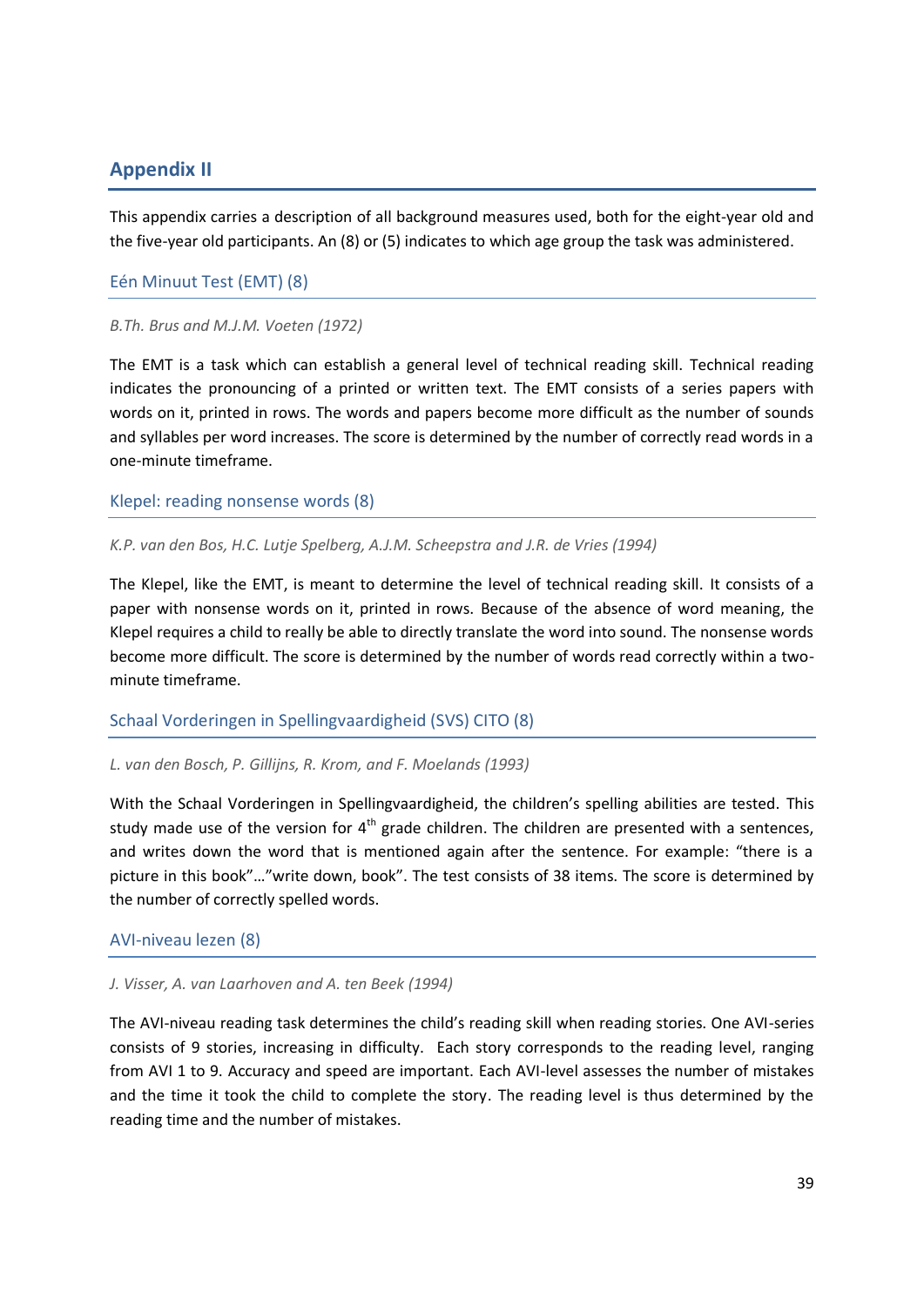## Appendix II

This appendix carries a description of all background measures used, both for the eight-year old and the five-year old participants. An (8) or (5) indicates to which age group the task was administered.

### Eén Minuut Test (EMT) (8)

*B.Th. Brus and M.J.M. Voeten (1972)*

The EMT is a task which can establish a general level of technical reading skill. Technical reading indicates the pronouncing of a printed or written text. The EMT consists of a series papers with words on it, printed in rows. The words and papers become more difficult as the number of sounds and syllables per word increases. The score is determined by the number of correctly read words in a one-minute timeframe.

### Klepel: reading nonsense words (8)

*K.P. van den Bos, H.C. Lutje Spelberg, A.J.M. Scheepstra and J.R. de Vries (1994)*

The Klepel, like the EMT, is meant to determine the level of technical reading skill. It consists of a paper with nonsense words on it, printed in rows. Because of the absence of word meaning, the Klepel requires a child to really be able to directly translate the word into sound. The nonsense words become more difficult. The score is determined by the number of words read correctly within a two-minute timeframe.

### Schaal Vorderingen in Spellingvaardigheid (SVS) CITO (8)

*L. van den Bosch, P. Gillijns, R. Krom, and F. Moelands (1993)*

With the Schaal Vorderingen in Spellingvaardigheid, the children's spelling abilities are tested. This study made use of the version for 4th grade children. The children are presented with a sentences, and writes down the word that is mentioned again after the sentence. For example: "there is a picture in this book"…"write down, book". The test consists of 38 items. The score is determined by the number of correctly spelled words.

### AVI-niveau lezen (8)

*J. Visser, A. van Laarhoven and A. ten Beek (1994)*

The AVI-niveau reading task determines the child's reading skill when reading stories. One AVI-series consists of 9 stories, increasing in difficulty. Each story corresponds to the reading level, ranging from AVI 1 to 9. Accuracy and speed are important. Each AVI-level assesses the number of mistakes and the time it took the child to complete the story. The reading level is thus determined by the reading time and the number of mistakes.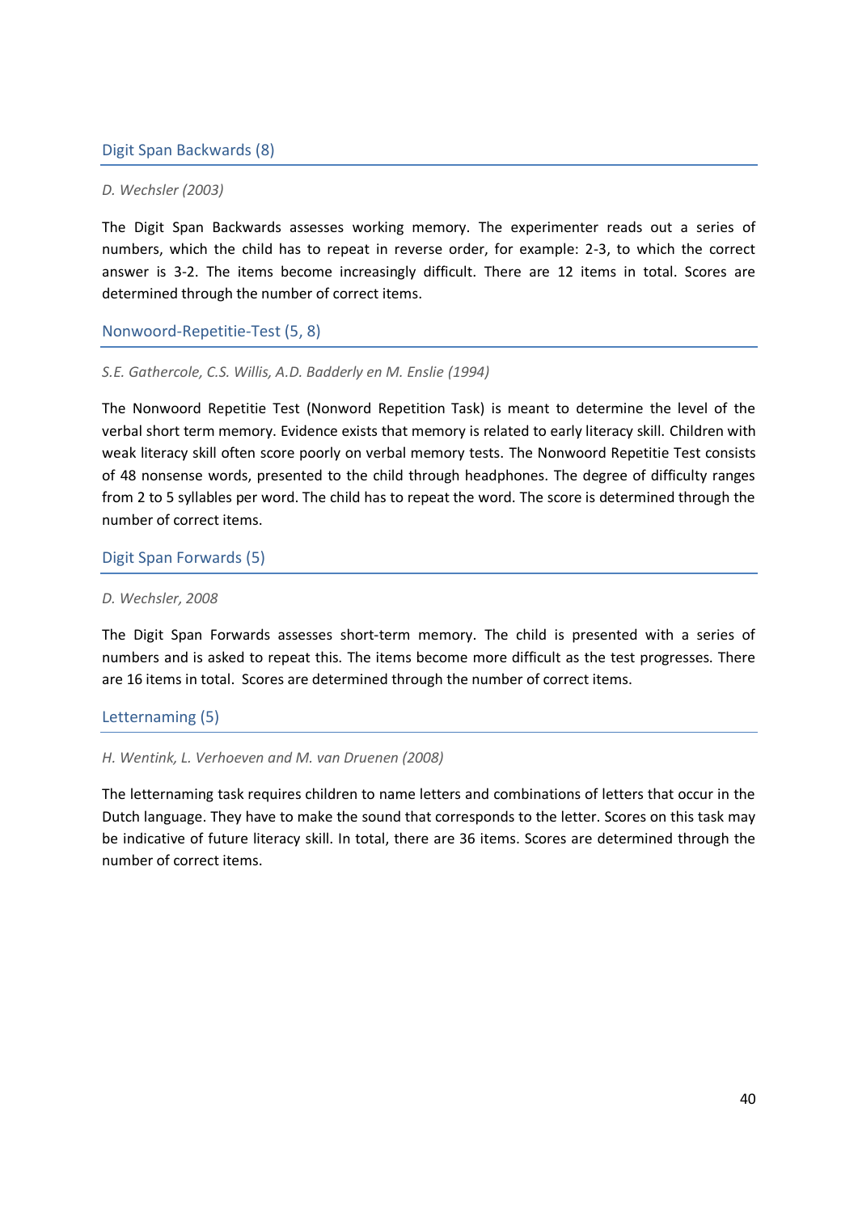### Digit Span Backwards (8)

*D. Wechsler (2003)*

The Digit Span Backwards assesses working memory. The experimenter reads out a series of numbers, which the child has to repeat in reverse order, for example: 2-3, to which the correct answer is 3-2. The items become increasingly difficult. There are 12 items in total. Scores are determined through the number of correct items.

### Nonwoord-Repetitie-Test (5, 8)

*S.E. Gathercole, C.S. Willis, A.D. Badderly en M. Enslie (1994)*

The Nonwoord Repetitie Test (Nonword Repetition Task) is meant to determine the level of the verbal short term memory. Evidence exists that memory is related to early literacy skill. Children with weak literacy skill often score poorly on verbal memory tests. The Nonwoord Repetitie Test consists of 48 nonsense words, presented to the child through headphones. The degree of difficulty ranges from 2 to 5 syllables per word. The child has to repeat the word. The score is determined through the number of correct items.

### Digit Span Forwards (5)

*D. Wechsler, 2008*

The Digit Span Forwards assesses short-term memory. The child is presented with a series of numbers and is asked to repeat this. The items become more difficult as the test progresses. There are 16 items in total. Scores are determined through the number of correct items.

### Letternaming (5)

*H. Wentink, L. Verhoeven and M. van Druenen (2008)*

The letternaming task requires children to name letters and combinations of letters that occur in the Dutch language. They have to make the sound that corresponds to the letter. Scores on this task may be indicative of future literacy skill. In total, there are 36 items. Scores are determined through the number of correct items.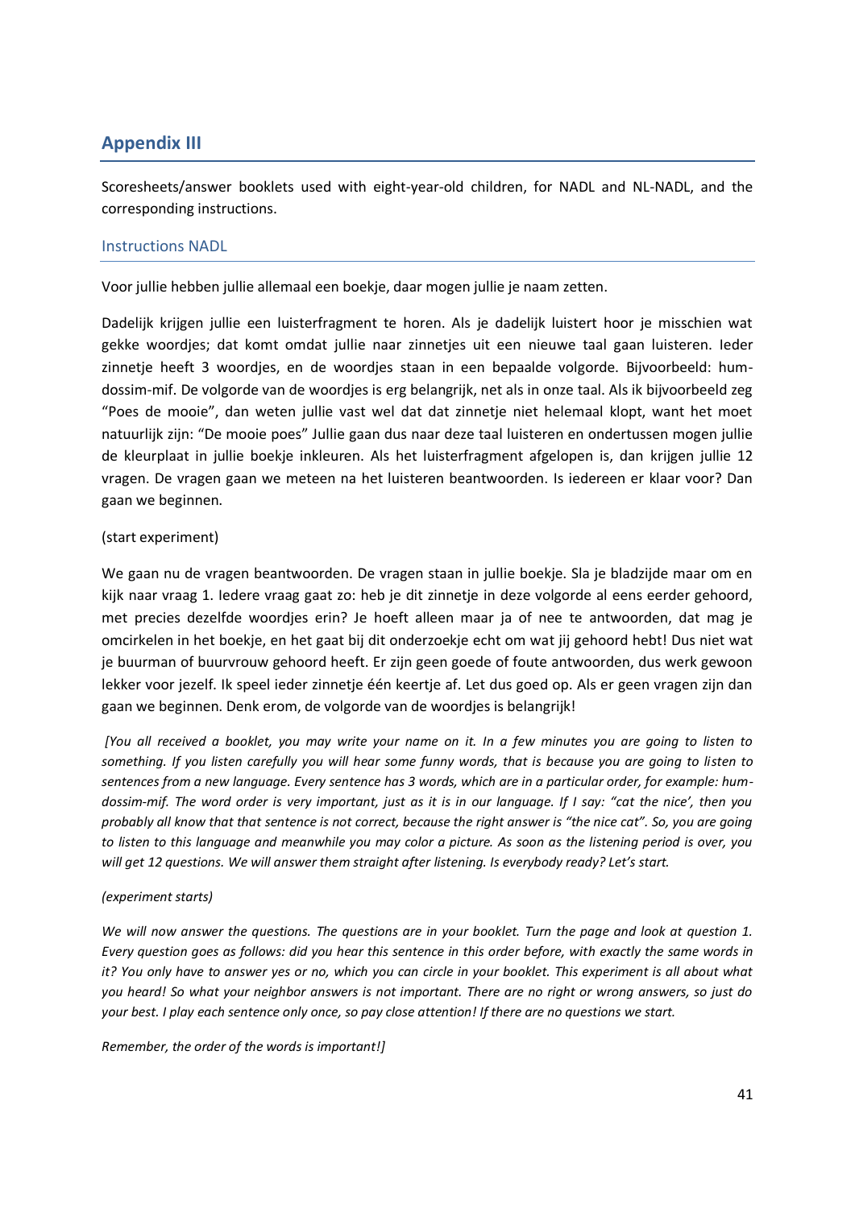## Appendix III

Scoresheets/answer booklets used with eight-year-old children, for NADL and NL-NADL, and the corresponding instructions.

### Instructions NADL

Voor jullie hebben jullie allemaal een boekje, daar mogen jullie je naam zetten.

Dadelijk krijgen jullie een luisterfragment te horen. Als je dadelijk luistert hoor je misschien wat gekke woordjes; dat komt omdat jullie naar zinnetjes uit een nieuwe taal gaan luisteren. Ieder zinnetje heeft 3 woordjes, en de woordjes staan in een bepaalde volgorde. Bijvoorbeeld: hum-dossim-mif. De volgorde van de woordjes is erg belangrijk, net als in onze taal. Als ik bijvoorbeeld zeg "Poes de mooie", dan weten jullie vast wel dat dat zinnetje niet helemaal klopt, want het moet natuurlijk zijn: "De mooie poes" Jullie gaan dus naar deze taal luisteren en ondertussen mogen jullie de kleurplaat in jullie boekje inkleuren. Als het luisterfragment afgelopen is, dan krijgen jullie 12 vragen. De vragen gaan we meteen na het luisteren beantwoorden. Is iedereen er klaar voor? Dan gaan we beginnen.

(start experiment)

We gaan nu de vragen beantwoorden. De vragen staan in jullie boekje. Sla je bladzijde maar om en kijk naar vraag 1. Iedere vraag gaat zo: heb je dit zinnetje in deze volgorde al eens eerder gehoord, met precies dezelfde woordjes erin? Je hoeft alleen maar ja of nee te antwoorden, dat mag je omcirkelen in het boekje, en het gaat bij dit onderzoekje echt om wat jij gehoord hebt! Dus niet wat je buurman of buurvrouw gehoord heeft. Er zijn geen goede of foute antwoorden, dus werk gewoon lekker voor jezelf. Ik speel ieder zinnetje één keertje af. Let dus goed op. Als er geen vragen zijn dan gaan we beginnen. Denk erom, de volgorde van de woordjes is belangrijk!

*[You all received a booklet, you may write your name on it. In a few minutes you are going to listen to something. If you listen carefully you will hear some funny words, that is because you are going to listen to sentences from a new language. Every sentence has 3 words, which are in a particular order, for example: hum-dossim-mif. The word order is very important, just as it is in our language. If I say: "cat the nice', then you probably all know that that sentence is not correct, because the right answer is "the nice cat". So, you are going to listen to this language and meanwhile you may color a picture. As soon as the listening period is over, you will get 12 questions. We will answer them straight after listening. Is everybody ready? Let's start.*

*(experiment starts)*

*We will now answer the questions. The questions are in your booklet. Turn the page and look at question 1. Every question goes as follows: did you hear this sentence in this order before, with exactly the same words in it? You only have to answer yes or no, which you can circle in your booklet. This experiment is all about what you heard! So what your neighbor answers is not important. There are no right or wrong answers, so just do your best. I play each sentence only once, so pay close attention! If there are no questions we start.*

*Remember, the order of the words is important!]*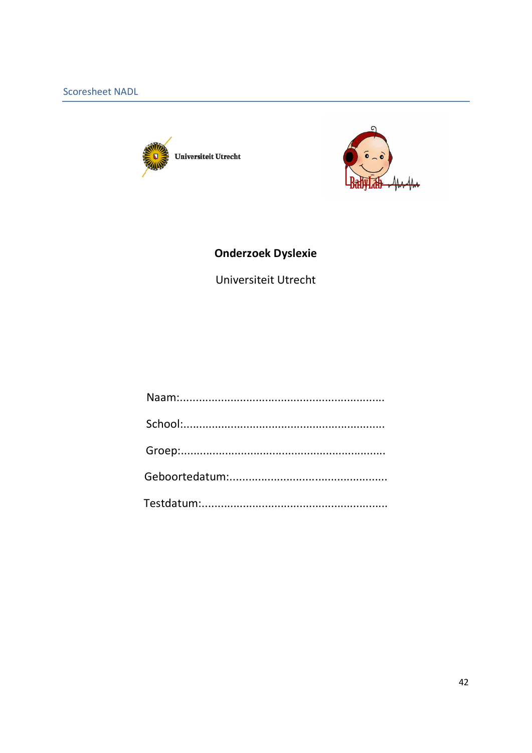Scoresheet NADL

Universiteit Utrecht

**Onderzoek Dyslexie**

Universiteit Utrecht

Naam:.................................................................

School:...............................................................

Groep:................................................................

Geboortedatum:..................................................

Testdatum:...........................................................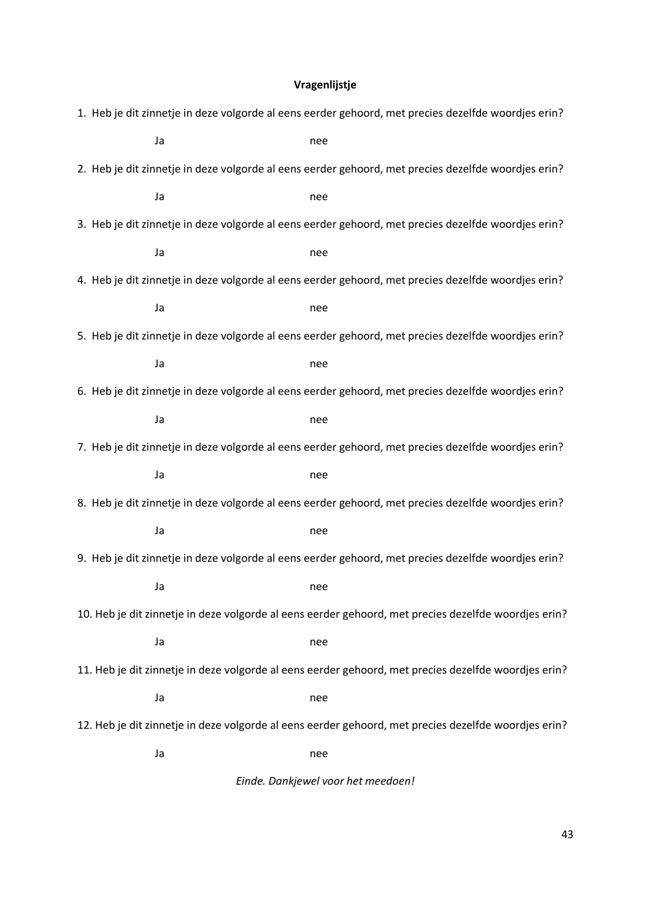**Vragenlijstje**

1. Heb je dit zinnetje in deze volgorde al eens eerder gehoord, met precies dezelfde woordjes erin?

   Ja nee

2. Heb je dit zinnetje in deze volgorde al eens eerder gehoord, met precies dezelfde woordjes erin?

   Ja nee

3. Heb je dit zinnetje in deze volgorde al eens eerder gehoord, met precies dezelfde woordjes erin?

   Ja nee

4. Heb je dit zinnetje in deze volgorde al eens eerder gehoord, met precies dezelfde woordjes erin?

   Ja nee

5. Heb je dit zinnetje in deze volgorde al eens eerder gehoord, met precies dezelfde woordjes erin?

   Ja nee

6. Heb je dit zinnetje in deze volgorde al eens eerder gehoord, met precies dezelfde woordjes erin?

   Ja nee

7. Heb je dit zinnetje in deze volgorde al eens eerder gehoord, met precies dezelfde woordjes erin?

   Ja nee

8. Heb je dit zinnetje in deze volgorde al eens eerder gehoord, met precies dezelfde woordjes erin?

   Ja nee

9. Heb je dit zinnetje in deze volgorde al eens eerder gehoord, met precies dezelfde woordjes erin?

   Ja nee

10. Heb je dit zinnetje in deze volgorde al eens eerder gehoord, met precies dezelfde woordjes erin?

    Ja nee

11. Heb je dit zinnetje in deze volgorde al eens eerder gehoord, met precies dezelfde woordjes erin?

    Ja nee

12. Heb je dit zinnetje in deze volgorde al eens eerder gehoord, met precies dezelfde woordjes erin?

    Ja nee

*Einde. Dankjewel voor het meedoen!*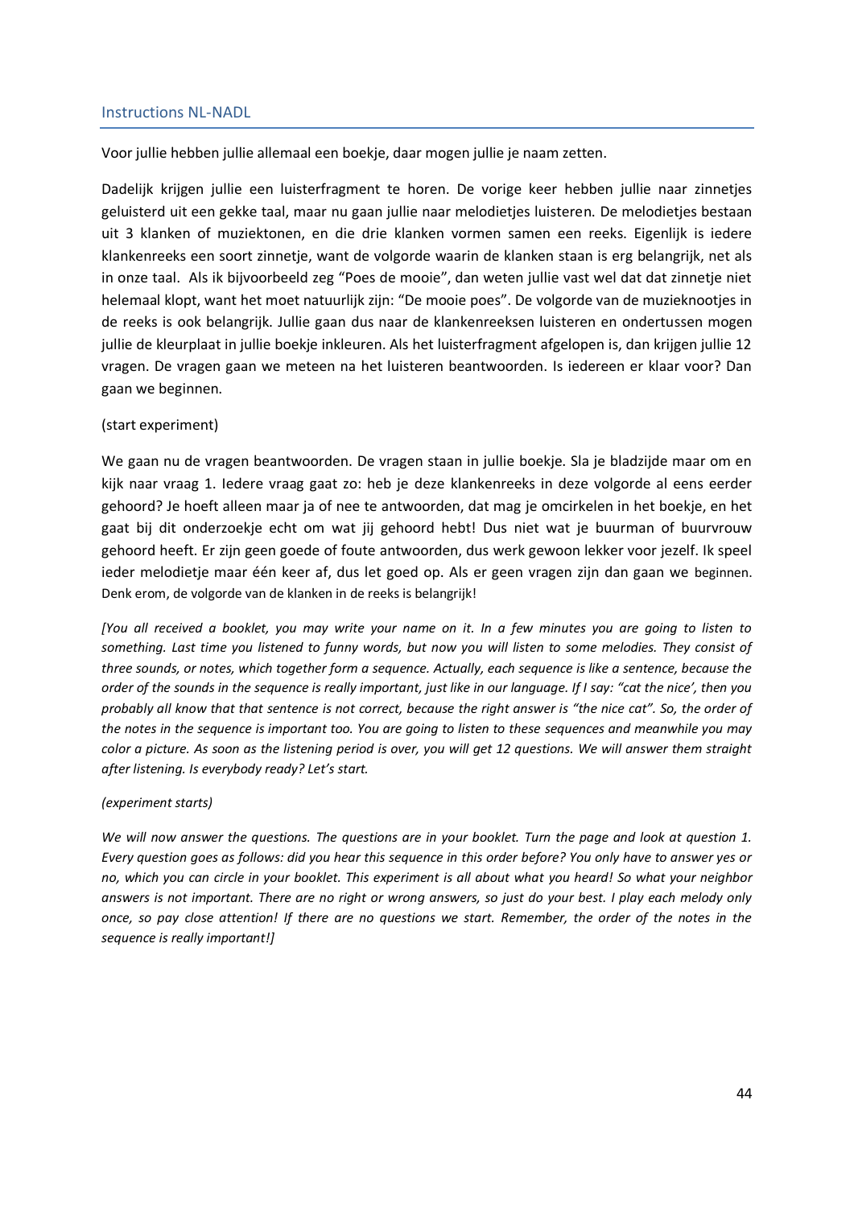## Instructions NL-NADL

Voor jullie hebben jullie allemaal een boekje, daar mogen jullie je naam zetten.

Dadelijk krijgen jullie een luisterfragment te horen. De vorige keer hebben jullie naar zinnetjes geluisterd uit een gekke taal, maar nu gaan jullie naar melodietjes luisteren. De melodietjes bestaan uit 3 klanken of muziektonen, en die drie klanken vormen samen een reeks. Eigenlijk is iedere klankenreeks een soort zinnetje, want de volgorde waarin de klanken staan is erg belangrijk, net als in onze taal. Als ik bijvoorbeeld zeg "Poes de mooie", dan weten jullie vast wel dat dat zinnetje niet helemaal klopt, want het moet natuurlijk zijn: "De mooie poes". De volgorde van de muzieknootjes in de reeks is ook belangrijk. Jullie gaan dus naar de klankenreeksen luisteren en ondertussen mogen jullie de kleurplaat in jullie boekje inkleuren. Als het luisterfragment afgelopen is, dan krijgen jullie 12 vragen. De vragen gaan we meteen na het luisteren beantwoorden. Is iedereen er klaar voor? Dan gaan we beginnen.

(start experiment)

We gaan nu de vragen beantwoorden. De vragen staan in jullie boekje. Sla je bladzijde maar om en kijk naar vraag 1. Iedere vraag gaat zo: heb je deze klankenreeks in deze volgorde al eens eerder gehoord? Je hoeft alleen maar ja of nee te antwoorden, dat mag je omcirkelen in het boekje, en het gaat bij dit onderzoekje echt om wat jij gehoord hebt! Dus niet wat je buurman of buurvrouw gehoord heeft. Er zijn geen goede of foute antwoorden, dus werk gewoon lekker voor jezelf. Ik speel ieder melodietje maar één keer af, dus let goed op. Als er geen vragen zijn dan gaan we beginnen. Denk erom, de volgorde van de klanken in de reeks is belangrijk!

*[You all received a booklet, you may write your name on it. In a few minutes you are going to listen to something. Last time you listened to funny words, but now you will listen to some melodies. They consist of three sounds, or notes, which together form a sequence. Actually, each sequence is like a sentence, because the order of the sounds in the sequence is really important, just like in our language. If I say: "cat the nice', then you probably all know that that sentence is not correct, because the right answer is "the nice cat". So, the order of the notes in the sequence is important too. You are going to listen to these sequences and meanwhile you may color a picture. As soon as the listening period is over, you will get 12 questions. We will answer them straight after listening. Is everybody ready? Let's start.*

*(experiment starts)*

*We will now answer the questions. The questions are in your booklet. Turn the page and look at question 1. Every question goes as follows: did you hear this sequence in this order before? You only have to answer yes or no, which you can circle in your booklet. This experiment is all about what you heard! So what your neighbor answers is not important. There are no right or wrong answers, so just do your best. I play each melody only once, so pay close attention! If there are no questions we start. Remember, the order of the notes in the sequence is really important!]*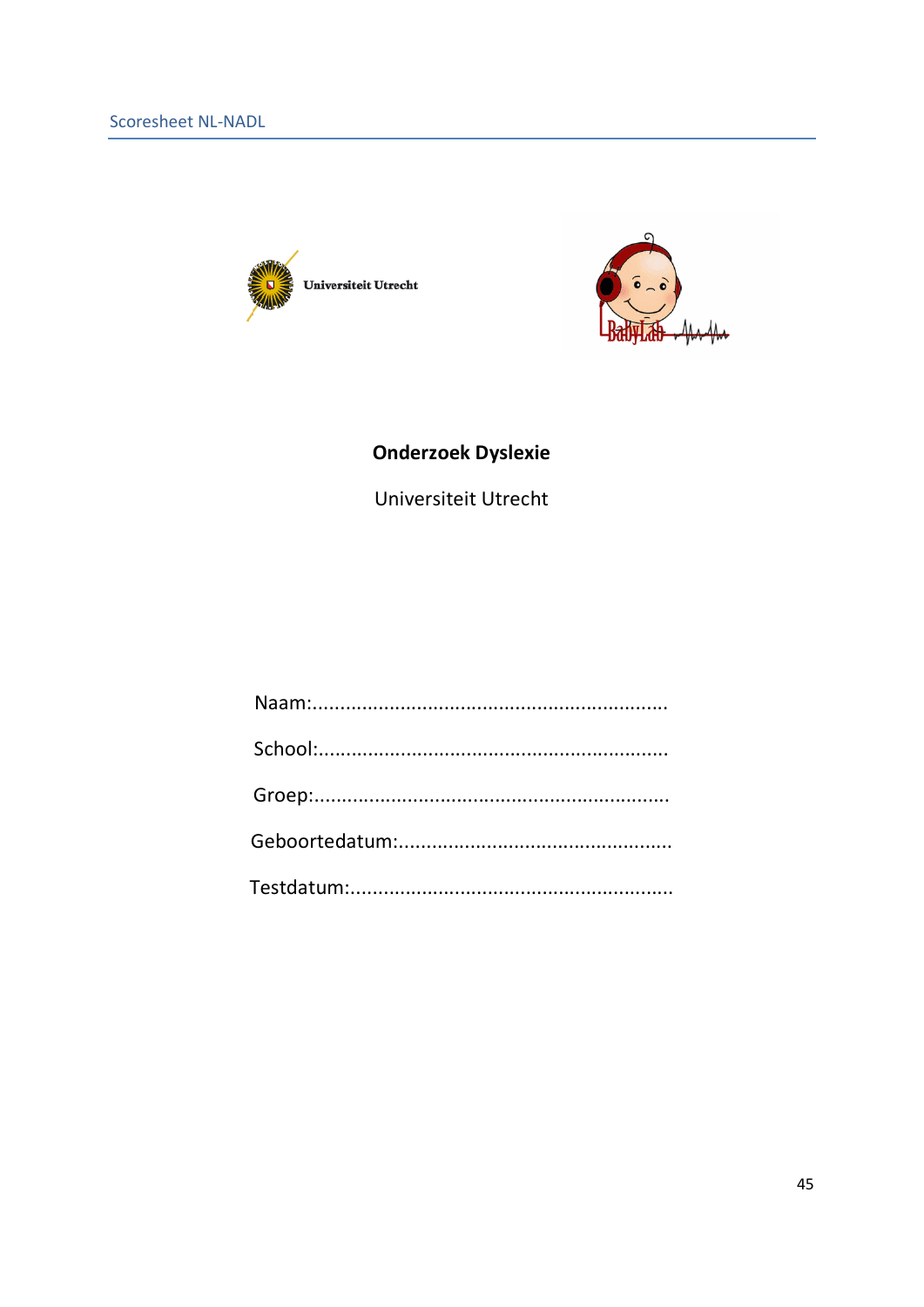Universiteit Utrecht

BabyLab

**Onderzoek Dyslexie**

Universiteit Utrecht

Naam:...............................................................

School:..............................................................

Groep:...............................................................

Geboortedatum:................................................

Testdatum:.........................................................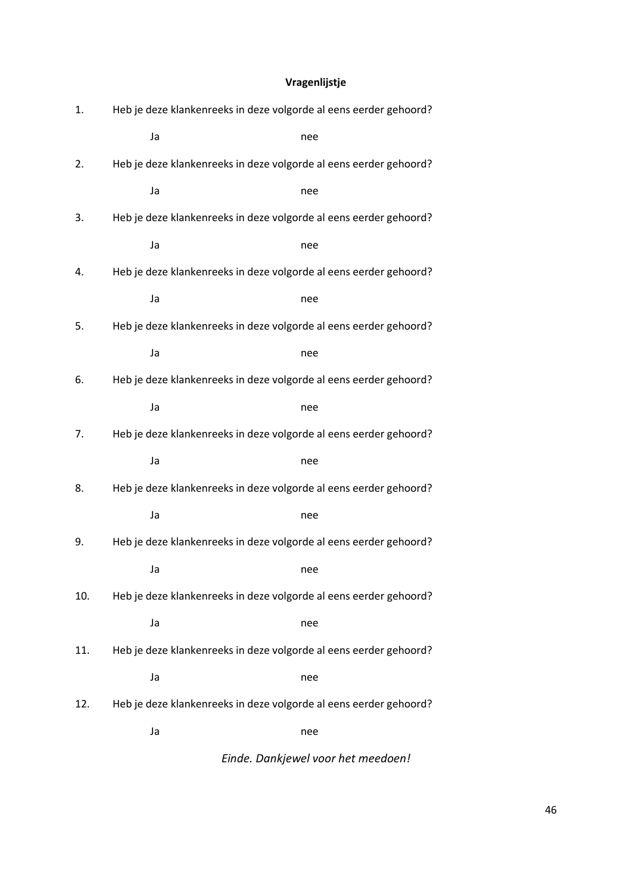**Vragenlijstje**

1. Heb je deze klankenreeks in deze volgorde al eens eerder gehoord?

   Ja nee

2. Heb je deze klankenreeks in deze volgorde al eens eerder gehoord?

   Ja nee

3. Heb je deze klankenreeks in deze volgorde al eens eerder gehoord?

   Ja nee

4. Heb je deze klankenreeks in deze volgorde al eens eerder gehoord?

   Ja nee

5. Heb je deze klankenreeks in deze volgorde al eens eerder gehoord?

   Ja nee

6. Heb je deze klankenreeks in deze volgorde al eens eerder gehoord?

   Ja nee

7. Heb je deze klankenreeks in deze volgorde al eens eerder gehoord?

   Ja nee

8. Heb je deze klankenreeks in deze volgorde al eens eerder gehoord?

   Ja nee

9. Heb je deze klankenreeks in deze volgorde al eens eerder gehoord?

   Ja nee

10. Heb je deze klankenreeks in deze volgorde al eens eerder gehoord?

    Ja nee

11. Heb je deze klankenreeks in deze volgorde al eens eerder gehoord?

    Ja nee

12. Heb je deze klankenreeks in deze volgorde al eens eerder gehoord?

    Ja nee

*Einde. Dankjewel voor het meedoen!*